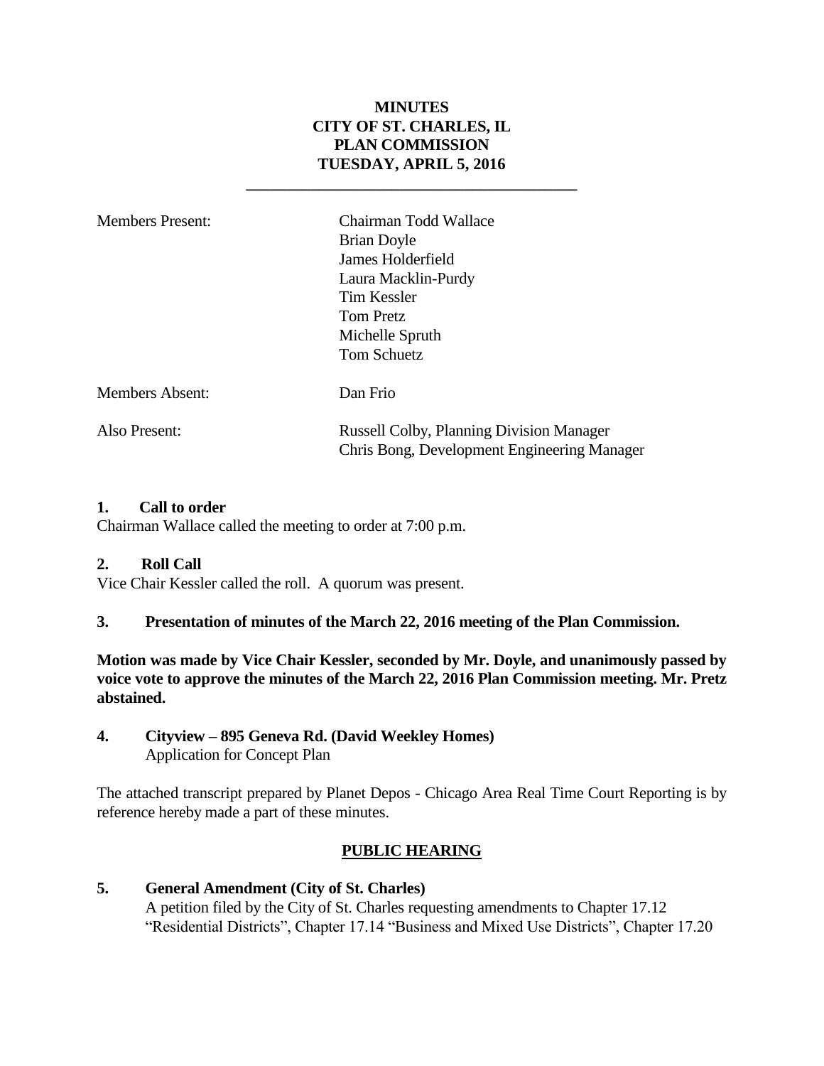# MINUTES
# CITY OF ST. CHARLES, IL
# PLAN COMMISSION
# TUESDAY, APRIL 5, 2016

---

| | |
|---|---|
| Members Present: | Chairman Todd Wallace<br>Brian Doyle<br>James Holderfield<br>Laura Macklin-Purdy<br>Tim Kessler<br>Tom Pretz<br>Michelle Spruth<br>Tom Schuetz |
| Members Absent: | Dan Frio |
| Also Present: | Russell Colby, Planning Division Manager<br>Chris Bong, Development Engineering Manager |

**1. Call to order**

Chairman Wallace called the meeting to order at 7:00 p.m.

**2. Roll Call**

Vice Chair Kessler called the roll. A quorum was present.

**3. Presentation of minutes of the March 22, 2016 meeting of the Plan Commission.**

**Motion was made by Vice Chair Kessler, seconded by Mr. Doyle, and unanimously passed by voice vote to approve the minutes of the March 22, 2016 Plan Commission meeting. Mr. Pretz abstained.**

**4. Cityview – 895 Geneva Rd. (David Weekley Homes)**
Application for Concept Plan

The attached transcript prepared by Planet Depos - Chicago Area Real Time Court Reporting is by reference hereby made a part of these minutes.

## PUBLIC HEARING

**5. General Amendment (City of St. Charles)**
A petition filed by the City of St. Charles requesting amendments to Chapter 17.12 "Residential Districts", Chapter 17.14 "Business and Mixed Use Districts", Chapter 17.20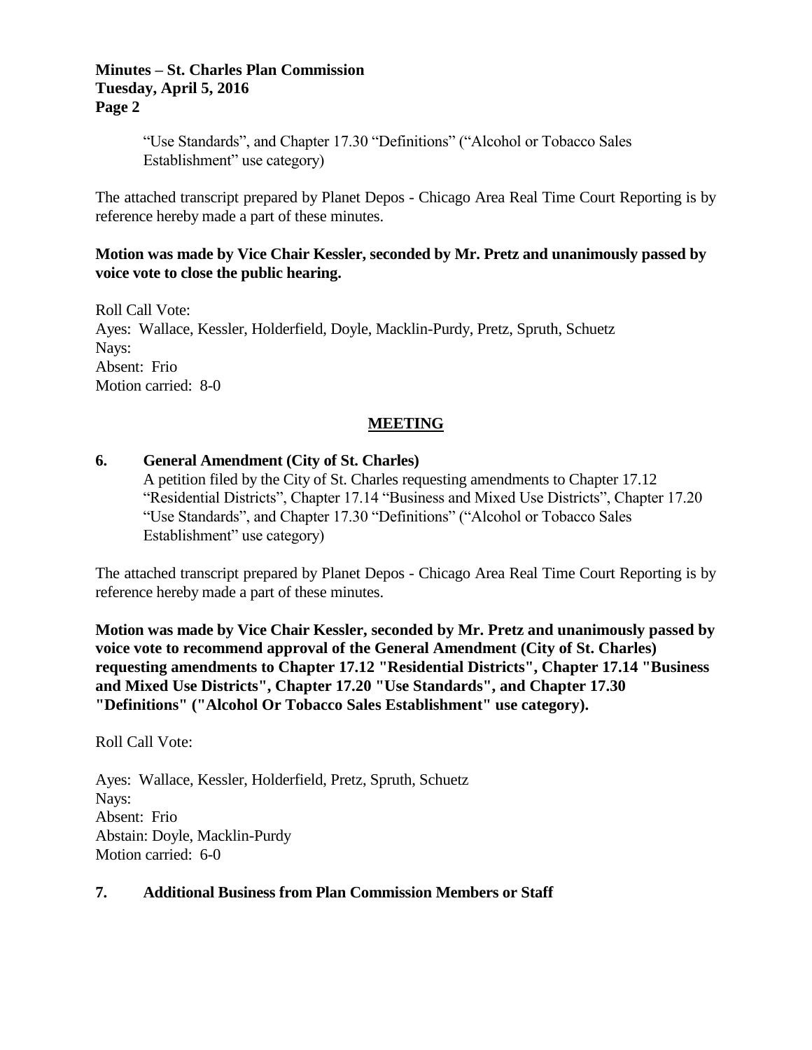"Use Standards", and Chapter 17.30 "Definitions" ("Alcohol or Tobacco Sales Establishment" use category)

The attached transcript prepared by Planet Depos - Chicago Area Real Time Court Reporting is by reference hereby made a part of these minutes.

**Motion was made by Vice Chair Kessler, seconded by Mr. Pretz and unanimously passed by voice vote to close the public hearing.**

Roll Call Vote:
Ayes: Wallace, Kessler, Holderfield, Doyle, Macklin-Purdy, Pretz, Spruth, Schuetz
Nays:
Absent: Frio
Motion carried: 8-0

## MEETING

### 6. General Amendment (City of St. Charles)

A petition filed by the City of St. Charles requesting amendments to Chapter 17.12 "Residential Districts", Chapter 17.14 "Business and Mixed Use Districts", Chapter 17.20 "Use Standards", and Chapter 17.30 "Definitions" ("Alcohol or Tobacco Sales Establishment" use category)

The attached transcript prepared by Planet Depos - Chicago Area Real Time Court Reporting is by reference hereby made a part of these minutes.

**Motion was made by Vice Chair Kessler, seconded by Mr. Pretz and unanimously passed by voice vote to recommend approval of the General Amendment (City of St. Charles) requesting amendments to Chapter 17.12 "Residential Districts", Chapter 17.14 "Business and Mixed Use Districts", Chapter 17.20 "Use Standards", and Chapter 17.30 "Definitions" ("Alcohol Or Tobacco Sales Establishment" use category).**

Roll Call Vote:

Ayes: Wallace, Kessler, Holderfield, Pretz, Spruth, Schuetz
Nays:
Absent: Frio
Abstain: Doyle, Macklin-Purdy
Motion carried: 6-0

### 7. Additional Business from Plan Commission Members or Staff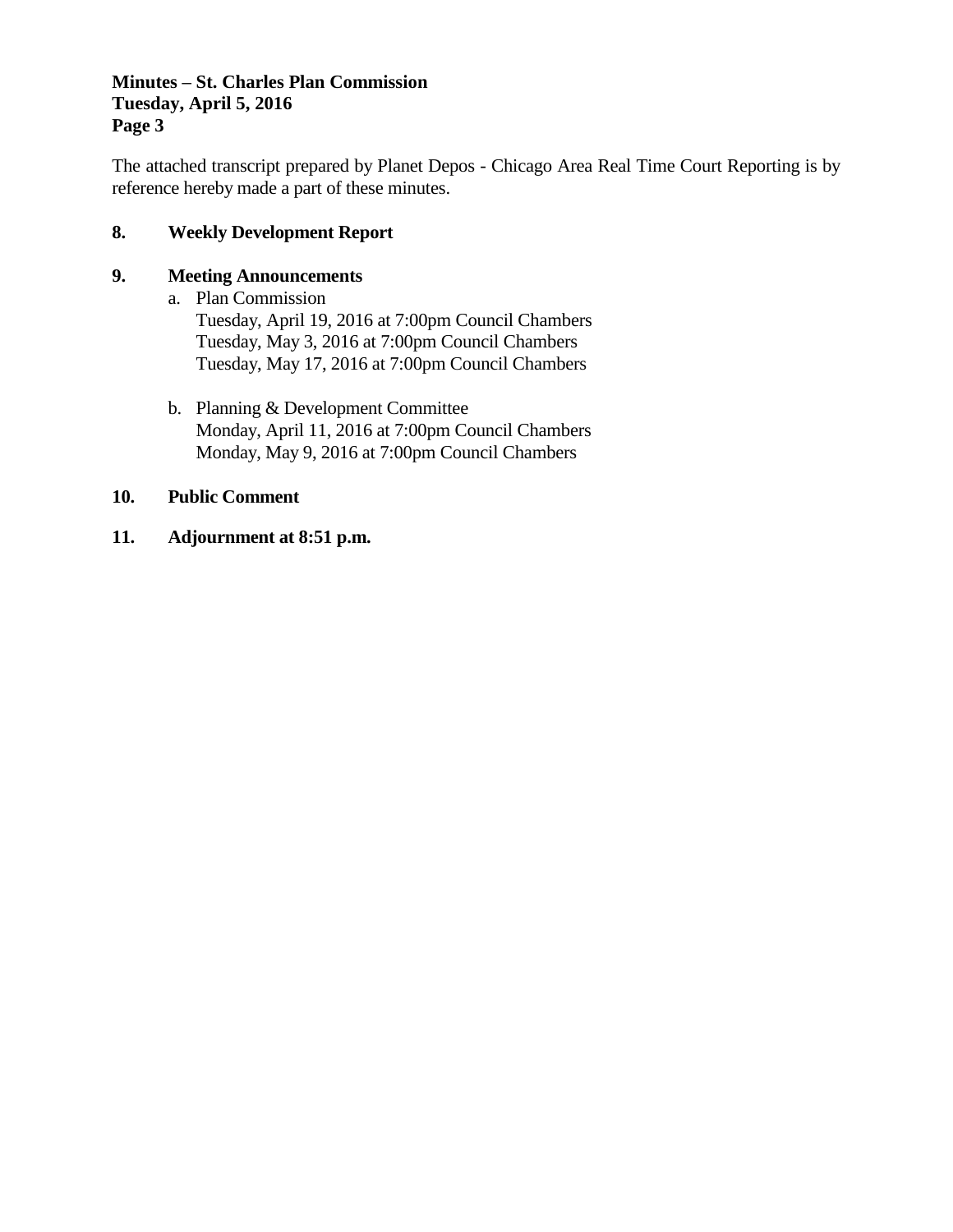The attached transcript prepared by Planet Depos - Chicago Area Real Time Court Reporting is by reference hereby made a part of these minutes.

**8. Weekly Development Report**

**9. Meeting Announcements**

a. Plan Commission
   Tuesday, April 19, 2016 at 7:00pm Council Chambers
   Tuesday, May 3, 2016 at 7:00pm Council Chambers
   Tuesday, May 17, 2016 at 7:00pm Council Chambers

b. Planning & Development Committee
   Monday, April 11, 2016 at 7:00pm Council Chambers
   Monday, May 9, 2016 at 7:00pm Council Chambers

**10. Public Comment**

**11. Adjournment at 8:51 p.m.**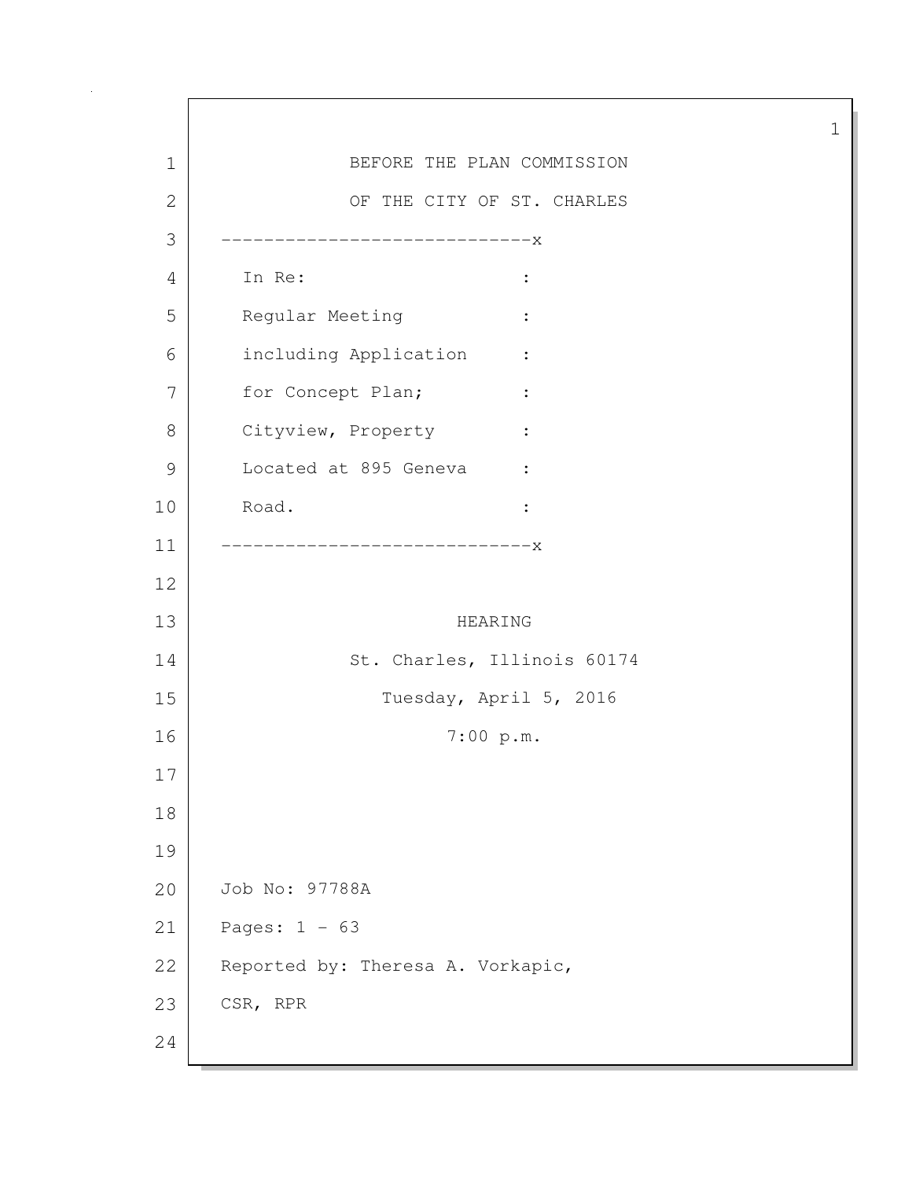BEFORE THE PLAN COMMISSION

OF THE CITY OF ST. CHARLES

-----------------------------x

In Re: :

Regular Meeting :

including Application :

for Concept Plan; :

Cityview, Property :

Located at 895 Geneva :

Road. :

-----------------------------x

HEARING

St. Charles, Illinois 60174

Tuesday, April 5, 2016

7:00 p.m.

Job No: 97788A

Pages: 1 - 63

Reported by: Theresa A. Vorkapic,

CSR, RPR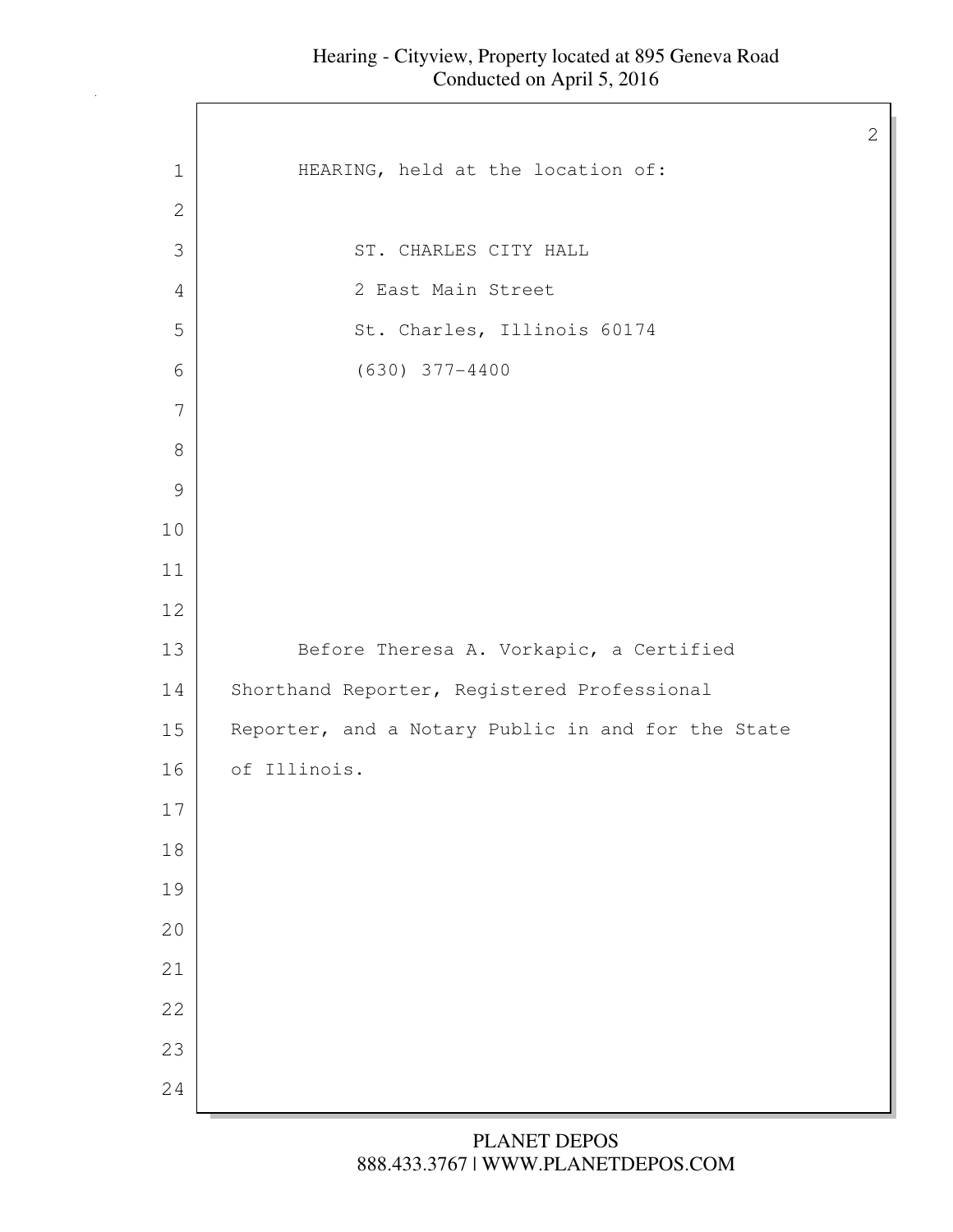HEARING, held at the location of:

ST. CHARLES CITY HALL
2 East Main Street
St. Charles, Illinois 60174
(630) 377-4400

Before Theresa A. Vorkapic, a Certified Shorthand Reporter, Registered Professional Reporter, and a Notary Public in and for the State of Illinois.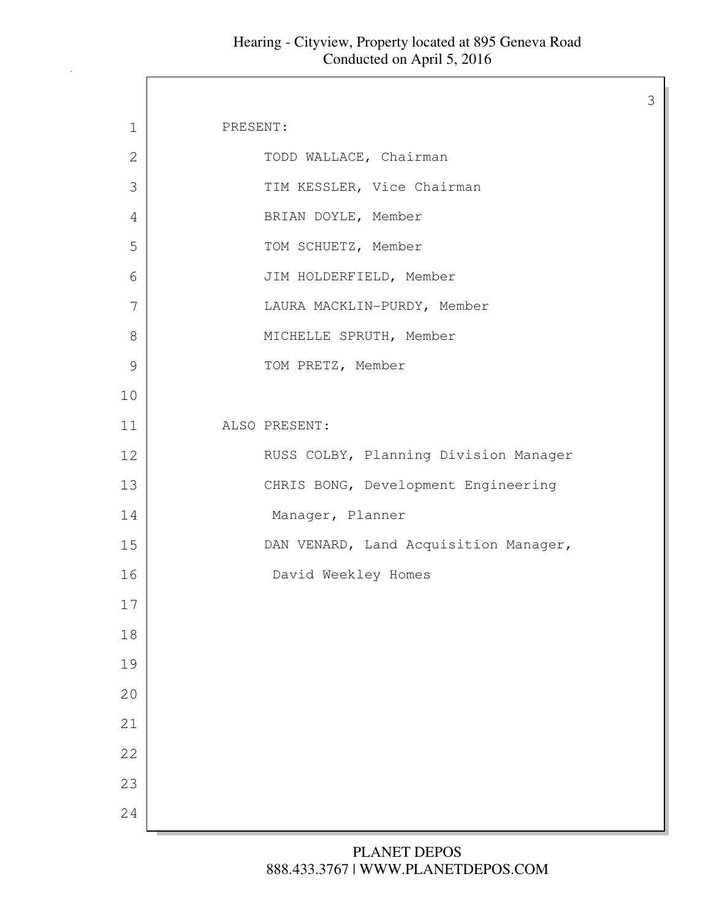PRESENT:

TODD WALLACE, Chairman

TIM KESSLER, Vice Chairman

BRIAN DOYLE, Member

TOM SCHUETZ, Member

JIM HOLDERFIELD, Member

LAURA MACKLIN-PURDY, Member

MICHELLE SPRUTH, Member

TOM PRETZ, Member

ALSO PRESENT:

RUSS COLBY, Planning Division Manager

CHRIS BONG, Development Engineering Manager, Planner

DAN VENARD, Land Acquisition Manager, David Weekley Homes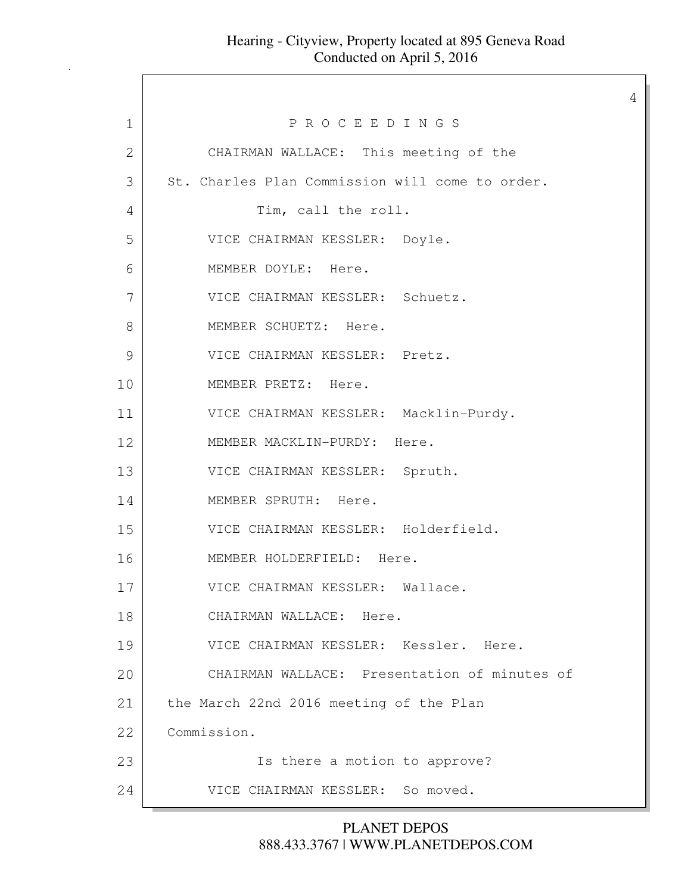P R O C E E D I N G S

CHAIRMAN WALLACE: This meeting of the St. Charles Plan Commission will come to order.

Tim, call the roll.

VICE CHAIRMAN KESSLER: Doyle.

MEMBER DOYLE: Here.

VICE CHAIRMAN KESSLER: Schuetz.

MEMBER SCHUETZ: Here.

VICE CHAIRMAN KESSLER: Pretz.

MEMBER PRETZ: Here.

VICE CHAIRMAN KESSLER: Macklin-Purdy.

MEMBER MACKLIN-PURDY: Here.

VICE CHAIRMAN KESSLER: Spruth.

MEMBER SPRUTH: Here.

VICE CHAIRMAN KESSLER: Holderfield.

MEMBER HOLDERFIELD: Here.

VICE CHAIRMAN KESSLER: Wallace.

CHAIRMAN WALLACE: Here.

VICE CHAIRMAN KESSLER: Kessler. Here.

CHAIRMAN WALLACE: Presentation of minutes of the March 22nd 2016 meeting of the Plan Commission.

Is there a motion to approve?

VICE CHAIRMAN KESSLER: So moved.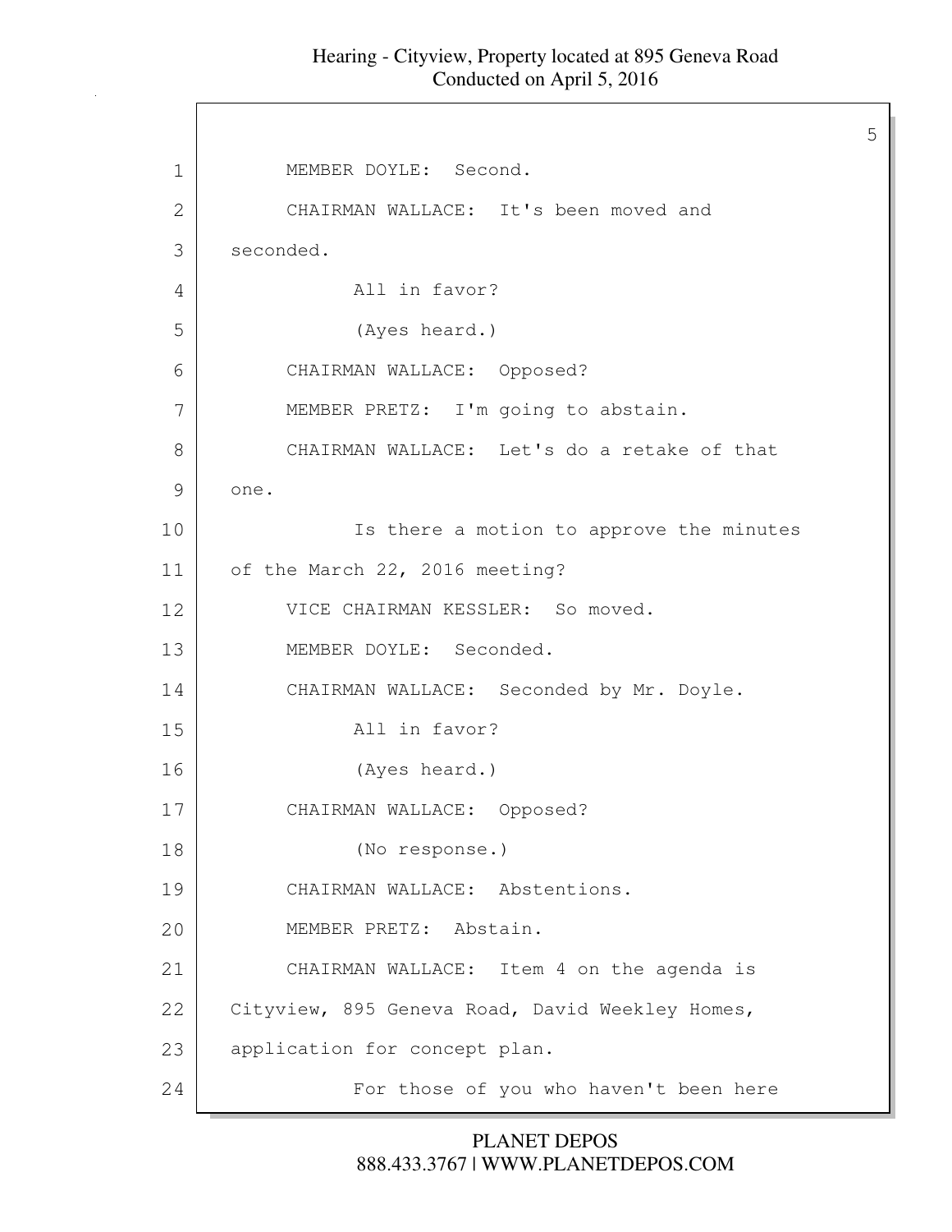MEMBER DOYLE: Second.

CHAIRMAN WALLACE: It's been moved and seconded.

All in favor?

(Ayes heard.)

CHAIRMAN WALLACE: Opposed?

MEMBER PRETZ: I'm going to abstain.

CHAIRMAN WALLACE: Let's do a retake of that one.

Is there a motion to approve the minutes of the March 22, 2016 meeting?

VICE CHAIRMAN KESSLER: So moved.

MEMBER DOYLE: Seconded.

CHAIRMAN WALLACE: Seconded by Mr. Doyle.

All in favor?

(Ayes heard.)

CHAIRMAN WALLACE: Opposed?

(No response.)

CHAIRMAN WALLACE: Abstentions.

MEMBER PRETZ: Abstain.

CHAIRMAN WALLACE: Item 4 on the agenda is Cityview, 895 Geneva Road, David Weekley Homes, application for concept plan.

For those of you who haven't been here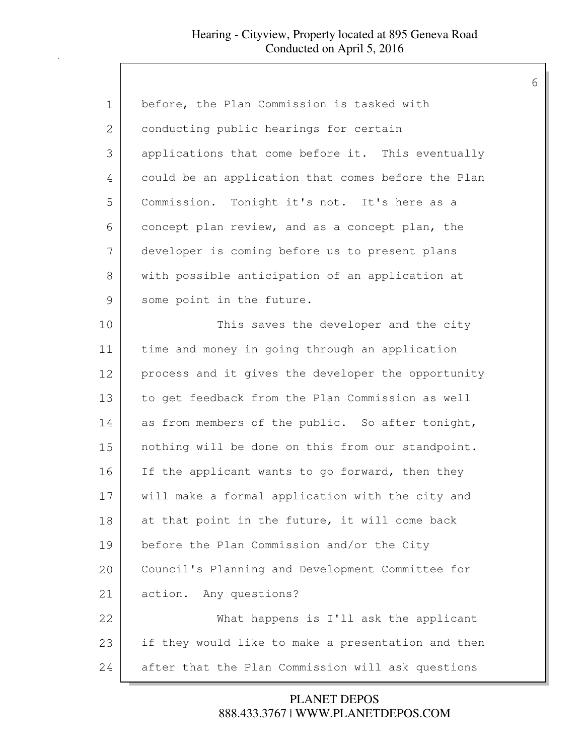before, the Plan Commission is tasked with conducting public hearings for certain applications that come before it. This eventually could be an application that comes before the Plan Commission. Tonight it's not. It's here as a concept plan review, and as a concept plan, the developer is coming before us to present plans with possible anticipation of an application at some point in the future.

This saves the developer and the city time and money in going through an application process and it gives the developer the opportunity to get feedback from the Plan Commission as well as from members of the public. So after tonight, nothing will be done on this from our standpoint. If the applicant wants to go forward, then they will make a formal application with the city and at that point in the future, it will come back before the Plan Commission and/or the City Council's Planning and Development Committee for action. Any questions?

What happens is I'll ask the applicant if they would like to make a presentation and then after that the Plan Commission will ask questions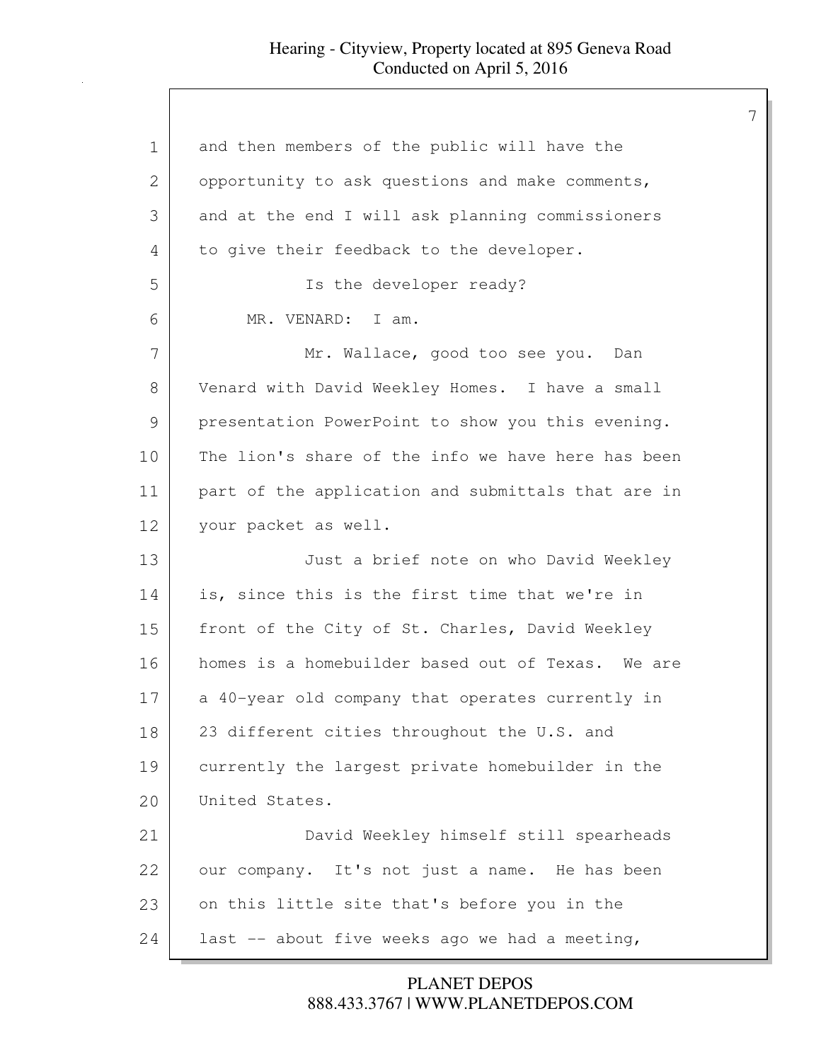and then members of the public will have the opportunity to ask questions and make comments, and at the end I will ask planning commissioners to give their feedback to the developer.

Is the developer ready?

MR. VENARD: I am.

Mr. Wallace, good too see you. Dan Venard with David Weekley Homes. I have a small presentation PowerPoint to show you this evening. The lion's share of the info we have here has been part of the application and submittals that are in your packet as well.

Just a brief note on who David Weekley is, since this is the first time that we're in front of the City of St. Charles, David Weekley homes is a homebuilder based out of Texas. We are a 40-year old company that operates currently in 23 different cities throughout the U.S. and currently the largest private homebuilder in the United States.

David Weekley himself still spearheads our company. It's not just a name. He has been on this little site that's before you in the last -- about five weeks ago we had a meeting,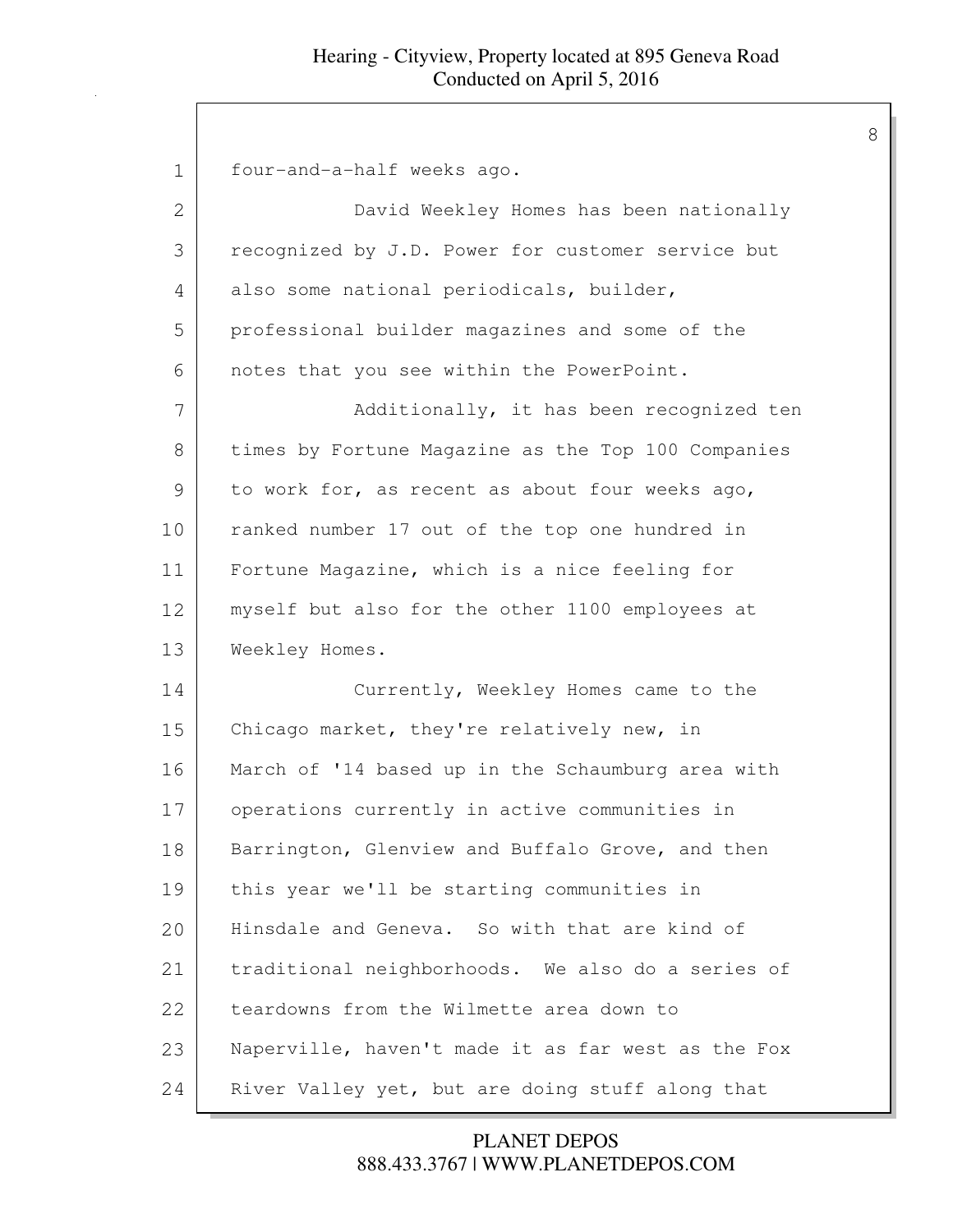four-and-a-half weeks ago.

David Weekley Homes has been nationally recognized by J.D. Power for customer service but also some national periodicals, builder, professional builder magazines and some of the notes that you see within the PowerPoint.

Additionally, it has been recognized ten times by Fortune Magazine as the Top 100 Companies to work for, as recent as about four weeks ago, ranked number 17 out of the top one hundred in Fortune Magazine, which is a nice feeling for myself but also for the other 1100 employees at Weekley Homes.

Currently, Weekley Homes came to the Chicago market, they're relatively new, in March of '14 based up in the Schaumburg area with operations currently in active communities in Barrington, Glenview and Buffalo Grove, and then this year we'll be starting communities in Hinsdale and Geneva. So with that are kind of traditional neighborhoods. We also do a series of teardowns from the Wilmette area down to Naperville, haven't made it as far west as the Fox River Valley yet, but are doing stuff along that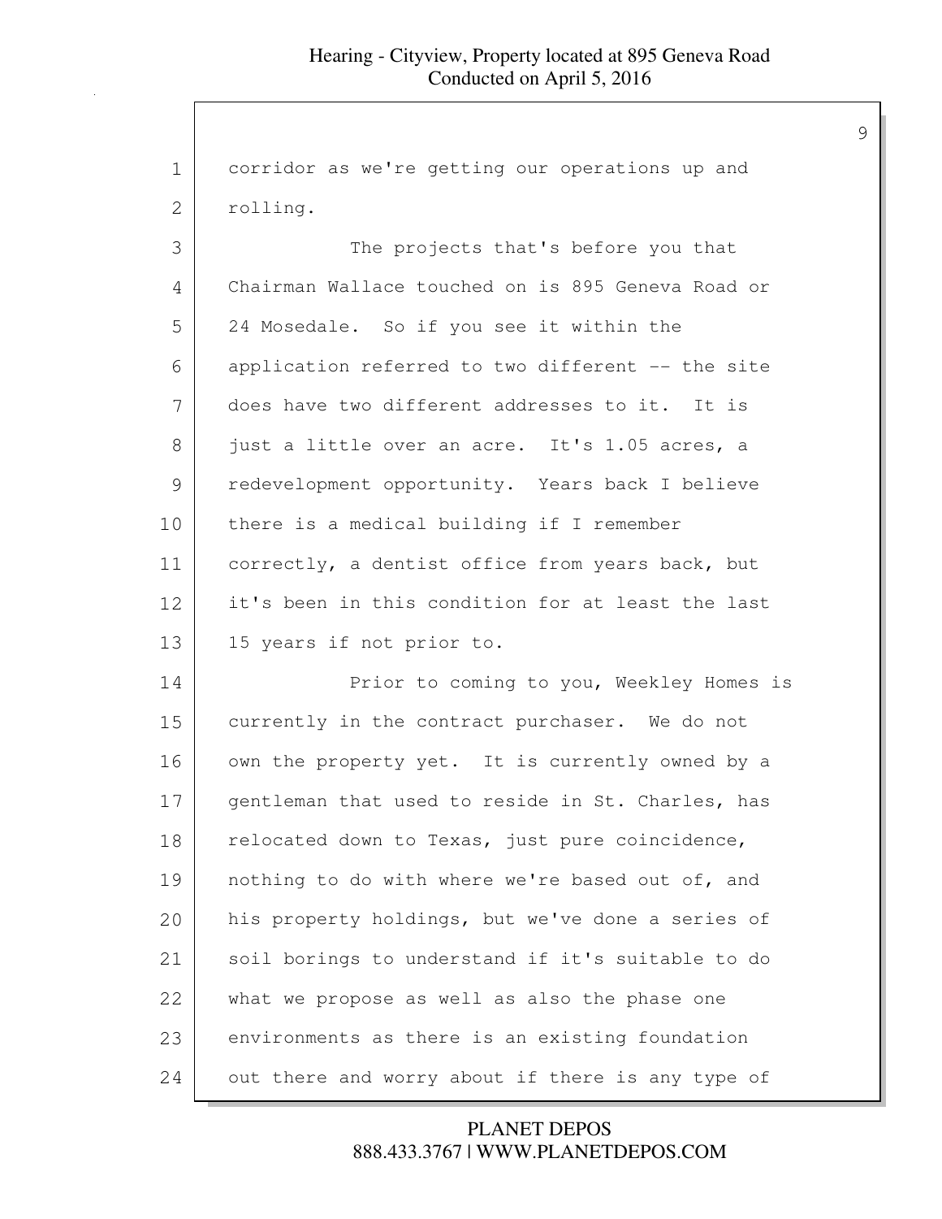corridor as we're getting our operations up and rolling.

The projects that's before you that Chairman Wallace touched on is 895 Geneva Road or 24 Mosedale. So if you see it within the application referred to two different -- the site does have two different addresses to it. It is just a little over an acre. It's 1.05 acres, a redevelopment opportunity. Years back I believe there is a medical building if I remember correctly, a dentist office from years back, but it's been in this condition for at least the last 15 years if not prior to.

Prior to coming to you, Weekley Homes is currently in the contract purchaser. We do not own the property yet. It is currently owned by a gentleman that used to reside in St. Charles, has relocated down to Texas, just pure coincidence, nothing to do with where we're based out of, and his property holdings, but we've done a series of soil borings to understand if it's suitable to do what we propose as well as also the phase one environments as there is an existing foundation out there and worry about if there is any type of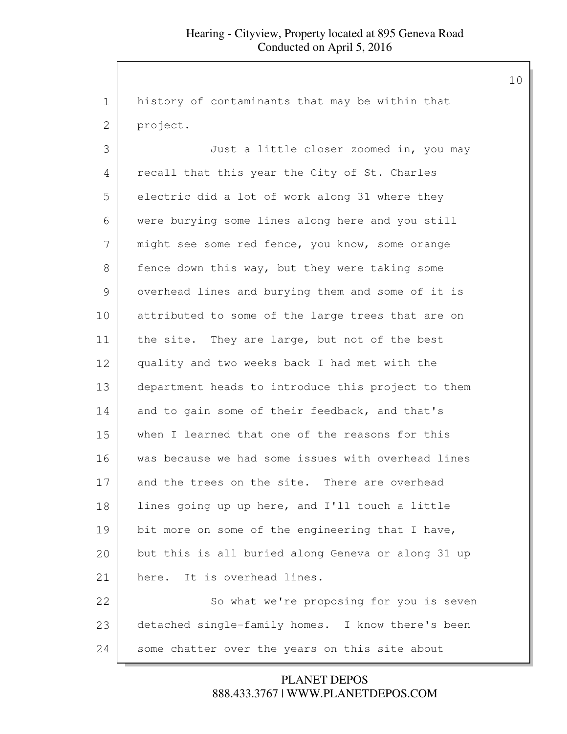history of contaminants that may be within that project.

Just a little closer zoomed in, you may recall that this year the City of St. Charles electric did a lot of work along 31 where they were burying some lines along here and you still might see some red fence, you know, some orange fence down this way, but they were taking some overhead lines and burying them and some of it is attributed to some of the large trees that are on the site. They are large, but not of the best quality and two weeks back I had met with the department heads to introduce this project to them and to gain some of their feedback, and that's when I learned that one of the reasons for this was because we had some issues with overhead lines and the trees on the site. There are overhead lines going up up here, and I'll touch a little bit more on some of the engineering that I have, but this is all buried along Geneva or along 31 up here. It is overhead lines.

So what we're proposing for you is seven detached single-family homes. I know there's been some chatter over the years on this site about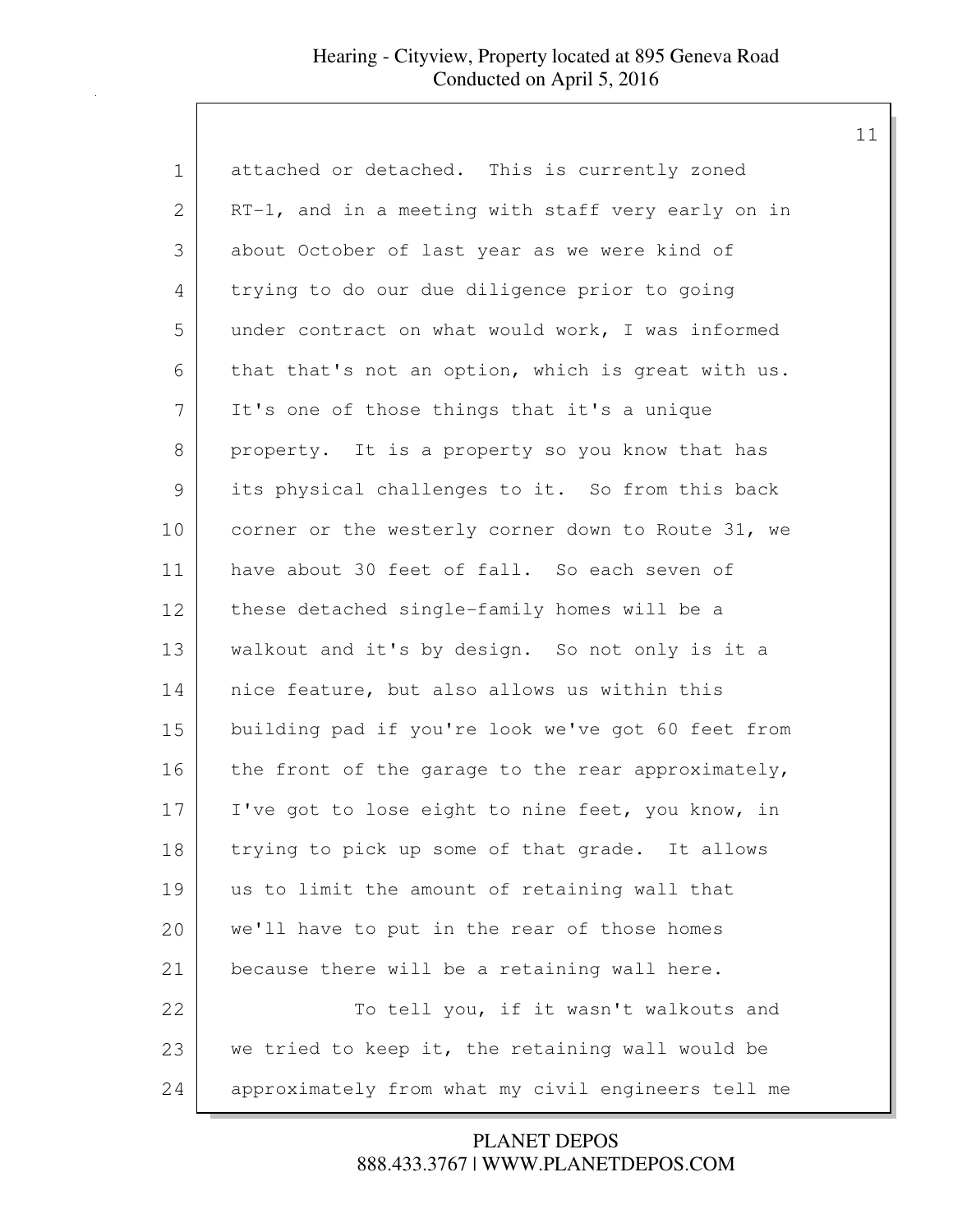attached or detached. This is currently zoned RT-1, and in a meeting with staff very early on in about October of last year as we were kind of trying to do our due diligence prior to going under contract on what would work, I was informed that that's not an option, which is great with us. It's one of those things that it's a unique property. It is a property so you know that has its physical challenges to it. So from this back corner or the westerly corner down to Route 31, we have about 30 feet of fall. So each seven of these detached single-family homes will be a walkout and it's by design. So not only is it a nice feature, but also allows us within this building pad if you're look we've got 60 feet from the front of the garage to the rear approximately, I've got to lose eight to nine feet, you know, in trying to pick up some of that grade. It allows us to limit the amount of retaining wall that we'll have to put in the rear of those homes because there will be a retaining wall here.

To tell you, if it wasn't walkouts and we tried to keep it, the retaining wall would be approximately from what my civil engineers tell me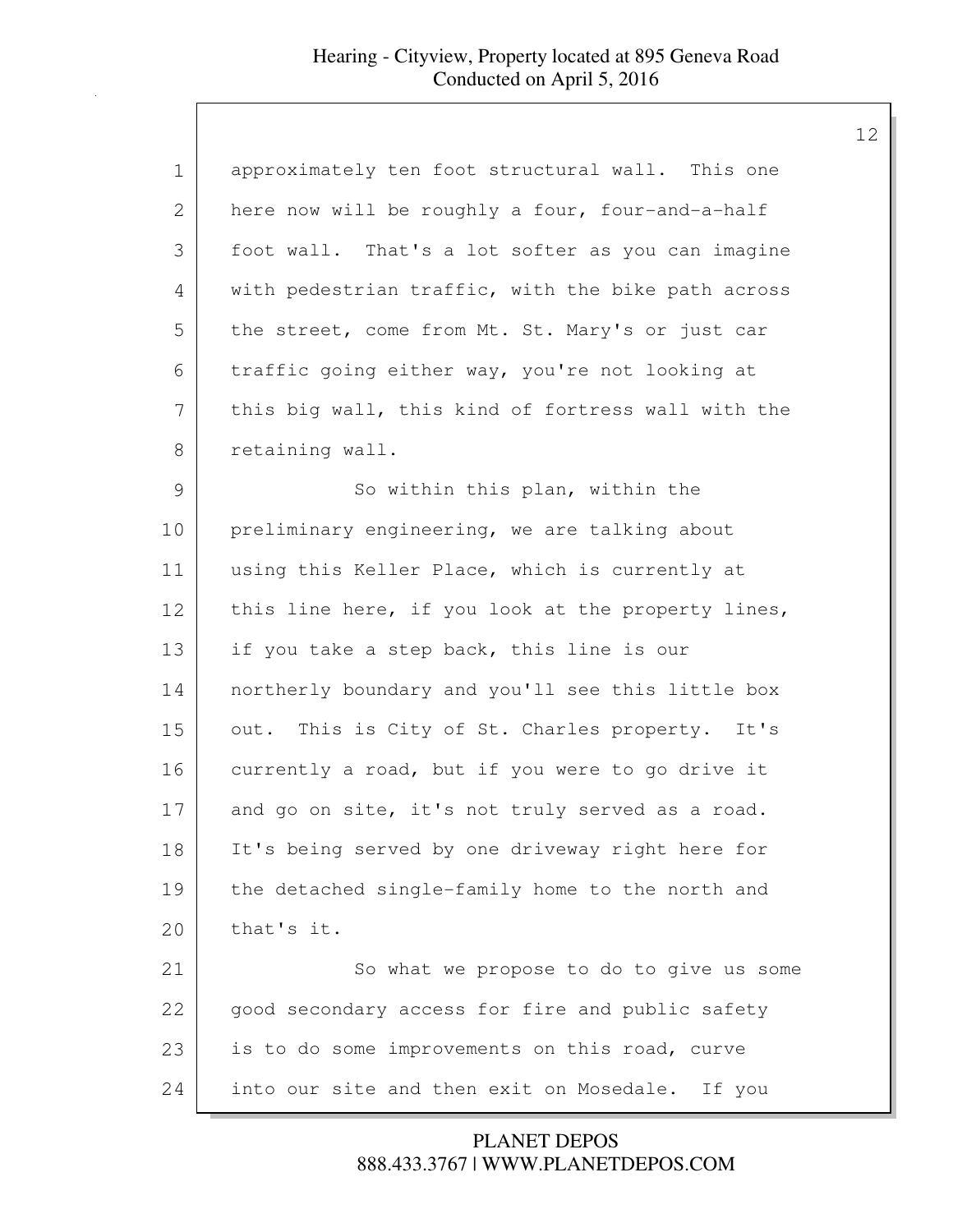approximately ten foot structural wall. This one here now will be roughly a four, four-and-a-half foot wall. That's a lot softer as you can imagine with pedestrian traffic, with the bike path across the street, come from Mt. St. Mary's or just car traffic going either way, you're not looking at this big wall, this kind of fortress wall with the retaining wall.

So within this plan, within the preliminary engineering, we are talking about using this Keller Place, which is currently at this line here, if you look at the property lines, if you take a step back, this line is our northerly boundary and you'll see this little box out. This is City of St. Charles property. It's currently a road, but if you were to go drive it and go on site, it's not truly served as a road. It's being served by one driveway right here for the detached single-family home to the north and that's it.

So what we propose to do to give us some good secondary access for fire and public safety is to do some improvements on this road, curve into our site and then exit on Mosedale. If you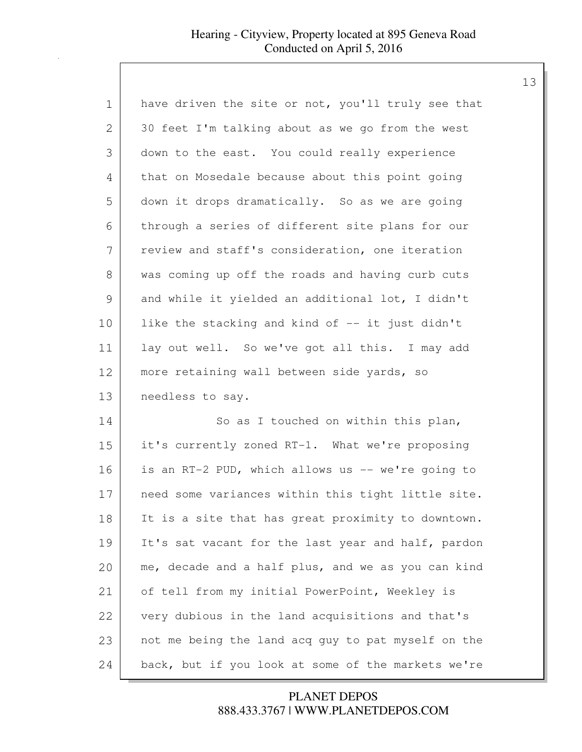have driven the site or not, you'll truly see that 30 feet I'm talking about as we go from the west down to the east. You could really experience that on Mosedale because about this point going down it drops dramatically. So as we are going through a series of different site plans for our review and staff's consideration, one iteration was coming up off the roads and having curb cuts and while it yielded an additional lot, I didn't like the stacking and kind of -- it just didn't lay out well. So we've got all this. I may add more retaining wall between side yards, so needless to say.

So as I touched on within this plan, it's currently zoned RT-1. What we're proposing is an RT-2 PUD, which allows us -- we're going to need some variances within this tight little site. It is a site that has great proximity to downtown. It's sat vacant for the last year and half, pardon me, decade and a half plus, and we as you can kind of tell from my initial PowerPoint, Weekley is very dubious in the land acquisitions and that's not me being the land acq guy to pat myself on the back, but if you look at some of the markets we're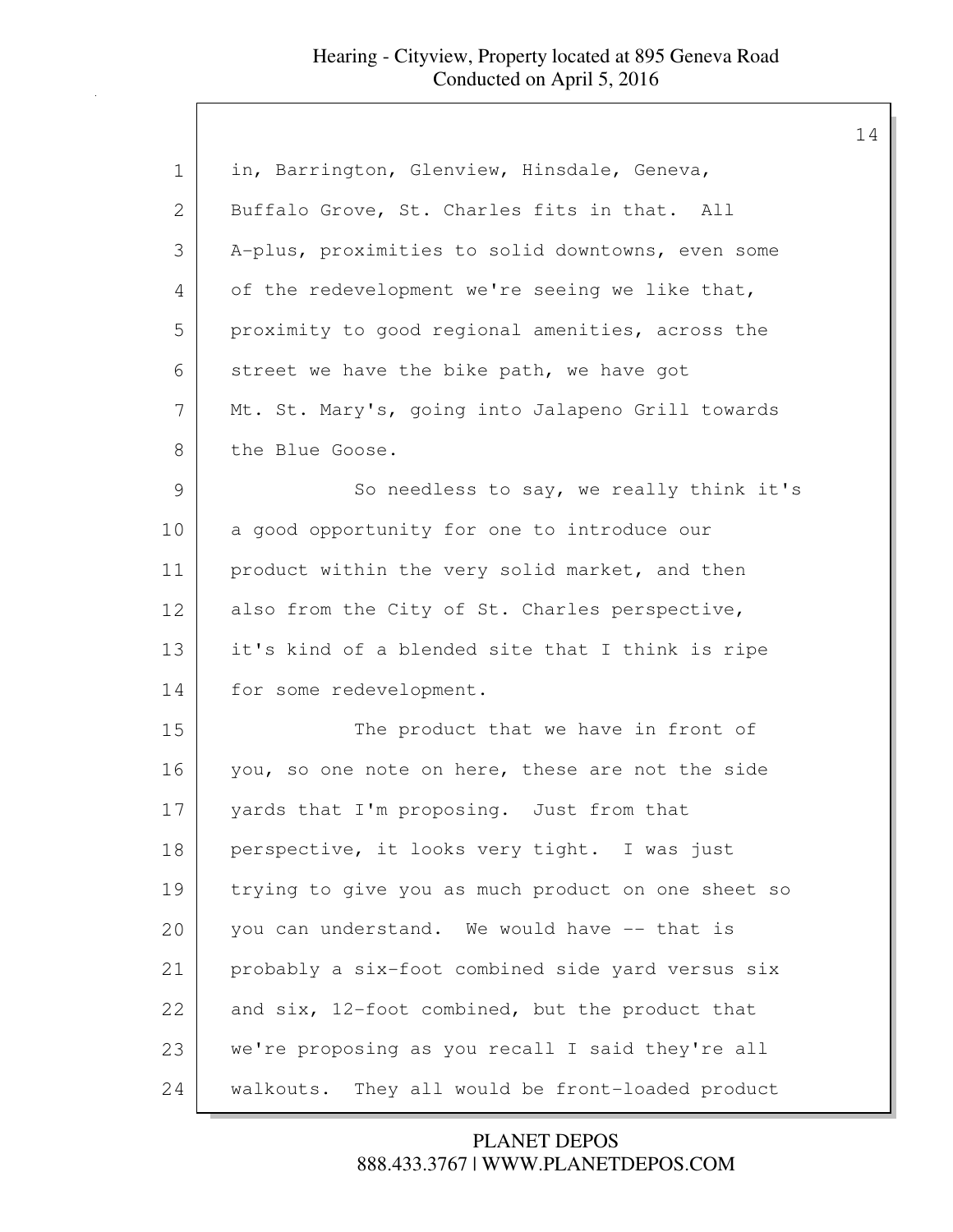in, Barrington, Glenview, Hinsdale, Geneva, Buffalo Grove, St. Charles fits in that. All A-plus, proximities to solid downtowns, even some of the redevelopment we're seeing we like that, proximity to good regional amenities, across the street we have the bike path, we have got Mt. St. Mary's, going into Jalapeno Grill towards the Blue Goose.

So needless to say, we really think it's a good opportunity for one to introduce our product within the very solid market, and then also from the City of St. Charles perspective, it's kind of a blended site that I think is ripe for some redevelopment.

The product that we have in front of you, so one note on here, these are not the side yards that I'm proposing. Just from that perspective, it looks very tight. I was just trying to give you as much product on one sheet so you can understand. We would have -- that is probably a six-foot combined side yard versus six and six, 12-foot combined, but the product that we're proposing as you recall I said they're all walkouts. They all would be front-loaded product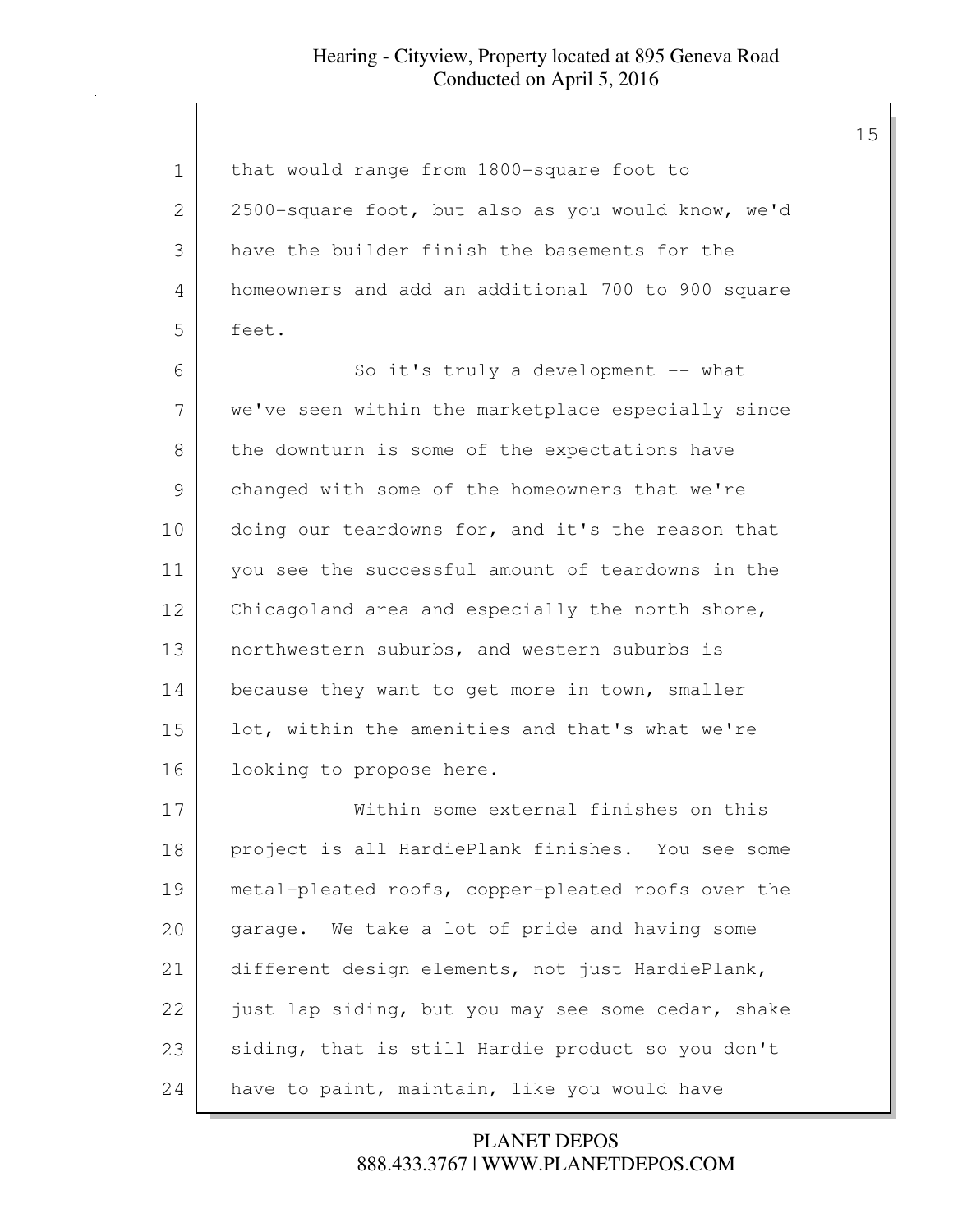that would range from 1800-square foot to 2500-square foot, but also as you would know, we'd have the builder finish the basements for the homeowners and add an additional 700 to 900 square feet.

So it's truly a development -- what we've seen within the marketplace especially since the downturn is some of the expectations have changed with some of the homeowners that we're doing our teardowns for, and it's the reason that you see the successful amount of teardowns in the Chicagoland area and especially the north shore, northwestern suburbs, and western suburbs is because they want to get more in town, smaller lot, within the amenities and that's what we're looking to propose here.

Within some external finishes on this project is all HardiePlank finishes. You see some metal-pleated roofs, copper-pleated roofs over the garage. We take a lot of pride and having some different design elements, not just HardiePlank, just lap siding, but you may see some cedar, shake siding, that is still Hardie product so you don't have to paint, maintain, like you would have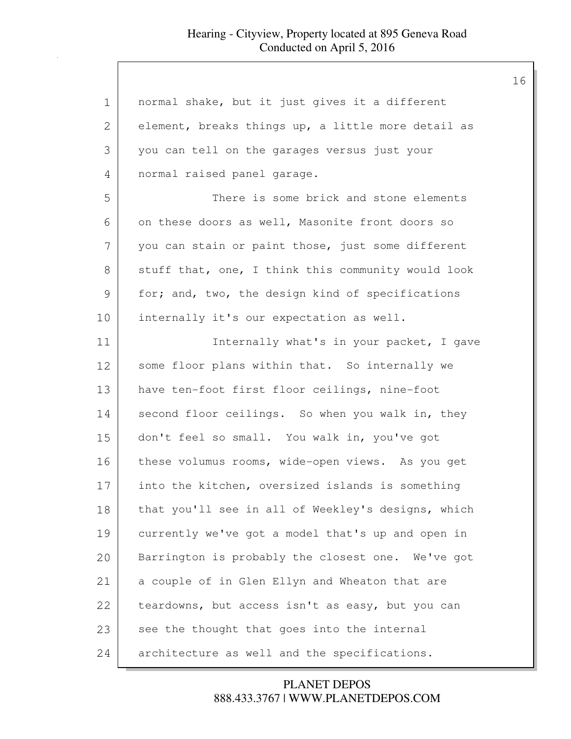normal shake, but it just gives it a different element, breaks things up, a little more detail as you can tell on the garages versus just your normal raised panel garage.

There is some brick and stone elements on these doors as well, Masonite front doors so you can stain or paint those, just some different stuff that, one, I think this community would look for; and, two, the design kind of specifications internally it's our expectation as well.

Internally what's in your packet, I gave some floor plans within that. So internally we have ten-foot first floor ceilings, nine-foot second floor ceilings. So when you walk in, they don't feel so small. You walk in, you've got these volumus rooms, wide-open views. As you get into the kitchen, oversized islands is something that you'll see in all of Weekley's designs, which currently we've got a model that's up and open in Barrington is probably the closest one. We've got a couple of in Glen Ellyn and Wheaton that are teardowns, but access isn't as easy, but you can see the thought that goes into the internal architecture as well and the specifications.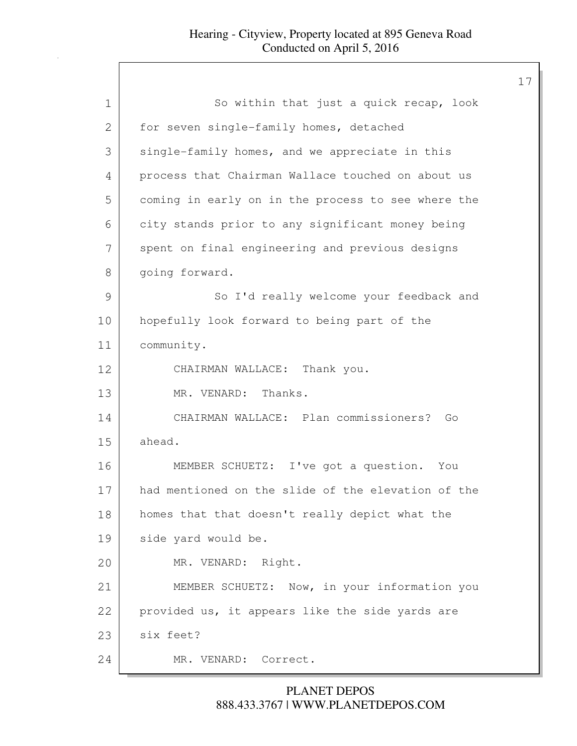So within that just a quick recap, look for seven single-family homes, detached single-family homes, and we appreciate in this process that Chairman Wallace touched on about us coming in early on in the process to see where the city stands prior to any significant money being spent on final engineering and previous designs going forward.

So I'd really welcome your feedback and hopefully look forward to being part of the community.

CHAIRMAN WALLACE: Thank you.

MR. VENARD: Thanks.

CHAIRMAN WALLACE: Plan commissioners? Go ahead.

MEMBER SCHUETZ: I've got a question. You had mentioned on the slide of the elevation of the homes that that doesn't really depict what the side yard would be.

MR. VENARD: Right.

MEMBER SCHUETZ: Now, in your information you provided us, it appears like the side yards are six feet?

MR. VENARD: Correct.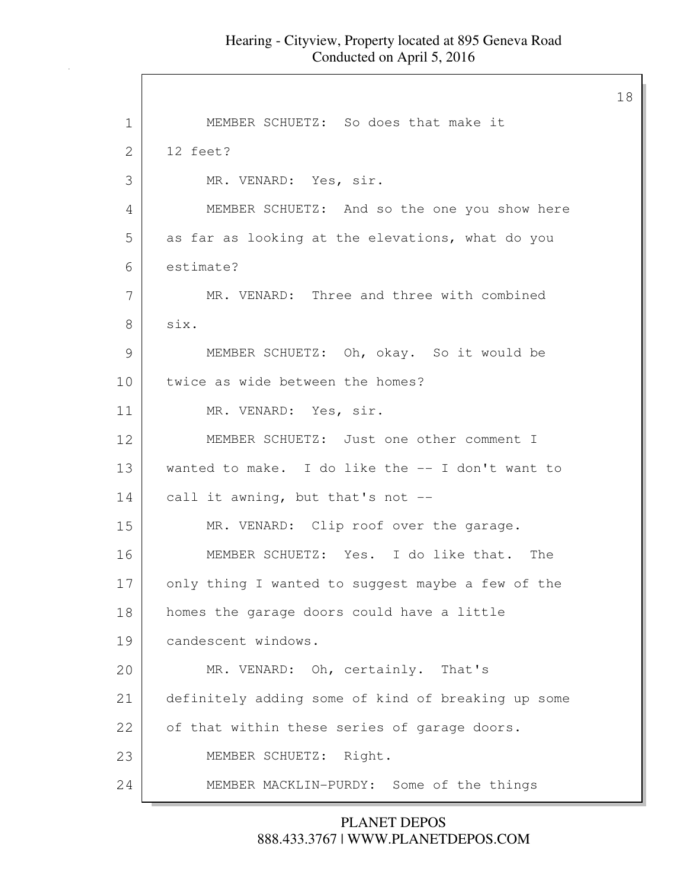MEMBER SCHUETZ: So does that make it 12 feet?

MR. VENARD: Yes, sir.

MEMBER SCHUETZ: And so the one you show here as far as looking at the elevations, what do you estimate?

MR. VENARD: Three and three with combined six.

MEMBER SCHUETZ: Oh, okay. So it would be twice as wide between the homes?

MR. VENARD: Yes, sir.

MEMBER SCHUETZ: Just one other comment I wanted to make. I do like the -- I don't want to call it awning, but that's not --

MR. VENARD: Clip roof over the garage.

MEMBER SCHUETZ: Yes. I do like that. The only thing I wanted to suggest maybe a few of the homes the garage doors could have a little candescent windows.

MR. VENARD: Oh, certainly. That's definitely adding some of kind of breaking up some of that within these series of garage doors.

MEMBER SCHUETZ: Right.

MEMBER MACKLIN-PURDY: Some of the things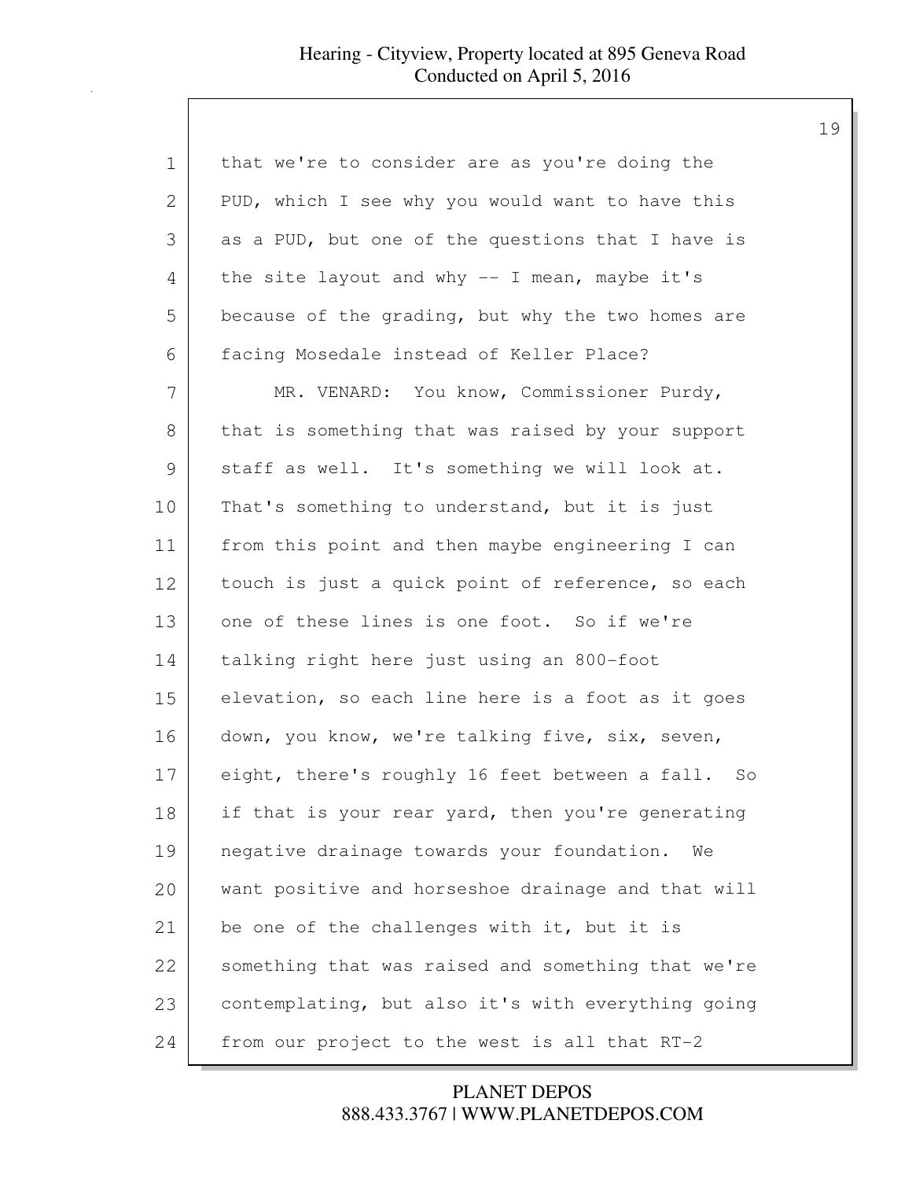that we're to consider are as you're doing the PUD, which I see why you would want to have this as a PUD, but one of the questions that I have is the site layout and why -- I mean, maybe it's because of the grading, but why the two homes are facing Mosedale instead of Keller Place?

MR. VENARD: You know, Commissioner Purdy, that is something that was raised by your support staff as well. It's something we will look at. That's something to understand, but it is just from this point and then maybe engineering I can touch is just a quick point of reference, so each one of these lines is one foot. So if we're talking right here just using an 800-foot elevation, so each line here is a foot as it goes down, you know, we're talking five, six, seven, eight, there's roughly 16 feet between a fall. So if that is your rear yard, then you're generating negative drainage towards your foundation. We want positive and horseshoe drainage and that will be one of the challenges with it, but it is something that was raised and something that we're contemplating, but also it's with everything going from our project to the west is all that RT-2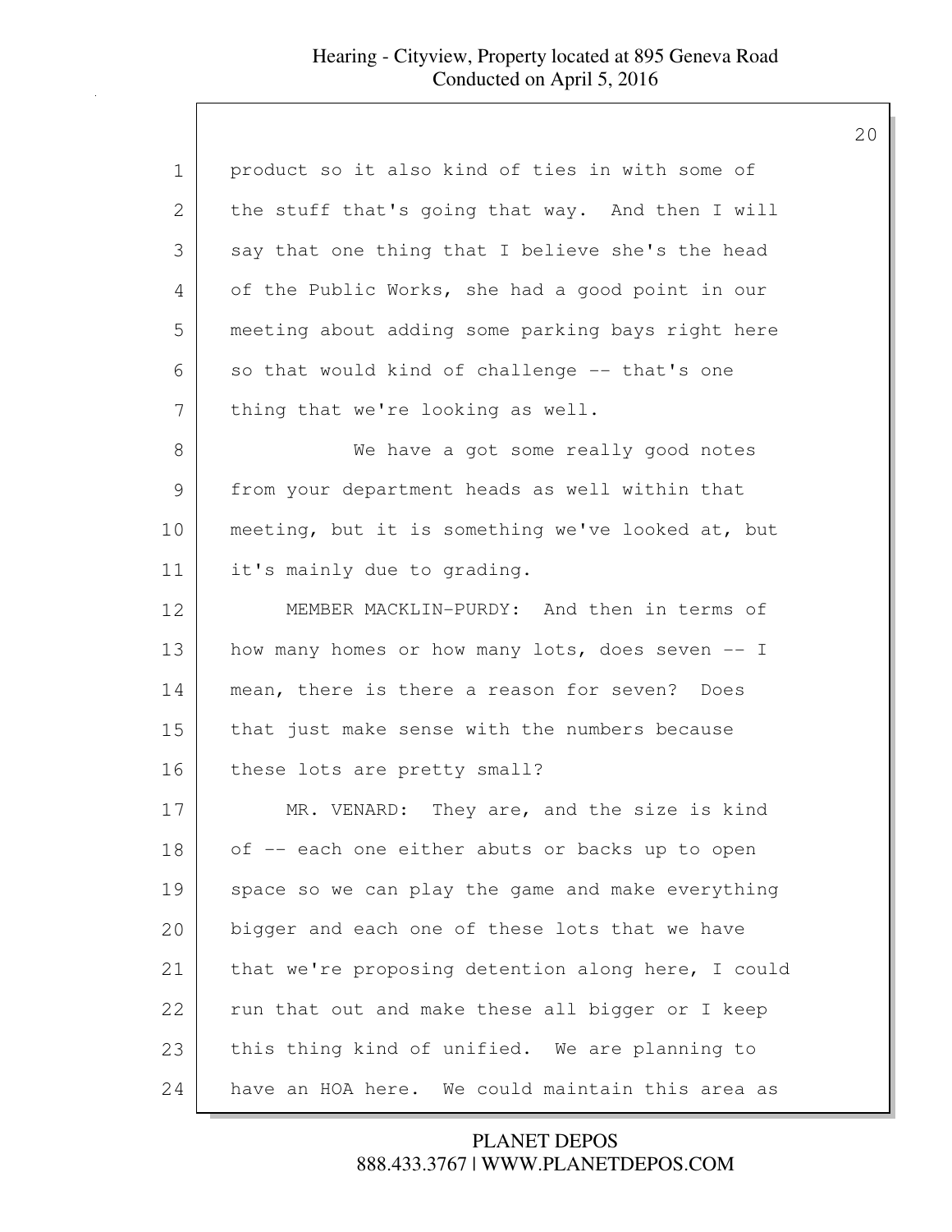product so it also kind of ties in with some of the stuff that's going that way. And then I will say that one thing that I believe she's the head of the Public Works, she had a good point in our meeting about adding some parking bays right here so that would kind of challenge -- that's one thing that we're looking as well.

We have a got some really good notes from your department heads as well within that meeting, but it is something we've looked at, but it's mainly due to grading.

MEMBER MACKLIN-PURDY: And then in terms of how many homes or how many lots, does seven -- I mean, there is there a reason for seven? Does that just make sense with the numbers because these lots are pretty small?

MR. VENARD: They are, and the size is kind of -- each one either abuts or backs up to open space so we can play the game and make everything bigger and each one of these lots that we have that we're proposing detention along here, I could run that out and make these all bigger or I keep this thing kind of unified. We are planning to have an HOA here. We could maintain this area as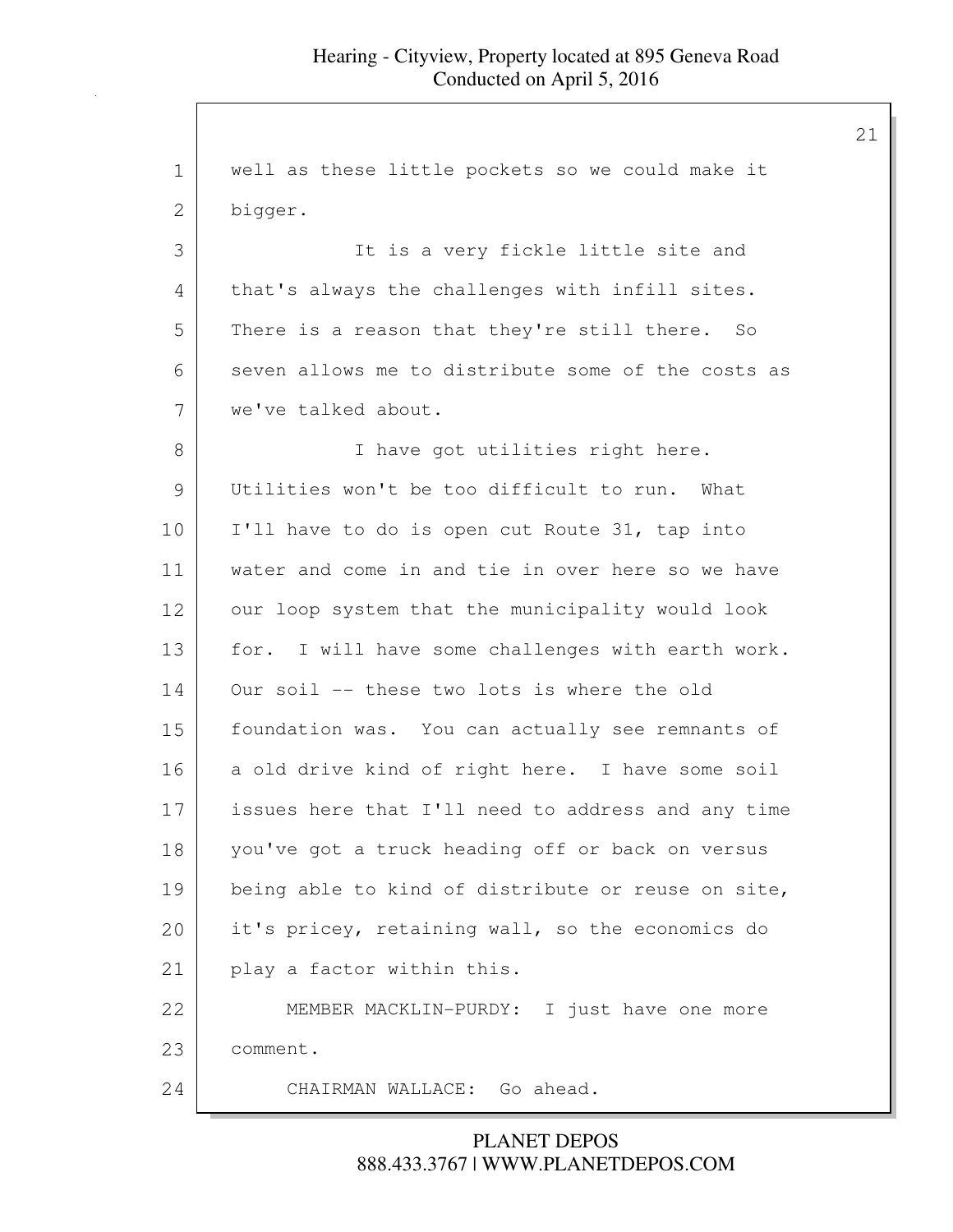well as these little pockets so we could make it bigger.

It is a very fickle little site and that's always the challenges with infill sites. There is a reason that they're still there. So seven allows me to distribute some of the costs as we've talked about.

I have got utilities right here. Utilities won't be too difficult to run. What I'll have to do is open cut Route 31, tap into water and come in and tie in over here so we have our loop system that the municipality would look for. I will have some challenges with earth work. Our soil -- these two lots is where the old foundation was. You can actually see remnants of a old drive kind of right here. I have some soil issues here that I'll need to address and any time you've got a truck heading off or back on versus being able to kind of distribute or reuse on site, it's pricey, retaining wall, so the economics do play a factor within this.

MEMBER MACKLIN-PURDY: I just have one more comment.

CHAIRMAN WALLACE: Go ahead.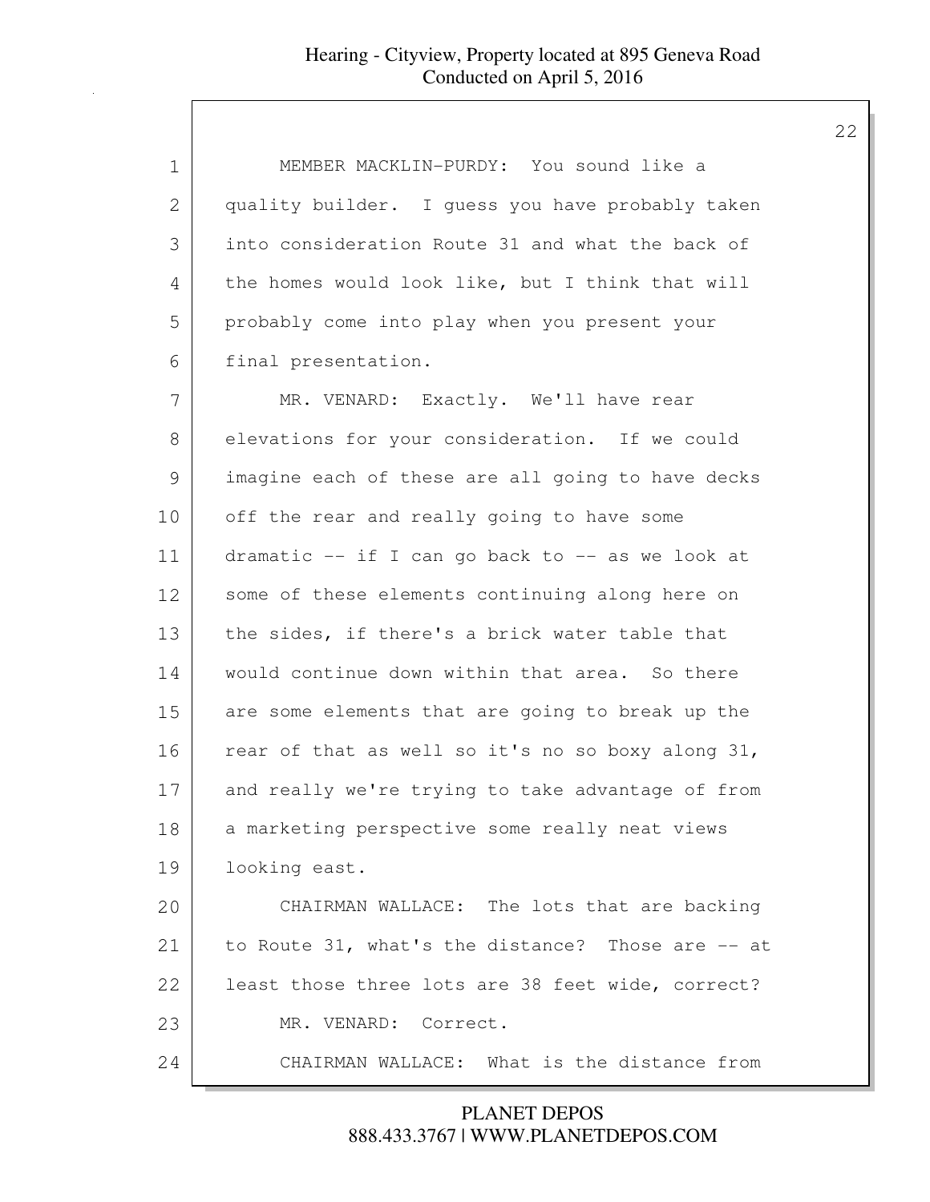MEMBER MACKLIN-PURDY: You sound like a quality builder. I guess you have probably taken into consideration Route 31 and what the back of the homes would look like, but I think that will probably come into play when you present your final presentation.

MR. VENARD: Exactly. We'll have rear elevations for your consideration. If we could imagine each of these are all going to have decks off the rear and really going to have some dramatic -- if I can go back to -- as we look at some of these elements continuing along here on the sides, if there's a brick water table that would continue down within that area. So there are some elements that are going to break up the rear of that as well so it's no so boxy along 31, and really we're trying to take advantage of from a marketing perspective some really neat views looking east.

CHAIRMAN WALLACE: The lots that are backing to Route 31, what's the distance? Those are -- at least those three lots are 38 feet wide, correct?

MR. VENARD: Correct.

CHAIRMAN WALLACE: What is the distance from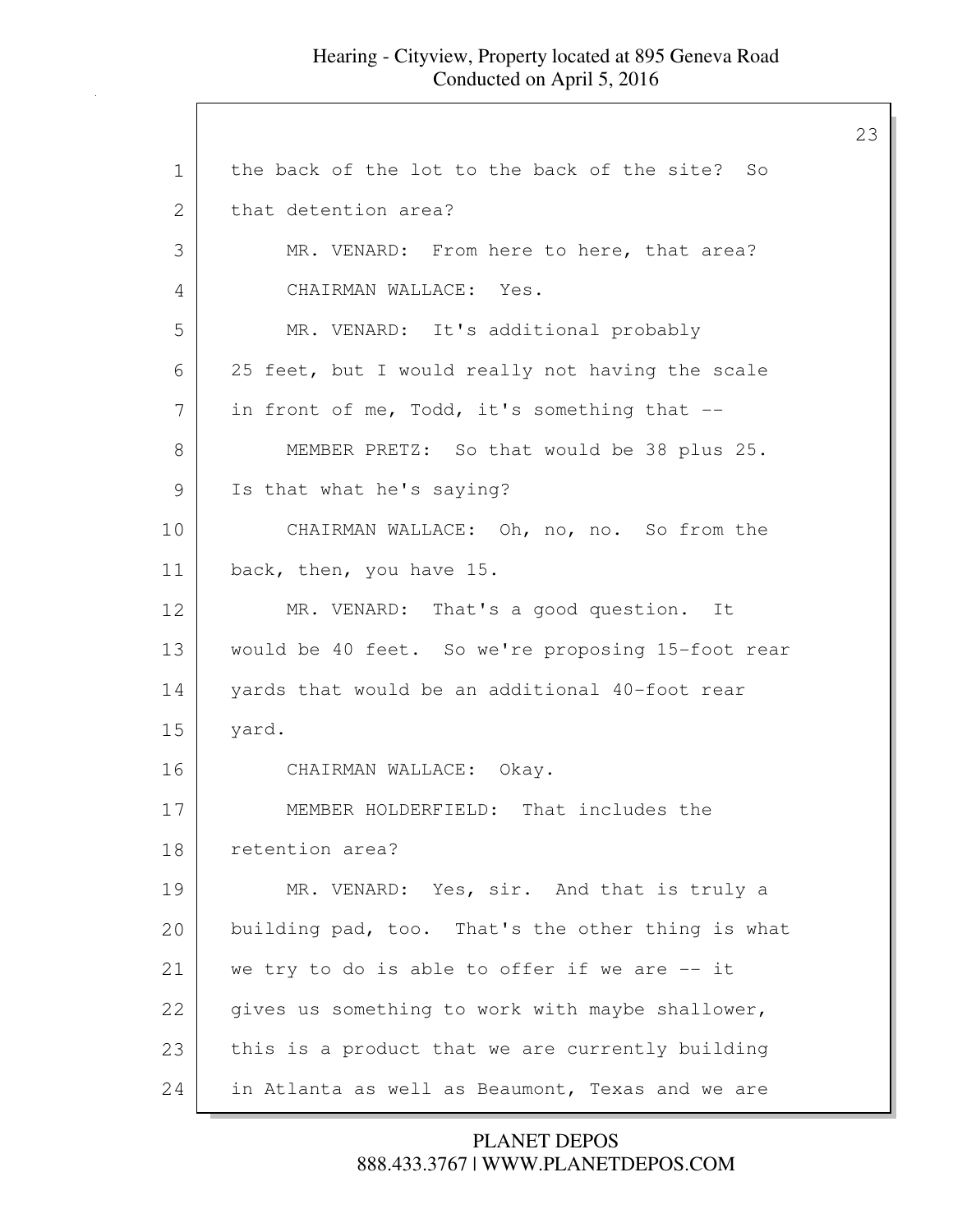the back of the lot to the back of the site? So that detention area?

MR. VENARD: From here to here, that area?

CHAIRMAN WALLACE: Yes.

MR. VENARD: It's additional probably 25 feet, but I would really not having the scale in front of me, Todd, it's something that --

MEMBER PRETZ: So that would be 38 plus 25. Is that what he's saying?

CHAIRMAN WALLACE: Oh, no, no. So from the back, then, you have 15.

MR. VENARD: That's a good question. It would be 40 feet. So we're proposing 15-foot rear yards that would be an additional 40-foot rear yard.

CHAIRMAN WALLACE: Okay.

MEMBER HOLDERFIELD: That includes the retention area?

MR. VENARD: Yes, sir. And that is truly a building pad, too. That's the other thing is what we try to do is able to offer if we are -- it gives us something to work with maybe shallower, this is a product that we are currently building in Atlanta as well as Beaumont, Texas and we are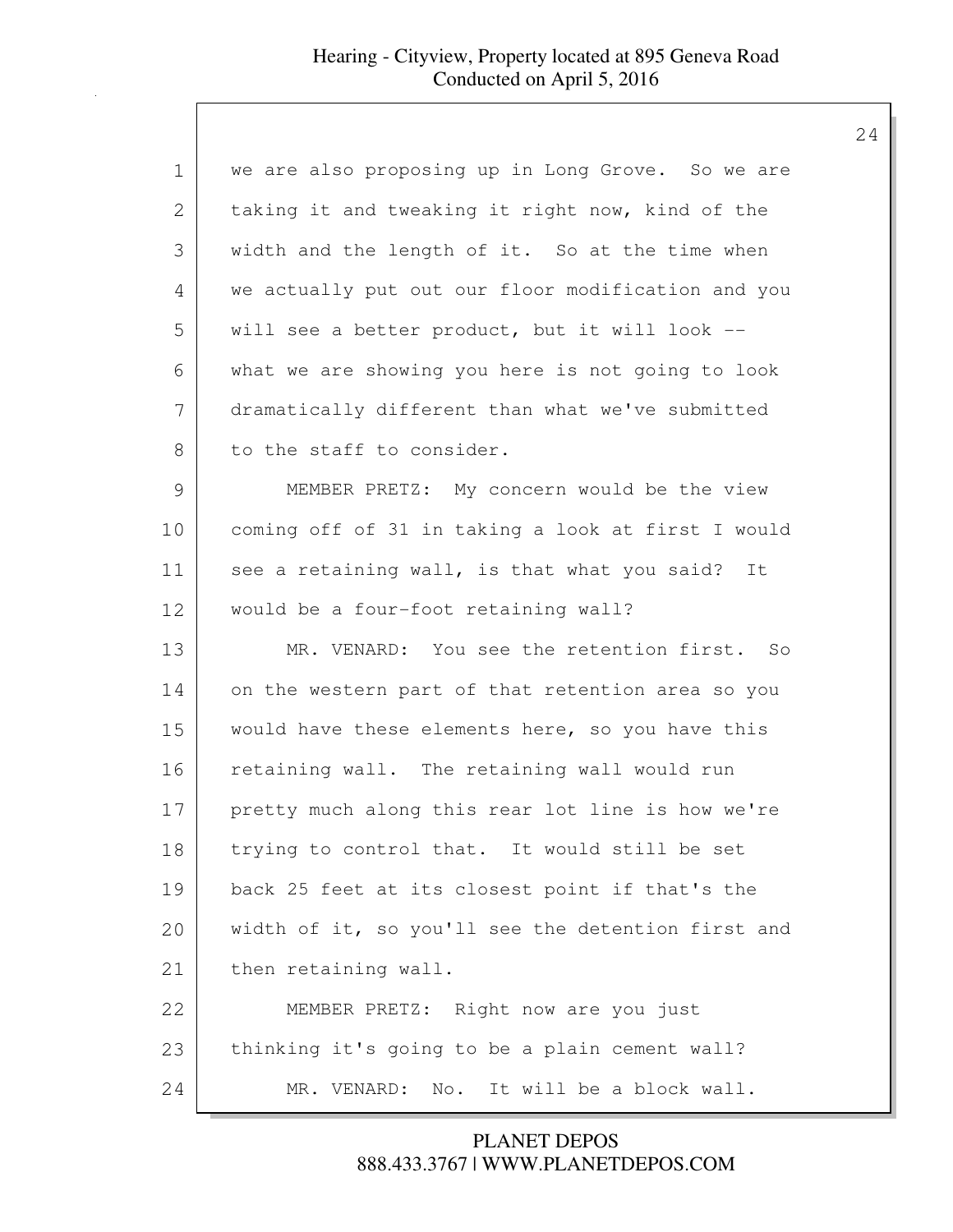we are also proposing up in Long Grove. So we are taking it and tweaking it right now, kind of the width and the length of it. So at the time when we actually put out our floor modification and you will see a better product, but it will look -- what we are showing you here is not going to look dramatically different than what we've submitted to the staff to consider.

MEMBER PRETZ: My concern would be the view coming off of 31 in taking a look at first I would see a retaining wall, is that what you said? It would be a four-foot retaining wall?

MR. VENARD: You see the retention first. So on the western part of that retention area so you would have these elements here, so you have this retaining wall. The retaining wall would run pretty much along this rear lot line is how we're trying to control that. It would still be set back 25 feet at its closest point if that's the width of it, so you'll see the detention first and then retaining wall.

MEMBER PRETZ: Right now are you just thinking it's going to be a plain cement wall?

MR. VENARD: No. It will be a block wall.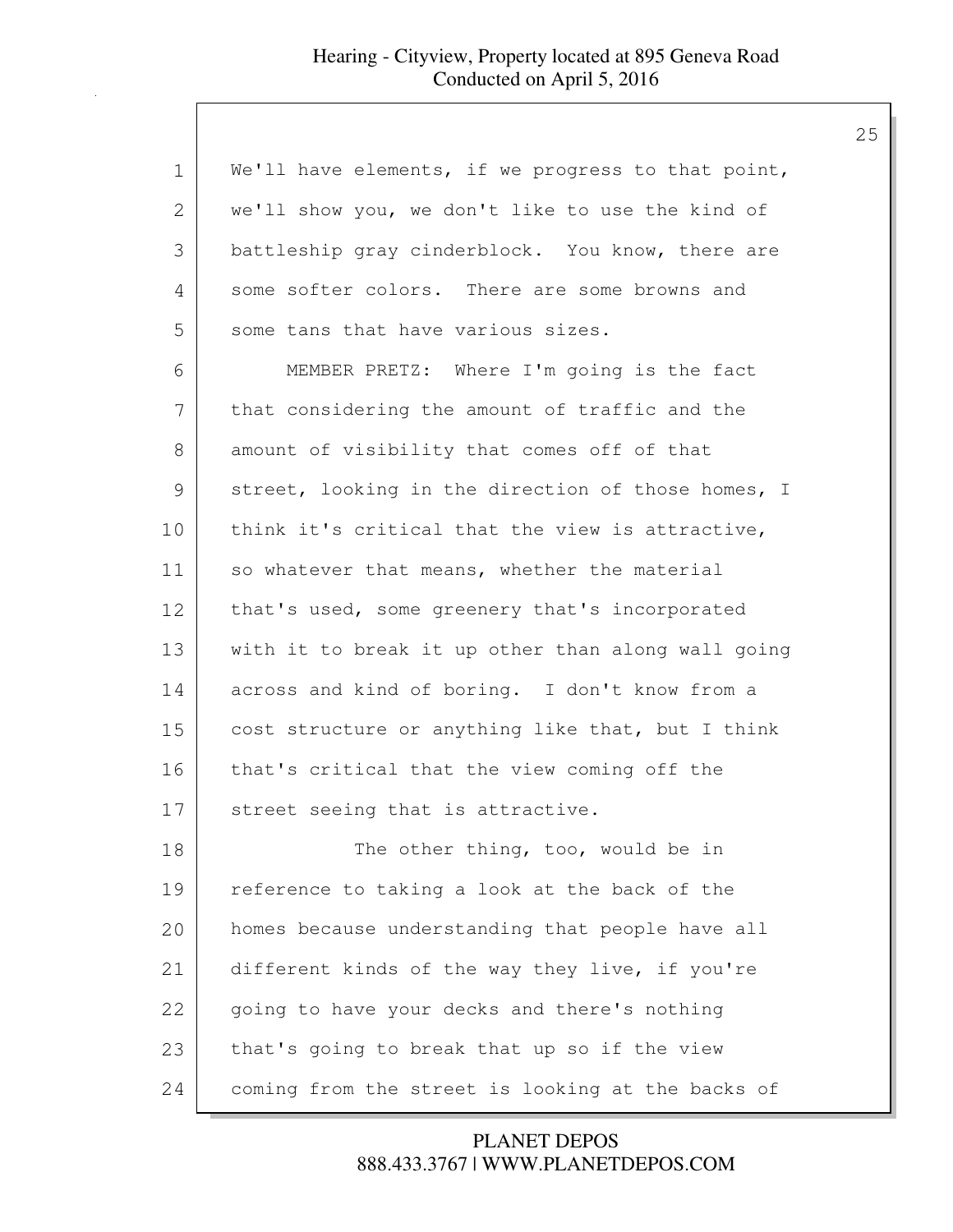We'll have elements, if we progress to that point, we'll show you, we don't like to use the kind of battleship gray cinderblock. You know, there are some softer colors. There are some browns and some tans that have various sizes.

MEMBER PRETZ: Where I'm going is the fact that considering the amount of traffic and the amount of visibility that comes off of that street, looking in the direction of those homes, I think it's critical that the view is attractive, so whatever that means, whether the material that's used, some greenery that's incorporated with it to break it up other than along wall going across and kind of boring. I don't know from a cost structure or anything like that, but I think that's critical that the view coming off the street seeing that is attractive.

The other thing, too, would be in reference to taking a look at the back of the homes because understanding that people have all different kinds of the way they live, if you're going to have your decks and there's nothing that's going to break that up so if the view coming from the street is looking at the backs of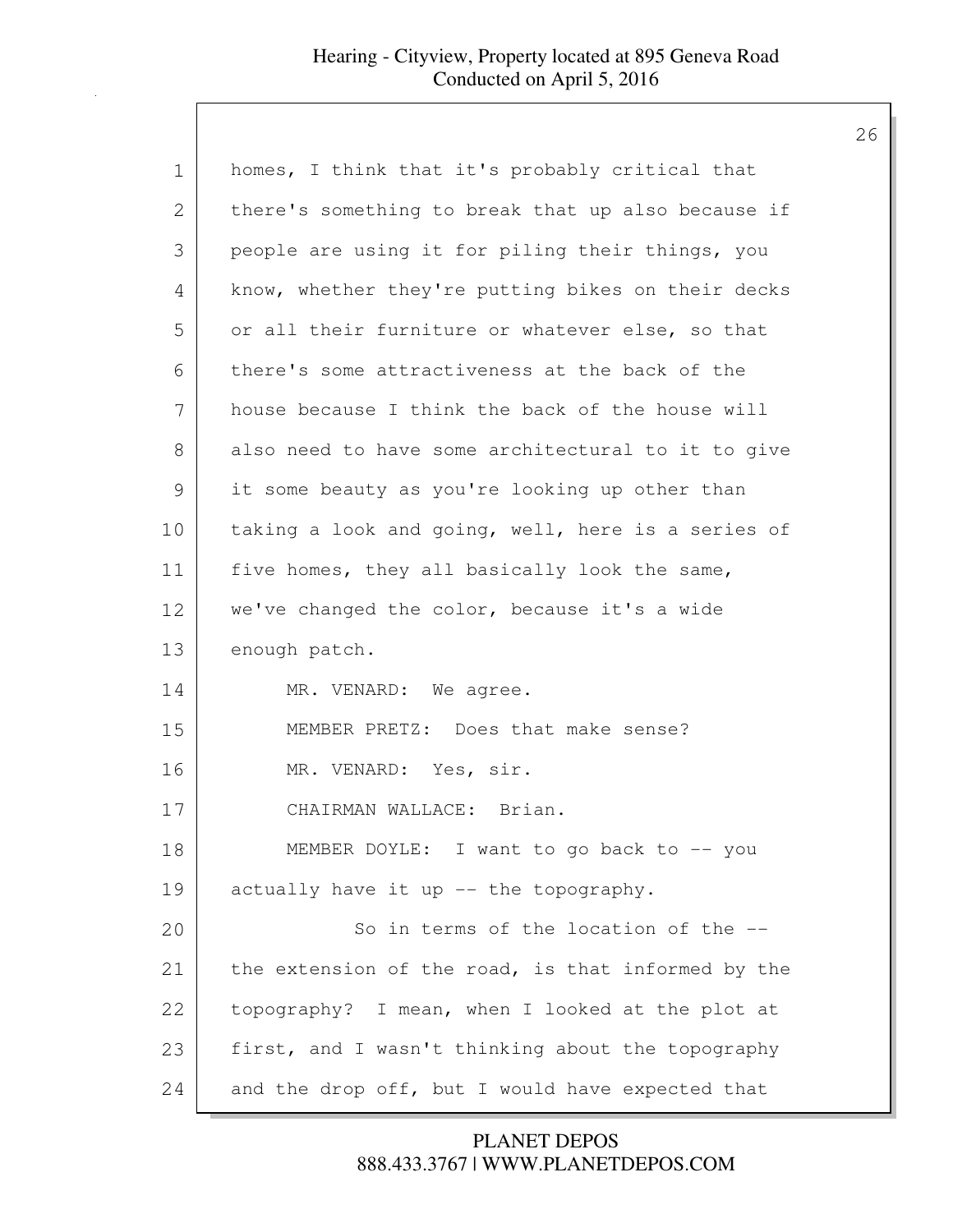homes, I think that it's probably critical that there's something to break that up also because if people are using it for piling their things, you know, whether they're putting bikes on their decks or all their furniture or whatever else, so that there's some attractiveness at the back of the house because I think the back of the house will also need to have some architectural to it to give it some beauty as you're looking up other than taking a look and going, well, here is a series of five homes, they all basically look the same, we've changed the color, because it's a wide enough patch.

MR. VENARD: We agree.

MEMBER PRETZ: Does that make sense?

MR. VENARD: Yes, sir.

CHAIRMAN WALLACE: Brian.

MEMBER DOYLE: I want to go back to -- you actually have it up -- the topography.

So in terms of the location of the -- the extension of the road, is that informed by the topography? I mean, when I looked at the plot at first, and I wasn't thinking about the topography and the drop off, but I would have expected that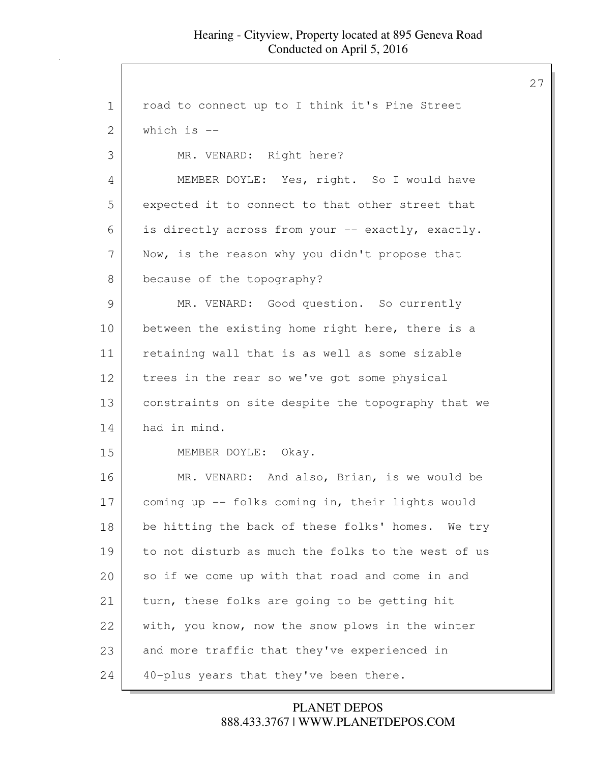road to connect up to I think it's Pine Street which is --

MR. VENARD: Right here?

MEMBER DOYLE: Yes, right. So I would have expected it to connect to that other street that is directly across from your -- exactly, exactly. Now, is the reason why you didn't propose that because of the topography?

MR. VENARD: Good question. So currently between the existing home right here, there is a retaining wall that is as well as some sizable trees in the rear so we've got some physical constraints on site despite the topography that we had in mind.

MEMBER DOYLE: Okay.

MR. VENARD: And also, Brian, is we would be coming up -- folks coming in, their lights would be hitting the back of these folks' homes. We try to not disturb as much the folks to the west of us so if we come up with that road and come in and turn, these folks are going to be getting hit with, you know, now the snow plows in the winter and more traffic that they've experienced in 40-plus years that they've been there.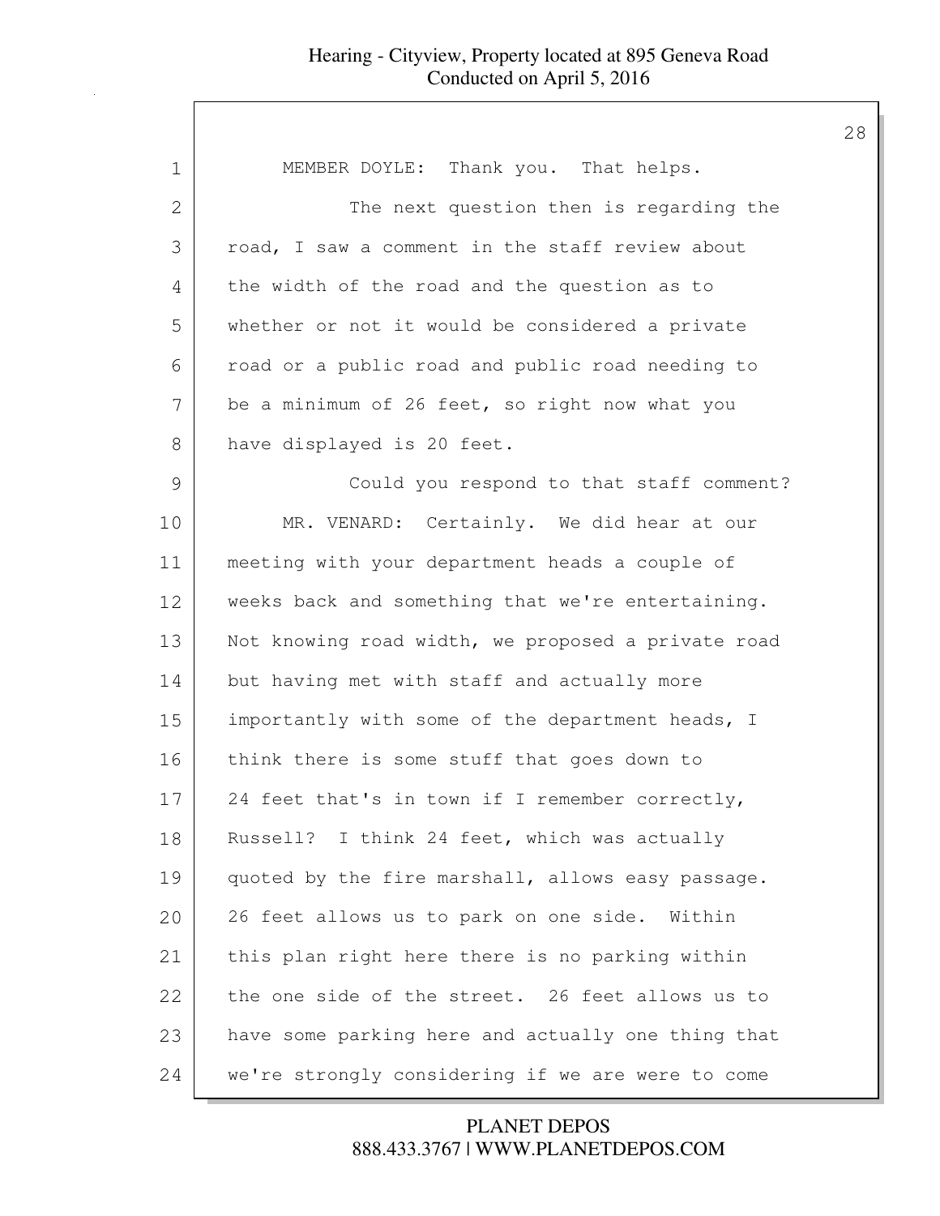MEMBER DOYLE: Thank you. That helps.

The next question then is regarding the road, I saw a comment in the staff review about the width of the road and the question as to whether or not it would be considered a private road or a public road and public road needing to be a minimum of 26 feet, so right now what you have displayed is 20 feet.

Could you respond to that staff comment?

MR. VENARD: Certainly. We did hear at our meeting with your department heads a couple of weeks back and something that we're entertaining. Not knowing road width, we proposed a private road but having met with staff and actually more importantly with some of the department heads, I think there is some stuff that goes down to 24 feet that's in town if I remember correctly, Russell? I think 24 feet, which was actually quoted by the fire marshall, allows easy passage. 26 feet allows us to park on one side. Within this plan right here there is no parking within the one side of the street. 26 feet allows us to have some parking here and actually one thing that we're strongly considering if we are were to come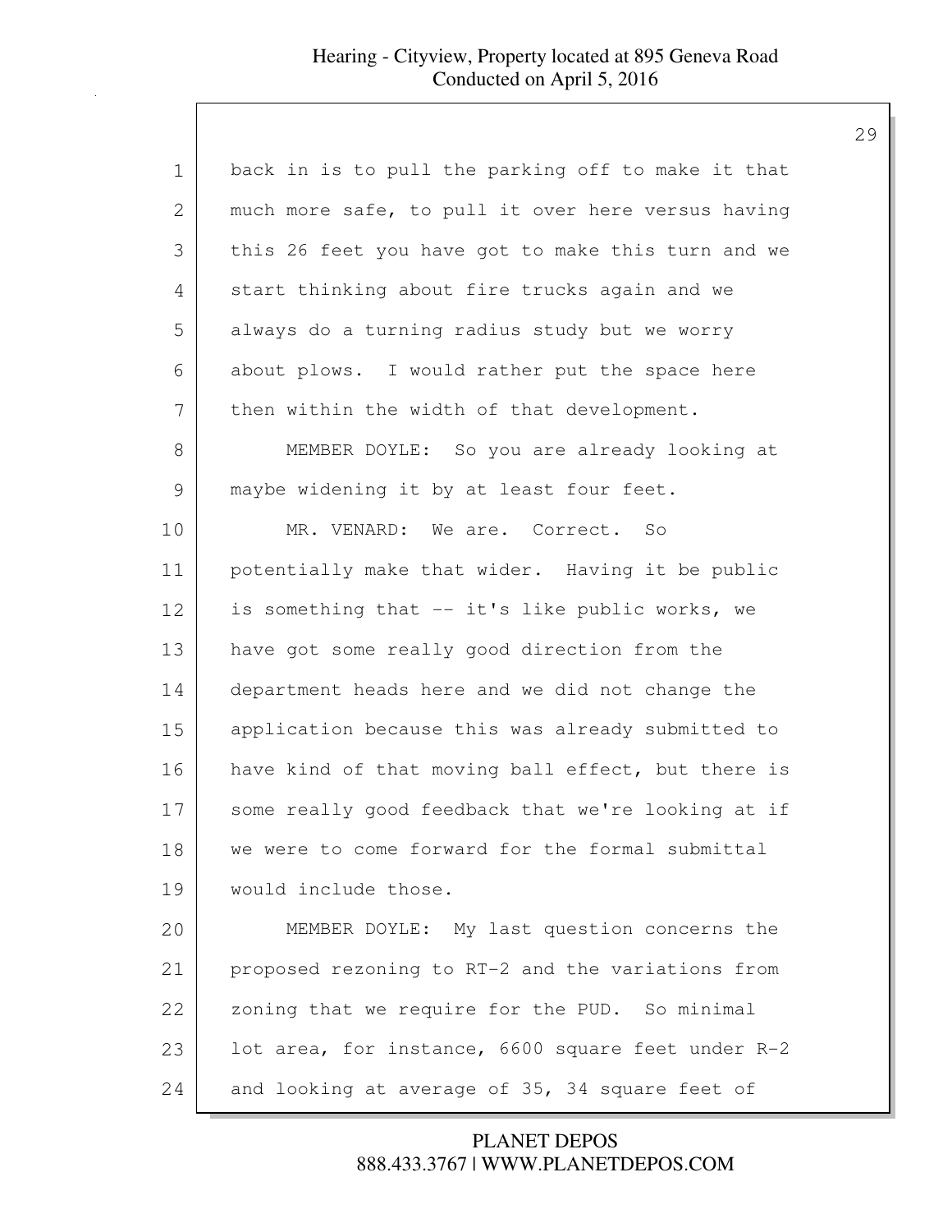back in is to pull the parking off to make it that much more safe, to pull it over here versus having this 26 feet you have got to make this turn and we start thinking about fire trucks again and we always do a turning radius study but we worry about plows. I would rather put the space here then within the width of that development.

MEMBER DOYLE: So you are already looking at maybe widening it by at least four feet.

MR. VENARD: We are. Correct. So potentially make that wider. Having it be public is something that -- it's like public works, we have got some really good direction from the department heads here and we did not change the application because this was already submitted to have kind of that moving ball effect, but there is some really good feedback that we're looking at if we were to come forward for the formal submittal would include those.

MEMBER DOYLE: My last question concerns the proposed rezoning to RT-2 and the variations from zoning that we require for the PUD. So minimal lot area, for instance, 6600 square feet under R-2 and looking at average of 35, 34 square feet of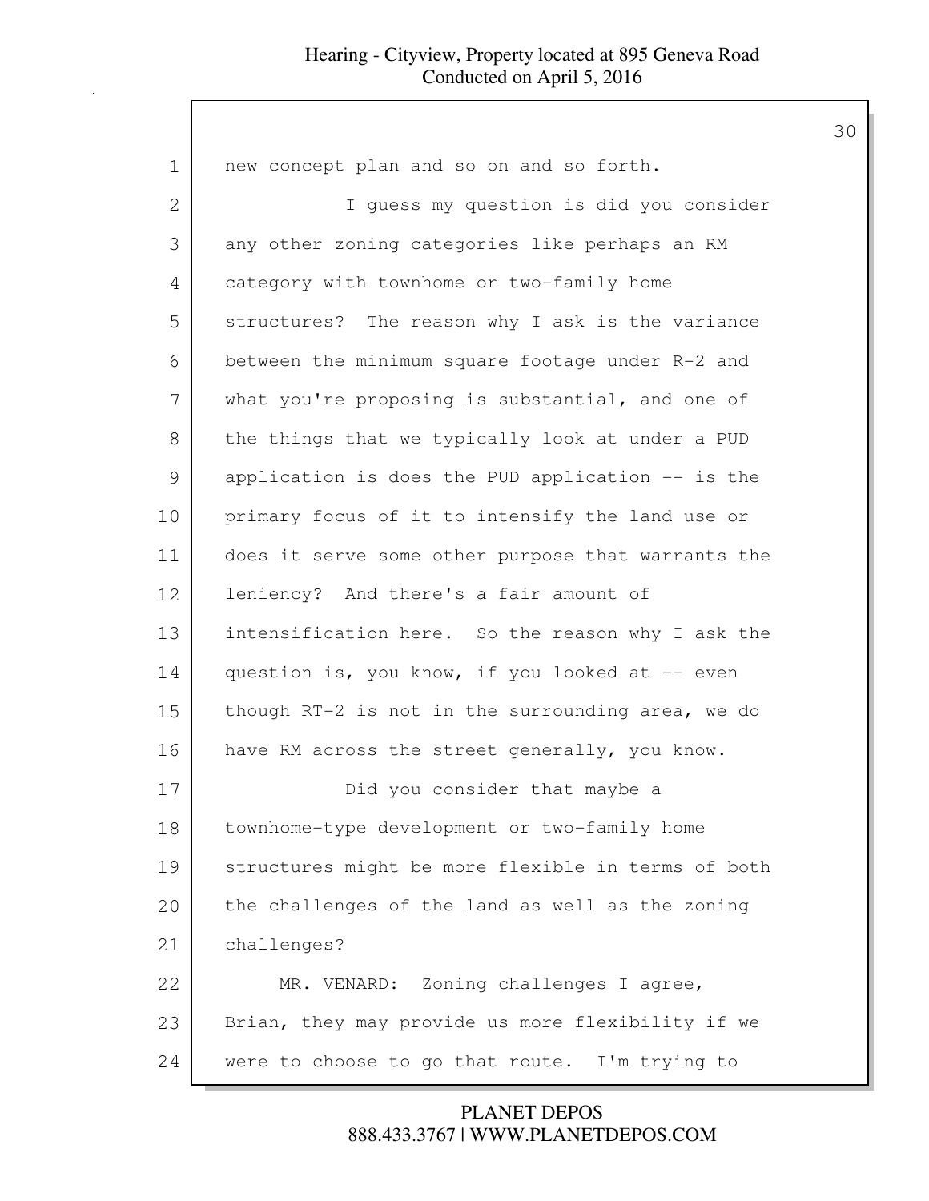new concept plan and so on and so forth.

I guess my question is did you consider any other zoning categories like perhaps an RM category with townhome or two-family home structures? The reason why I ask is the variance between the minimum square footage under R-2 and what you're proposing is substantial, and one of the things that we typically look at under a PUD application is does the PUD application -- is the primary focus of it to intensify the land use or does it serve some other purpose that warrants the leniency? And there's a fair amount of intensification here. So the reason why I ask the question is, you know, if you looked at -- even though RT-2 is not in the surrounding area, we do have RM across the street generally, you know.

Did you consider that maybe a townhome-type development or two-family home structures might be more flexible in terms of both the challenges of the land as well as the zoning challenges?

MR. VENARD: Zoning challenges I agree, Brian, they may provide us more flexibility if we were to choose to go that route. I'm trying to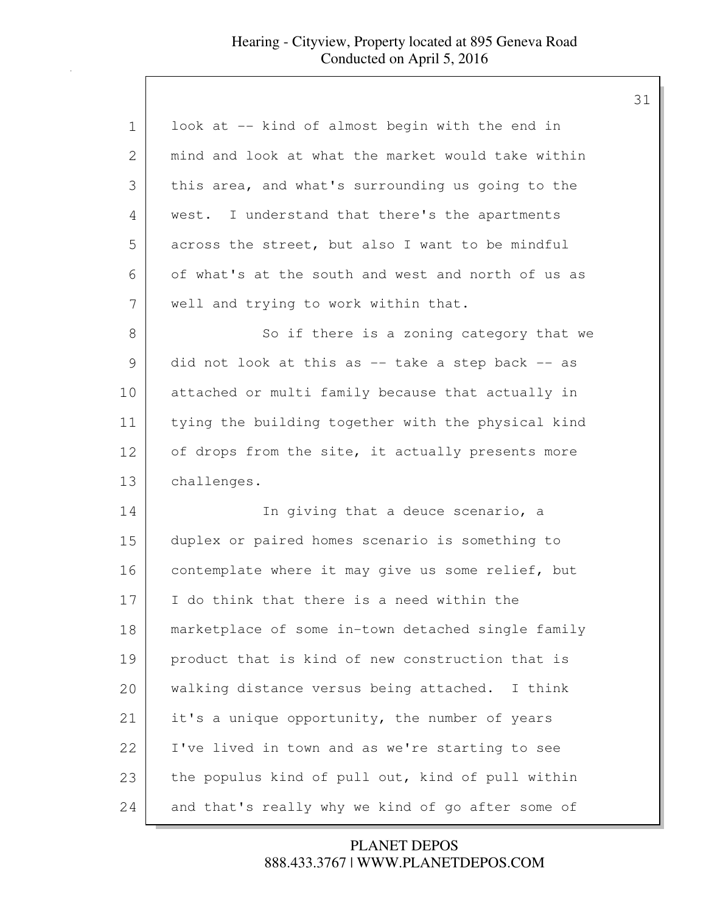look at -- kind of almost begin with the end in mind and look at what the market would take within this area, and what's surrounding us going to the west. I understand that there's the apartments across the street, but also I want to be mindful of what's at the south and west and north of us as well and trying to work within that.

So if there is a zoning category that we did not look at this as -- take a step back -- as attached or multi family because that actually in tying the building together with the physical kind of drops from the site, it actually presents more challenges.

In giving that a deuce scenario, a duplex or paired homes scenario is something to contemplate where it may give us some relief, but I do think that there is a need within the marketplace of some in-town detached single family product that is kind of new construction that is walking distance versus being attached. I think it's a unique opportunity, the number of years I've lived in town and as we're starting to see the populus kind of pull out, kind of pull within and that's really why we kind of go after some of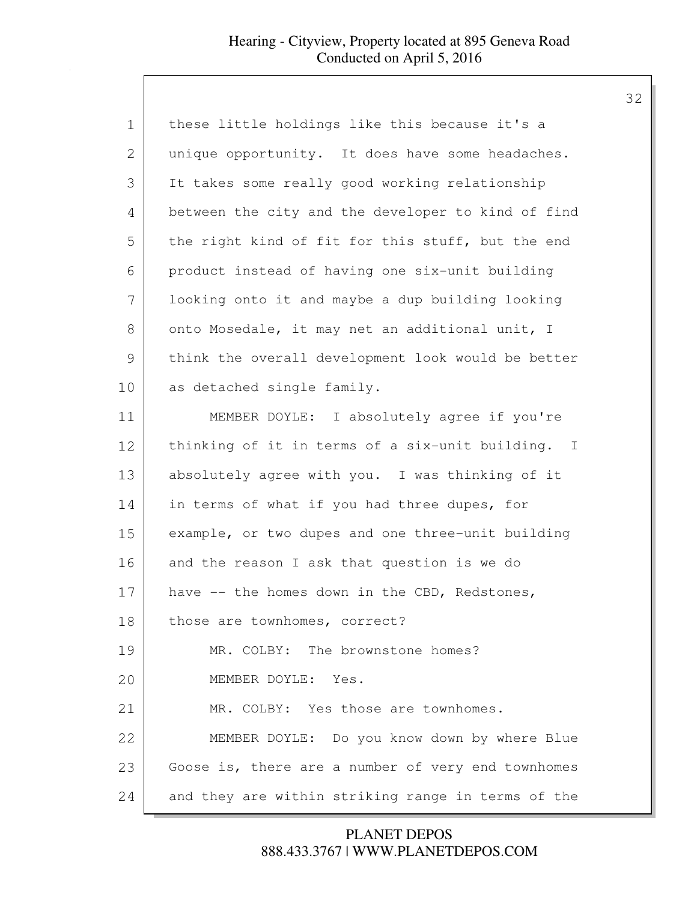these little holdings like this because it's a unique opportunity. It does have some headaches. It takes some really good working relationship between the city and the developer to kind of find the right kind of fit for this stuff, but the end product instead of having one six-unit building looking onto it and maybe a dup building looking onto Mosedale, it may net an additional unit, I think the overall development look would be better as detached single family.

MEMBER DOYLE: I absolutely agree if you're thinking of it in terms of a six-unit building. I absolutely agree with you. I was thinking of it in terms of what if you had three dupes, for example, or two dupes and one three-unit building and the reason I ask that question is we do have -- the homes down in the CBD, Redstones, those are townhomes, correct?

MR. COLBY: The brownstone homes?

MEMBER DOYLE: Yes.

MR. COLBY: Yes those are townhomes.

MEMBER DOYLE: Do you know down by where Blue Goose is, there are a number of very end townhomes and they are within striking range in terms of the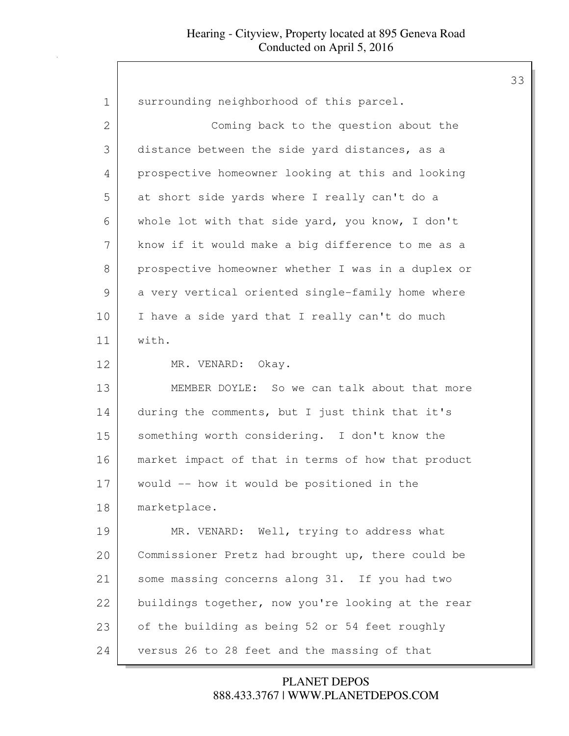1 surrounding neighborhood of this parcel.

2 Coming back to the question about the

3 distance between the side yard distances, as a

4 prospective homeowner looking at this and looking

5 at short side yards where I really can't do a

6 whole lot with that side yard, you know, I don't

7 know if it would make a big difference to me as a

8 prospective homeowner whether I was in a duplex or

9 a very vertical oriented single-family home where

10 I have a side yard that I really can't do much

11 with.

12 MR. VENARD: Okay.

13 MEMBER DOYLE: So we can talk about that more

14 during the comments, but I just think that it's

15 something worth considering. I don't know the

16 market impact of that in terms of how that product

17 would -- how it would be positioned in the

18 marketplace.

19 MR. VENARD: Well, trying to address what

20 Commissioner Pretz had brought up, there could be

21 some massing concerns along 31. If you had two

22 buildings together, now you're looking at the rear

23 of the building as being 52 or 54 feet roughly

24 versus 26 to 28 feet and the massing of that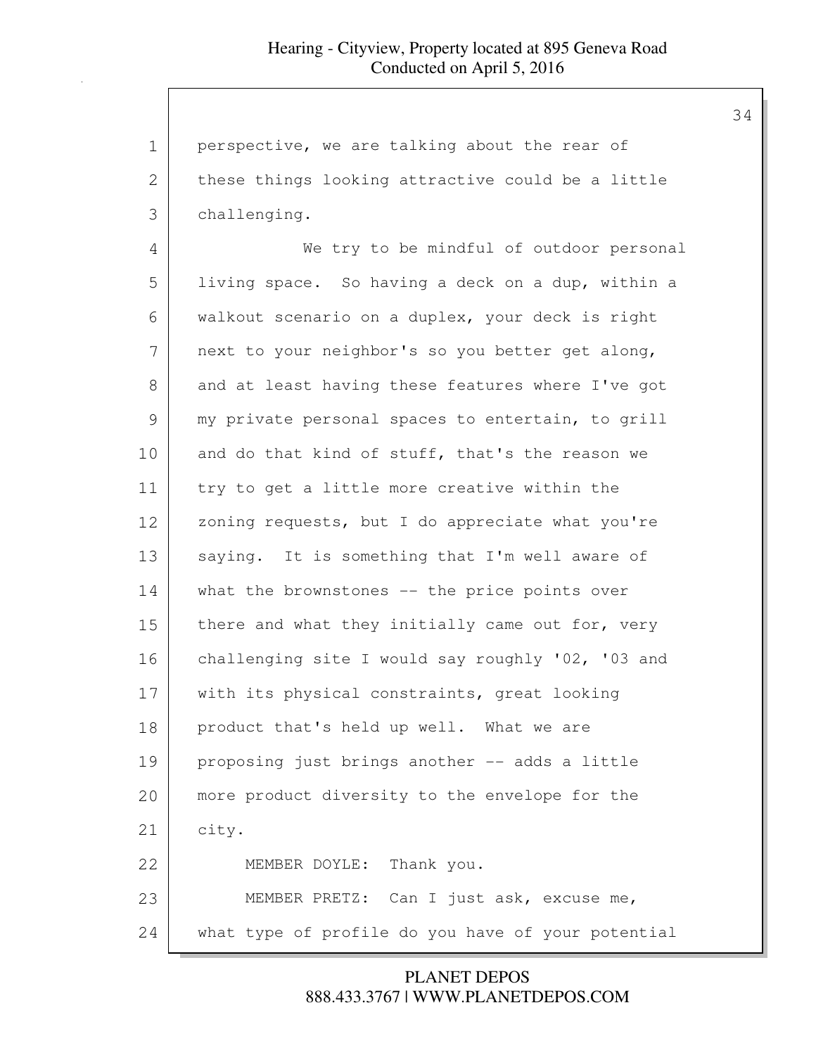perspective, we are talking about the rear of these things looking attractive could be a little challenging.

We try to be mindful of outdoor personal living space. So having a deck on a dup, within a walkout scenario on a duplex, your deck is right next to your neighbor's so you better get along, and at least having these features where I've got my private personal spaces to entertain, to grill and do that kind of stuff, that's the reason we try to get a little more creative within the zoning requests, but I do appreciate what you're saying. It is something that I'm well aware of what the brownstones -- the price points over there and what they initially came out for, very challenging site I would say roughly '02, '03 and with its physical constraints, great looking product that's held up well. What we are proposing just brings another -- adds a little more product diversity to the envelope for the city.

MEMBER DOYLE: Thank you.

MEMBER PRETZ: Can I just ask, excuse me, what type of profile do you have of your potential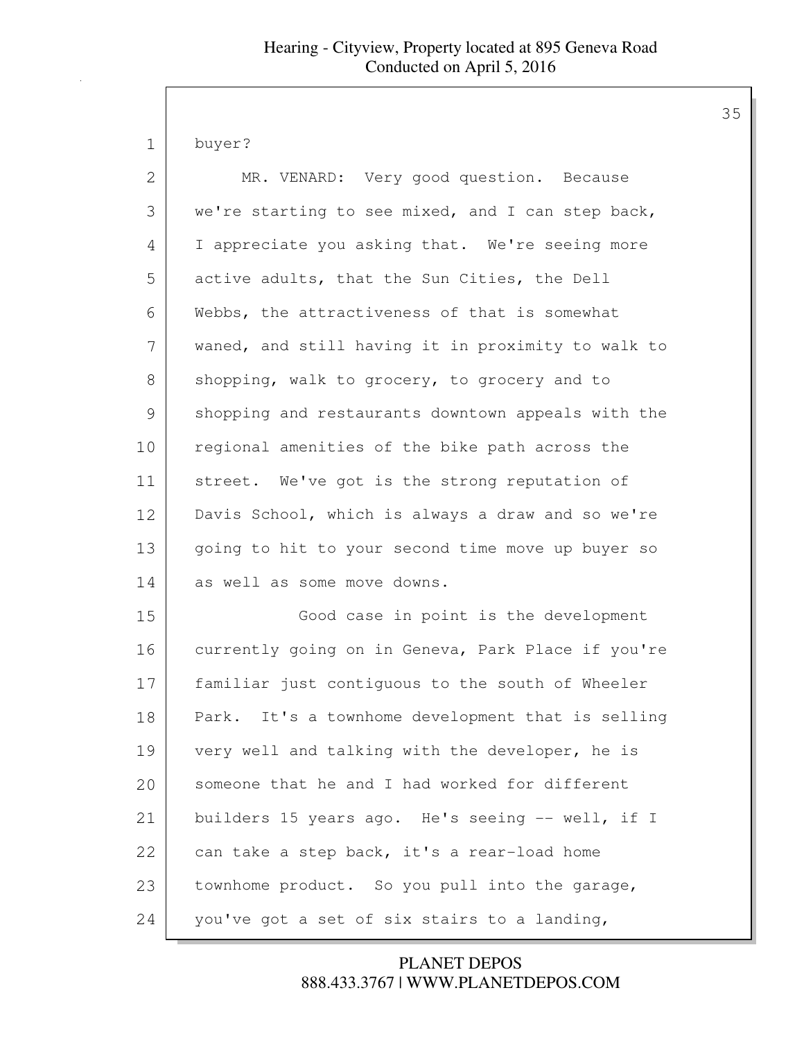buyer?

MR. VENARD: Very good question. Because we're starting to see mixed, and I can step back, I appreciate you asking that. We're seeing more active adults, that the Sun Cities, the Dell Webbs, the attractiveness of that is somewhat waned, and still having it in proximity to walk to shopping, walk to grocery, to grocery and to shopping and restaurants downtown appeals with the regional amenities of the bike path across the street. We've got is the strong reputation of Davis School, which is always a draw and so we're going to hit to your second time move up buyer so as well as some move downs.

Good case in point is the development currently going on in Geneva, Park Place if you're familiar just contiguous to the south of Wheeler Park. It's a townhome development that is selling very well and talking with the developer, he is someone that he and I had worked for different builders 15 years ago. He's seeing -- well, if I can take a step back, it's a rear-load home townhome product. So you pull into the garage, you've got a set of six stairs to a landing,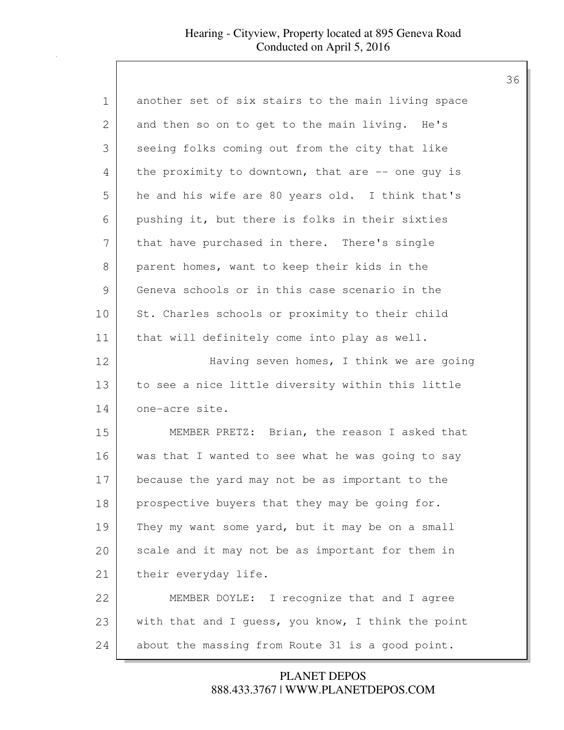another set of six stairs to the main living space and then so on to get to the main living. He's seeing folks coming out from the city that like the proximity to downtown, that are -- one guy is he and his wife are 80 years old. I think that's pushing it, but there is folks in their sixties that have purchased in there. There's single parent homes, want to keep their kids in the Geneva schools or in this case scenario in the St. Charles schools or proximity to their child that will definitely come into play as well.

Having seven homes, I think we are going to see a nice little diversity within this little one-acre site.

MEMBER PRETZ: Brian, the reason I asked that was that I wanted to see what he was going to say because the yard may not be as important to the prospective buyers that they may be going for. They my want some yard, but it may be on a small scale and it may not be as important for them in their everyday life.

MEMBER DOYLE: I recognize that and I agree with that and I guess, you know, I think the point about the massing from Route 31 is a good point.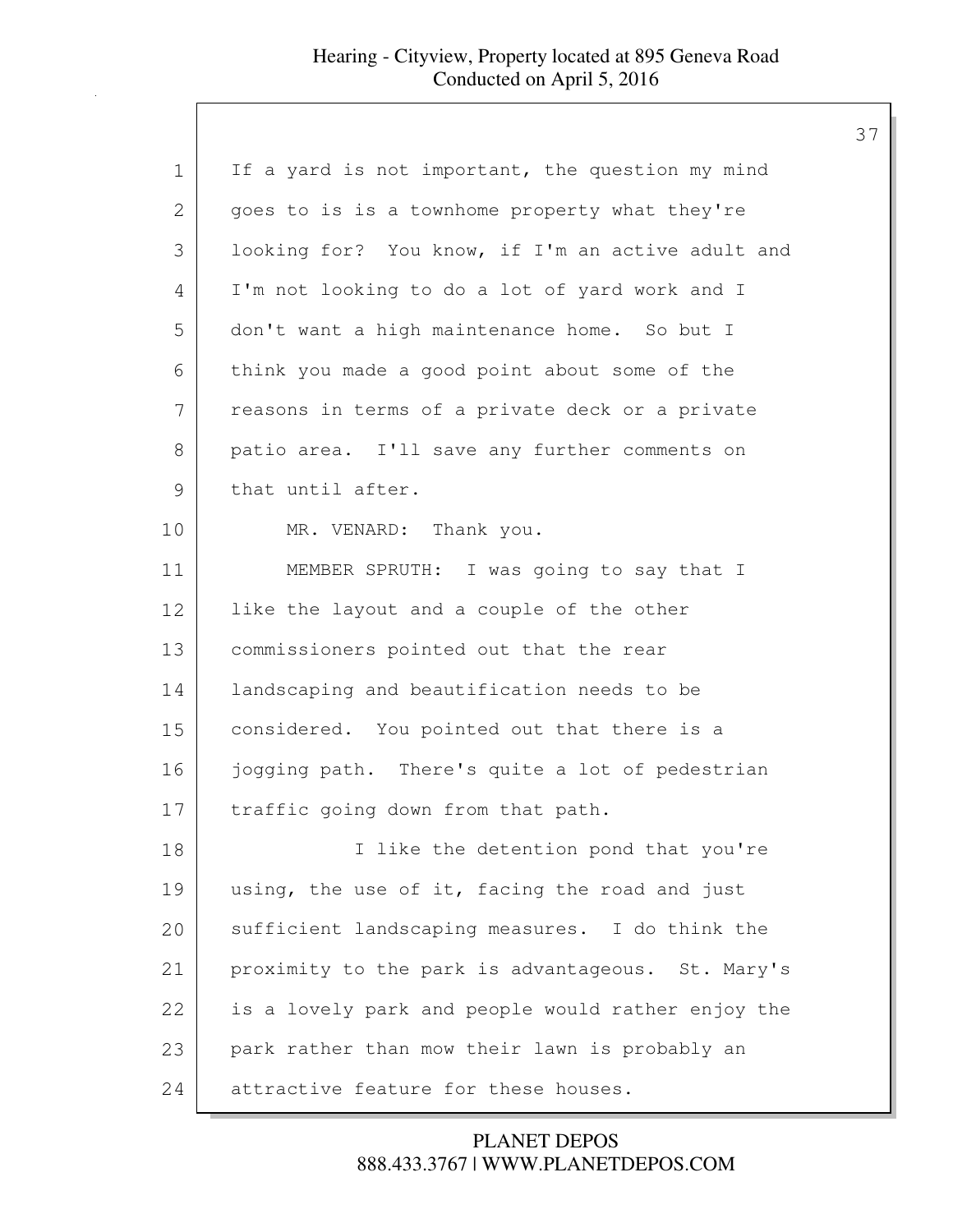If a yard is not important, the question my mind goes to is is a townhome property what they're looking for? You know, if I'm an active adult and I'm not looking to do a lot of yard work and I don't want a high maintenance home. So but I think you made a good point about some of the reasons in terms of a private deck or a private patio area. I'll save any further comments on that until after.

MR. VENARD: Thank you.

MEMBER SPRUTH: I was going to say that I like the layout and a couple of the other commissioners pointed out that the rear landscaping and beautification needs to be considered. You pointed out that there is a jogging path. There's quite a lot of pedestrian traffic going down from that path.

I like the detention pond that you're using, the use of it, facing the road and just sufficient landscaping measures. I do think the proximity to the park is advantageous. St. Mary's is a lovely park and people would rather enjoy the park rather than mow their lawn is probably an attractive feature for these houses.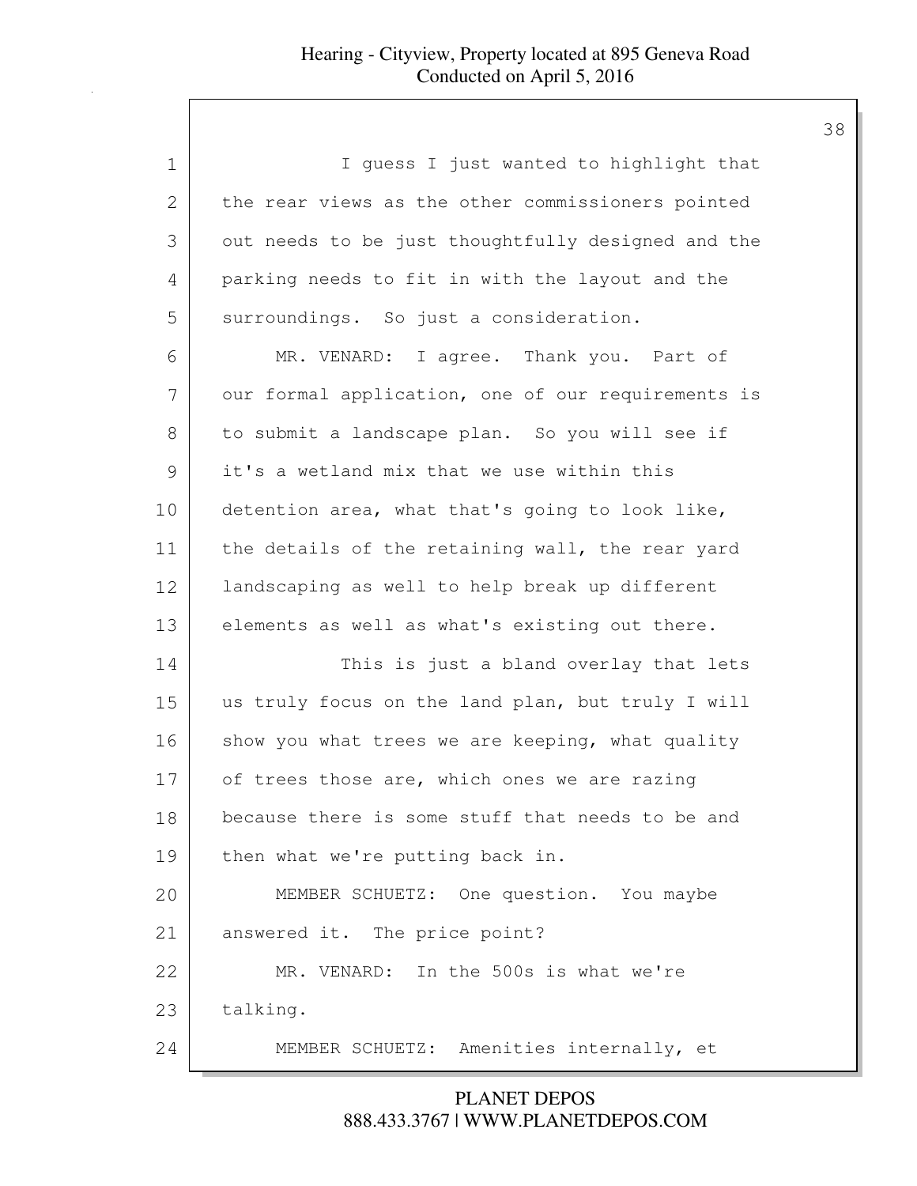I guess I just wanted to highlight that the rear views as the other commissioners pointed out needs to be just thoughtfully designed and the parking needs to fit in with the layout and the surroundings. So just a consideration.

MR. VENARD: I agree. Thank you. Part of our formal application, one of our requirements is to submit a landscape plan. So you will see if it's a wetland mix that we use within this detention area, what that's going to look like, the details of the retaining wall, the rear yard landscaping as well to help break up different elements as well as what's existing out there.

This is just a bland overlay that lets us truly focus on the land plan, but truly I will show you what trees we are keeping, what quality of trees those are, which ones we are razing because there is some stuff that needs to be and then what we're putting back in.

MEMBER SCHUETZ: One question. You maybe answered it. The price point?

MR. VENARD: In the 500s is what we're talking.

MEMBER SCHUETZ: Amenities internally, et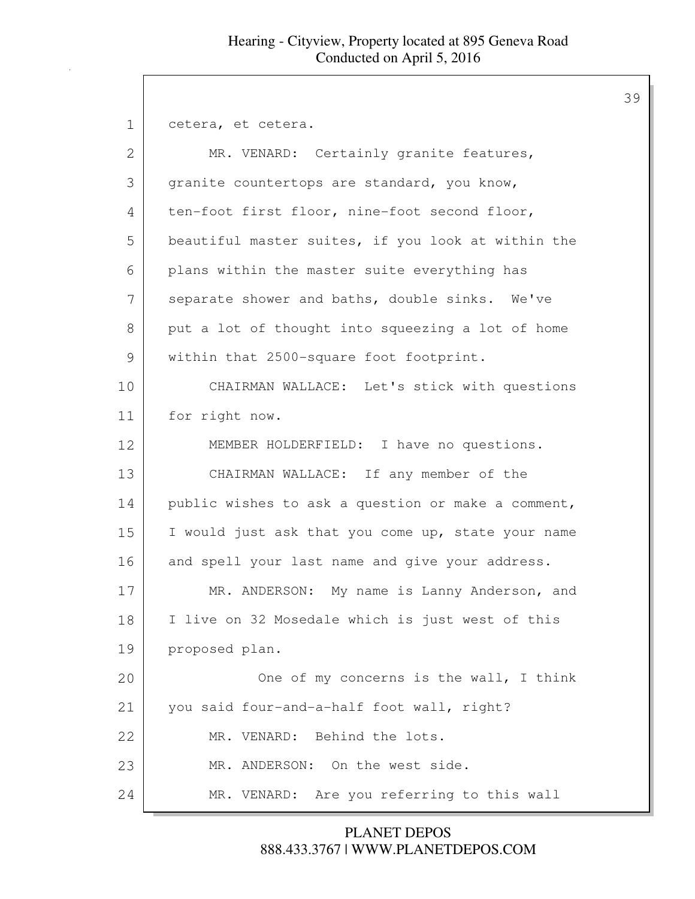cetera, et cetera.

MR. VENARD: Certainly granite features, granite countertops are standard, you know, ten-foot first floor, nine-foot second floor, beautiful master suites, if you look at within the plans within the master suite everything has separate shower and baths, double sinks. We've put a lot of thought into squeezing a lot of home within that 2500-square foot footprint.

CHAIRMAN WALLACE: Let's stick with questions for right now.

MEMBER HOLDERFIELD: I have no questions.

CHAIRMAN WALLACE: If any member of the public wishes to ask a question or make a comment, I would just ask that you come up, state your name and spell your last name and give your address.

MR. ANDERSON: My name is Lanny Anderson, and I live on 32 Mosedale which is just west of this proposed plan.

One of my concerns is the wall, I think you said four-and-a-half foot wall, right?

MR. VENARD: Behind the lots.

MR. ANDERSON: On the west side.

MR. VENARD: Are you referring to this wall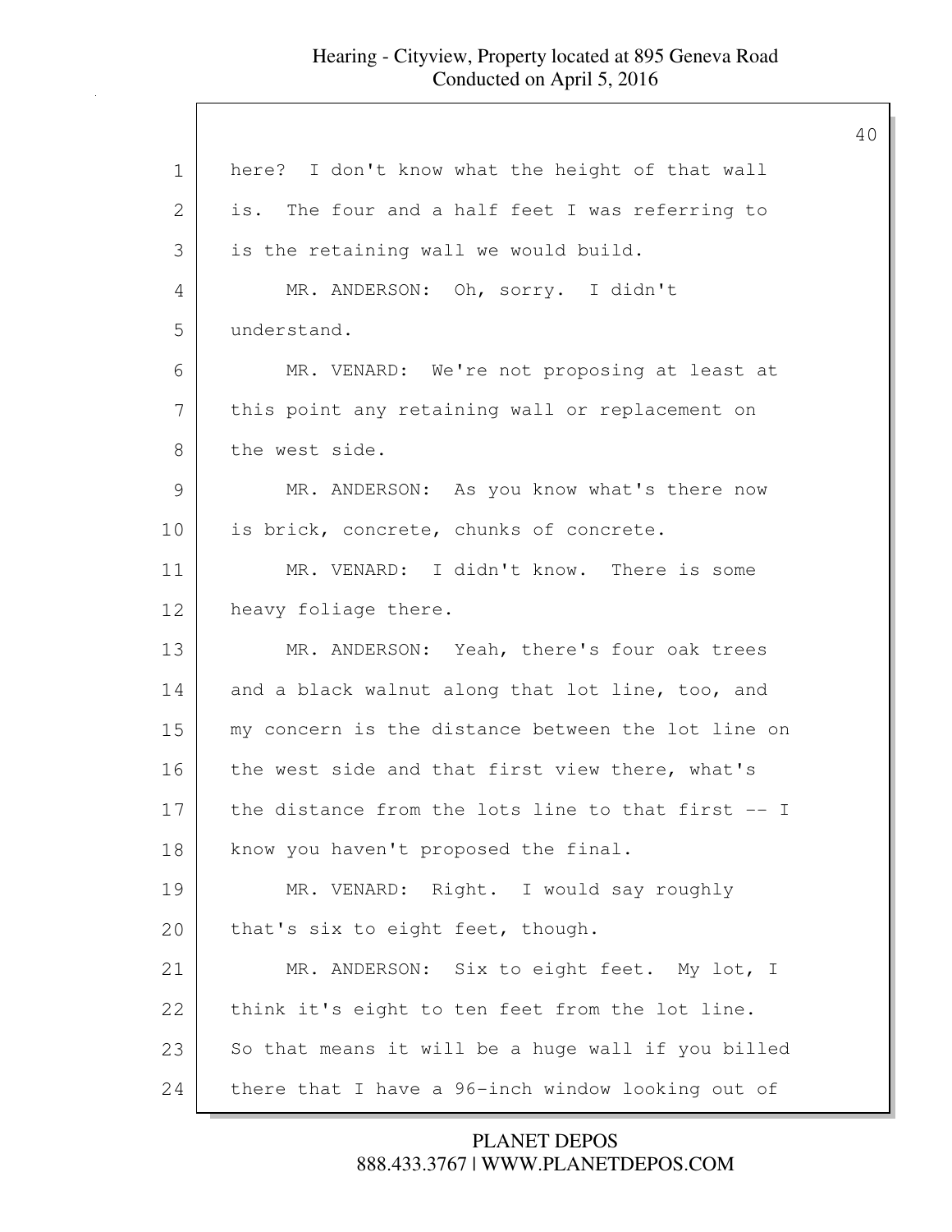here? I don't know what the height of that wall is. The four and a half feet I was referring to is the retaining wall we would build.

MR. ANDERSON: Oh, sorry. I didn't understand.

MR. VENARD: We're not proposing at least at this point any retaining wall or replacement on the west side.

MR. ANDERSON: As you know what's there now is brick, concrete, chunks of concrete.

MR. VENARD: I didn't know. There is some heavy foliage there.

MR. ANDERSON: Yeah, there's four oak trees and a black walnut along that lot line, too, and my concern is the distance between the lot line on the west side and that first view there, what's the distance from the lots line to that first -- I know you haven't proposed the final.

MR. VENARD: Right. I would say roughly that's six to eight feet, though.

MR. ANDERSON: Six to eight feet. My lot, I think it's eight to ten feet from the lot line. So that means it will be a huge wall if you billed there that I have a 96-inch window looking out of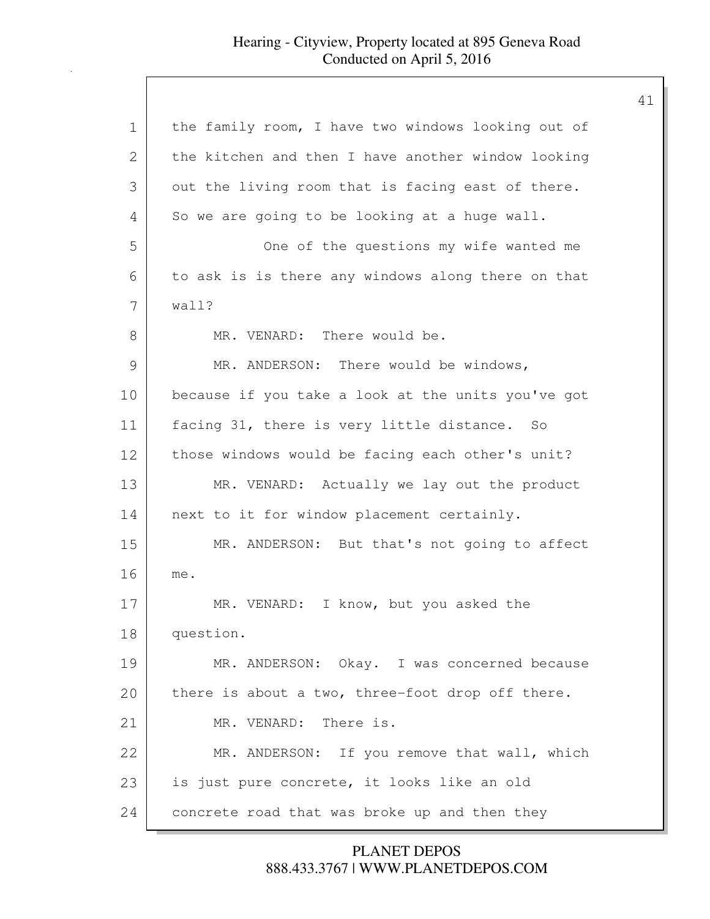the family room, I have two windows looking out of the kitchen and then I have another window looking out the living room that is facing east of there. So we are going to be looking at a huge wall.

One of the questions my wife wanted me to ask is is there any windows along there on that wall?

MR. VENARD: There would be.

MR. ANDERSON: There would be windows, because if you take a look at the units you've got facing 31, there is very little distance. So those windows would be facing each other's unit?

MR. VENARD: Actually we lay out the product next to it for window placement certainly.

MR. ANDERSON: But that's not going to affect me.

MR. VENARD: I know, but you asked the question.

MR. ANDERSON: Okay. I was concerned because there is about a two, three-foot drop off there.

MR. VENARD: There is.

MR. ANDERSON: If you remove that wall, which is just pure concrete, it looks like an old concrete road that was broke up and then they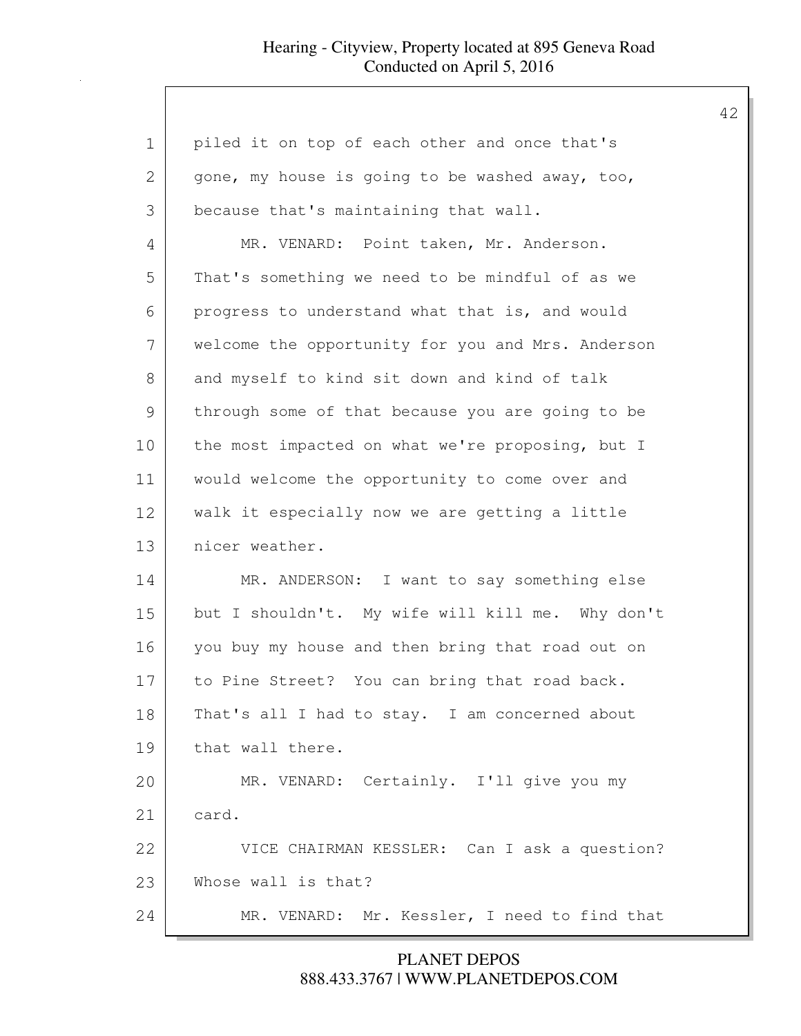piled it on top of each other and once that's gone, my house is going to be washed away, too, because that's maintaining that wall.

MR. VENARD: Point taken, Mr. Anderson. That's something we need to be mindful of as we progress to understand what that is, and would welcome the opportunity for you and Mrs. Anderson and myself to kind sit down and kind of talk through some of that because you are going to be the most impacted on what we're proposing, but I would welcome the opportunity to come over and walk it especially now we are getting a little nicer weather.

MR. ANDERSON: I want to say something else but I shouldn't. My wife will kill me. Why don't you buy my house and then bring that road out on to Pine Street? You can bring that road back. That's all I had to stay. I am concerned about that wall there.

MR. VENARD: Certainly. I'll give you my card.

VICE CHAIRMAN KESSLER: Can I ask a question? Whose wall is that?

MR. VENARD: Mr. Kessler, I need to find that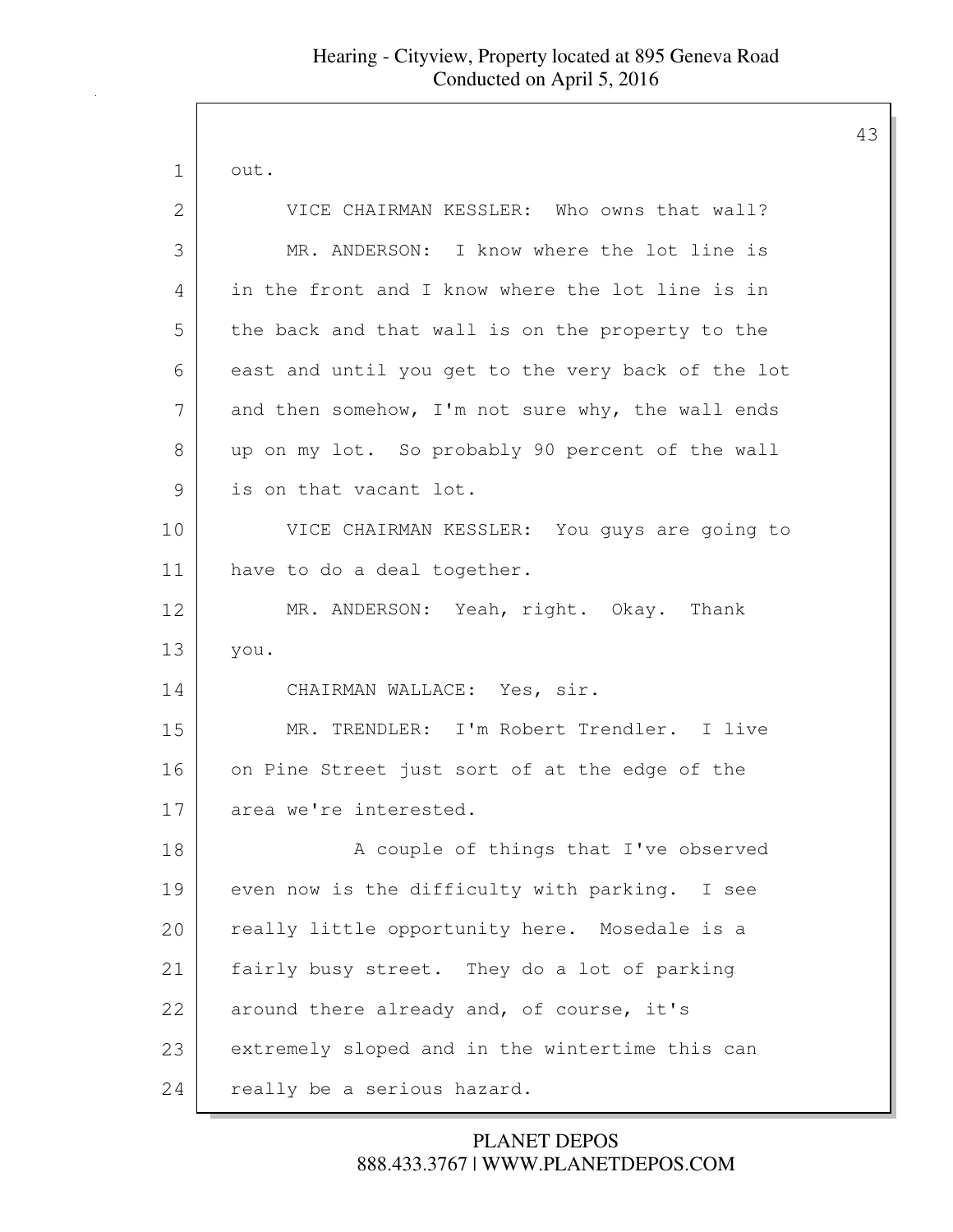out.

VICE CHAIRMAN KESSLER: Who owns that wall?

MR. ANDERSON: I know where the lot line is in the front and I know where the lot line is in the back and that wall is on the property to the east and until you get to the very back of the lot and then somehow, I'm not sure why, the wall ends up on my lot. So probably 90 percent of the wall is on that vacant lot.

VICE CHAIRMAN KESSLER: You guys are going to have to do a deal together.

MR. ANDERSON: Yeah, right. Okay. Thank you.

CHAIRMAN WALLACE: Yes, sir.

MR. TRENDLER: I'm Robert Trendler. I live on Pine Street just sort of at the edge of the area we're interested.

A couple of things that I've observed even now is the difficulty with parking. I see really little opportunity here. Mosedale is a fairly busy street. They do a lot of parking around there already and, of course, it's extremely sloped and in the wintertime this can really be a serious hazard.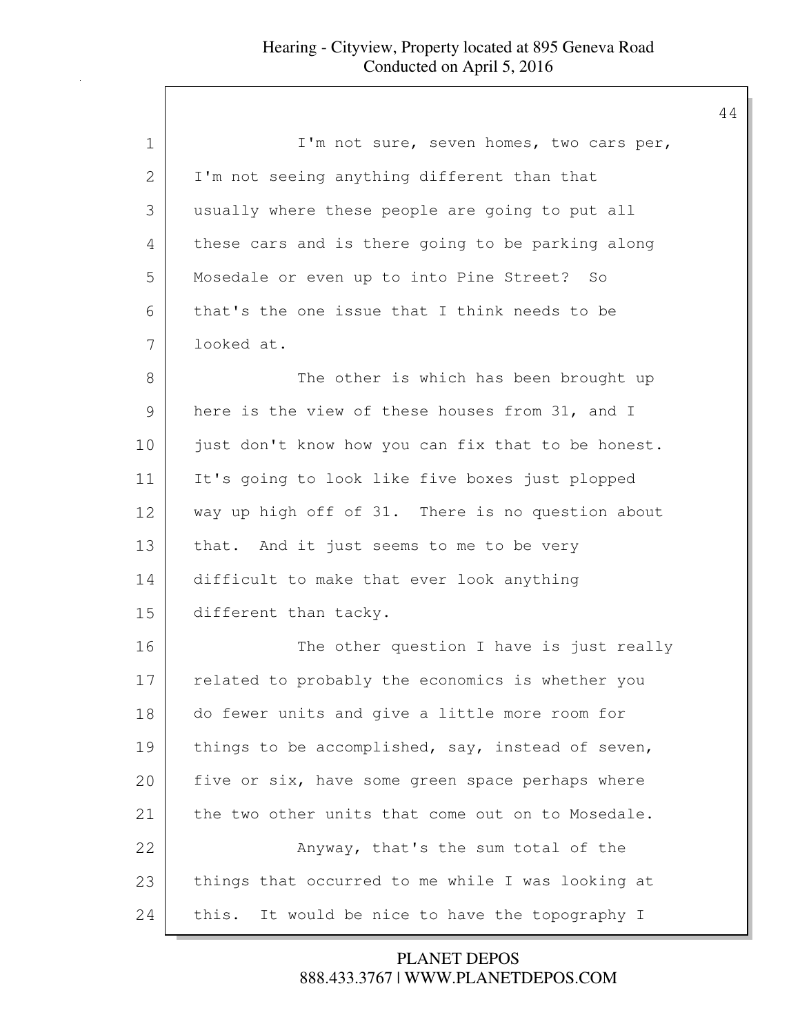I'm not sure, seven homes, two cars per, I'm not seeing anything different than that usually where these people are going to put all these cars and is there going to be parking along Mosedale or even up to into Pine Street? So that's the one issue that I think needs to be looked at.

The other is which has been brought up here is the view of these houses from 31, and I just don't know how you can fix that to be honest. It's going to look like five boxes just plopped way up high off of 31. There is no question about that. And it just seems to me to be very difficult to make that ever look anything different than tacky.

The other question I have is just really related to probably the economics is whether you do fewer units and give a little more room for things to be accomplished, say, instead of seven, five or six, have some green space perhaps where the two other units that come out on to Mosedale.

Anyway, that's the sum total of the things that occurred to me while I was looking at this. It would be nice to have the topography I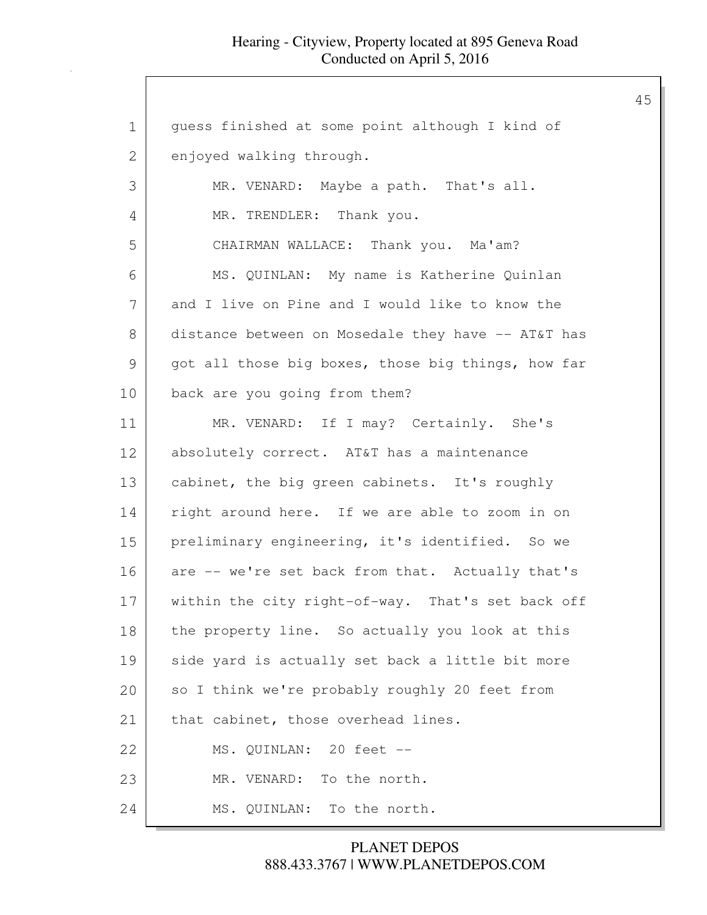1 guess finished at some point although I kind of
2 enjoyed walking through.
3 MR. VENARD: Maybe a path. That's all.
4 MR. TRENDLER: Thank you.
5 CHAIRMAN WALLACE: Thank you. Ma'am?
6 MS. QUINLAN: My name is Katherine Quinlan
7 and I live on Pine and I would like to know the
8 distance between on Mosedale they have -- AT&T has
9 got all those big boxes, those big things, how far
10 back are you going from them?
11 MR. VENARD: If I may? Certainly. She's
12 absolutely correct. AT&T has a maintenance
13 cabinet, the big green cabinets. It's roughly
14 right around here. If we are able to zoom in on
15 preliminary engineering, it's identified. So we
16 are -- we're set back from that. Actually that's
17 within the city right-of-way. That's set back off
18 the property line. So actually you look at this
19 side yard is actually set back a little bit more
20 so I think we're probably roughly 20 feet from
21 that cabinet, those overhead lines.
22 MS. QUINLAN: 20 feet --
23 MR. VENARD: To the north.
24 MS. QUINLAN: To the north.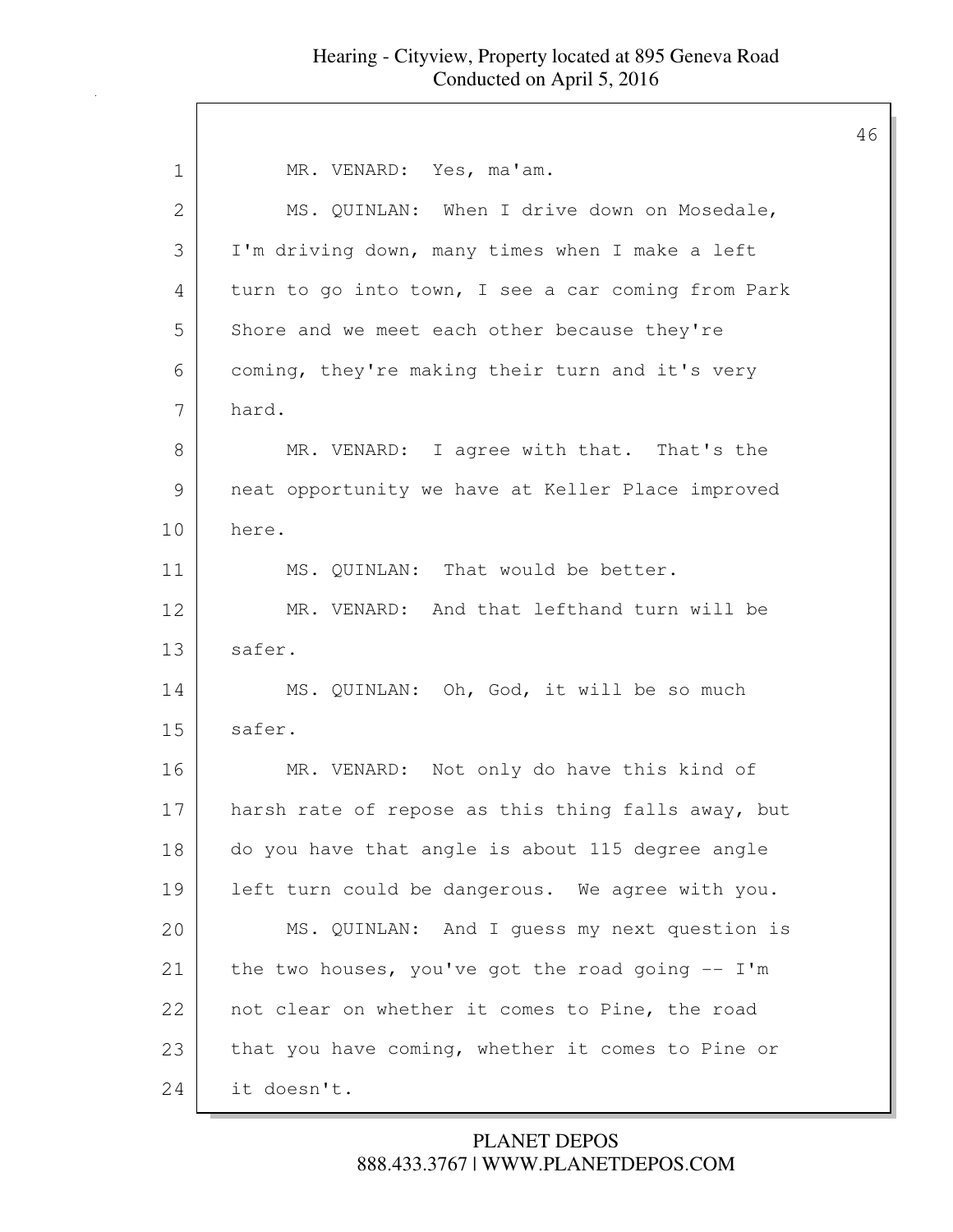MR. VENARD: Yes, ma'am.

MS. QUINLAN: When I drive down on Mosedale, I'm driving down, many times when I make a left turn to go into town, I see a car coming from Park Shore and we meet each other because they're coming, they're making their turn and it's very hard.

MR. VENARD: I agree with that. That's the neat opportunity we have at Keller Place improved here.

MS. QUINLAN: That would be better.

MR. VENARD: And that lefthand turn will be safer.

MS. QUINLAN: Oh, God, it will be so much safer.

MR. VENARD: Not only do have this kind of harsh rate of repose as this thing falls away, but do you have that angle is about 115 degree angle left turn could be dangerous. We agree with you.

MS. QUINLAN: And I guess my next question is the two houses, you've got the road going -- I'm not clear on whether it comes to Pine, the road that you have coming, whether it comes to Pine or it doesn't.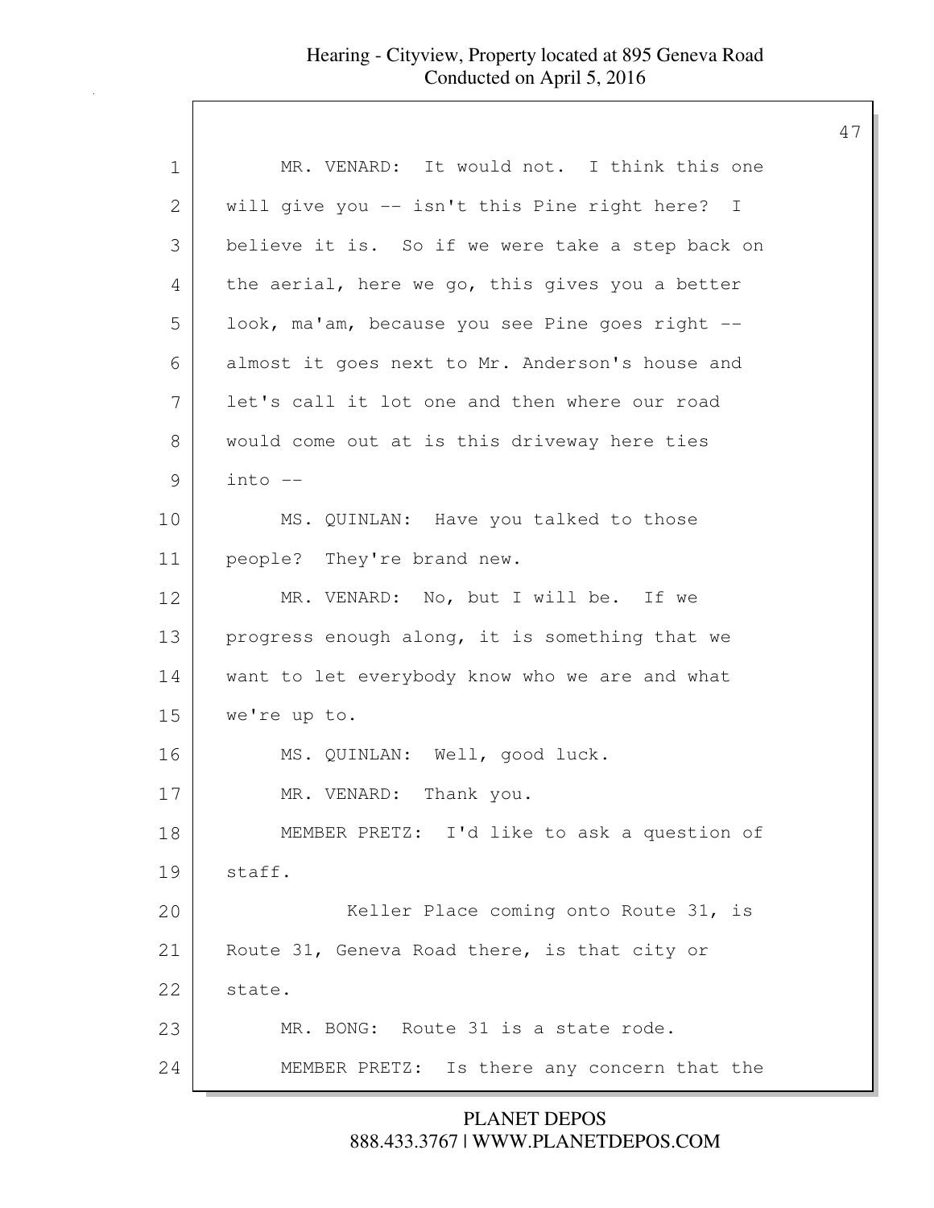MR. VENARD: It would not. I think this one will give you -- isn't this Pine right here? I believe it is. So if we were take a step back on the aerial, here we go, this gives you a better look, ma'am, because you see Pine goes right -- almost it goes next to Mr. Anderson's house and let's call it lot one and then where our road would come out at is this driveway here ties into --

MS. QUINLAN: Have you talked to those people? They're brand new.

MR. VENARD: No, but I will be. If we progress enough along, it is something that we want to let everybody know who we are and what we're up to.

MS. QUINLAN: Well, good luck.

MR. VENARD: Thank you.

MEMBER PRETZ: I'd like to ask a question of staff.

Keller Place coming onto Route 31, is Route 31, Geneva Road there, is that city or state.

MR. BONG: Route 31 is a state rode.

MEMBER PRETZ: Is there any concern that the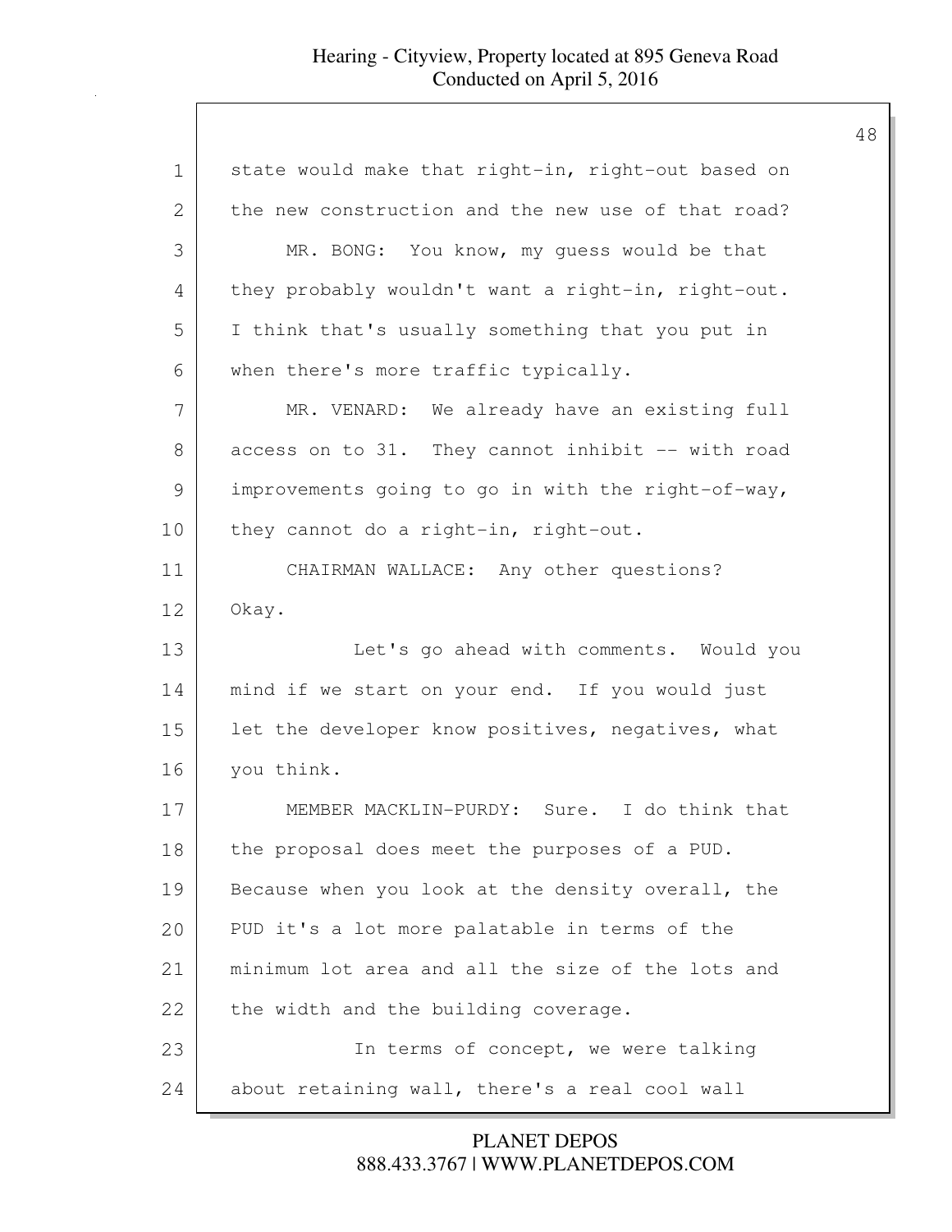1 state would make that right-in, right-out based on
2 the new construction and the new use of that road?
3 MR. BONG: You know, my guess would be that
4 they probably wouldn't want a right-in, right-out.
5 I think that's usually something that you put in
6 when there's more traffic typically.
7 MR. VENARD: We already have an existing full
8 access on to 31. They cannot inhibit -- with road
9 improvements going to go in with the right-of-way,
10 they cannot do a right-in, right-out.
11 CHAIRMAN WALLACE: Any other questions?
12 Okay.
13 Let's go ahead with comments. Would you
14 mind if we start on your end. If you would just
15 let the developer know positives, negatives, what
16 you think.
17 MEMBER MACKLIN-PURDY: Sure. I do think that
18 the proposal does meet the purposes of a PUD.
19 Because when you look at the density overall, the
20 PUD it's a lot more palatable in terms of the
21 minimum lot area and all the size of the lots and
22 the width and the building coverage.
23 In terms of concept, we were talking
24 about retaining wall, there's a real cool wall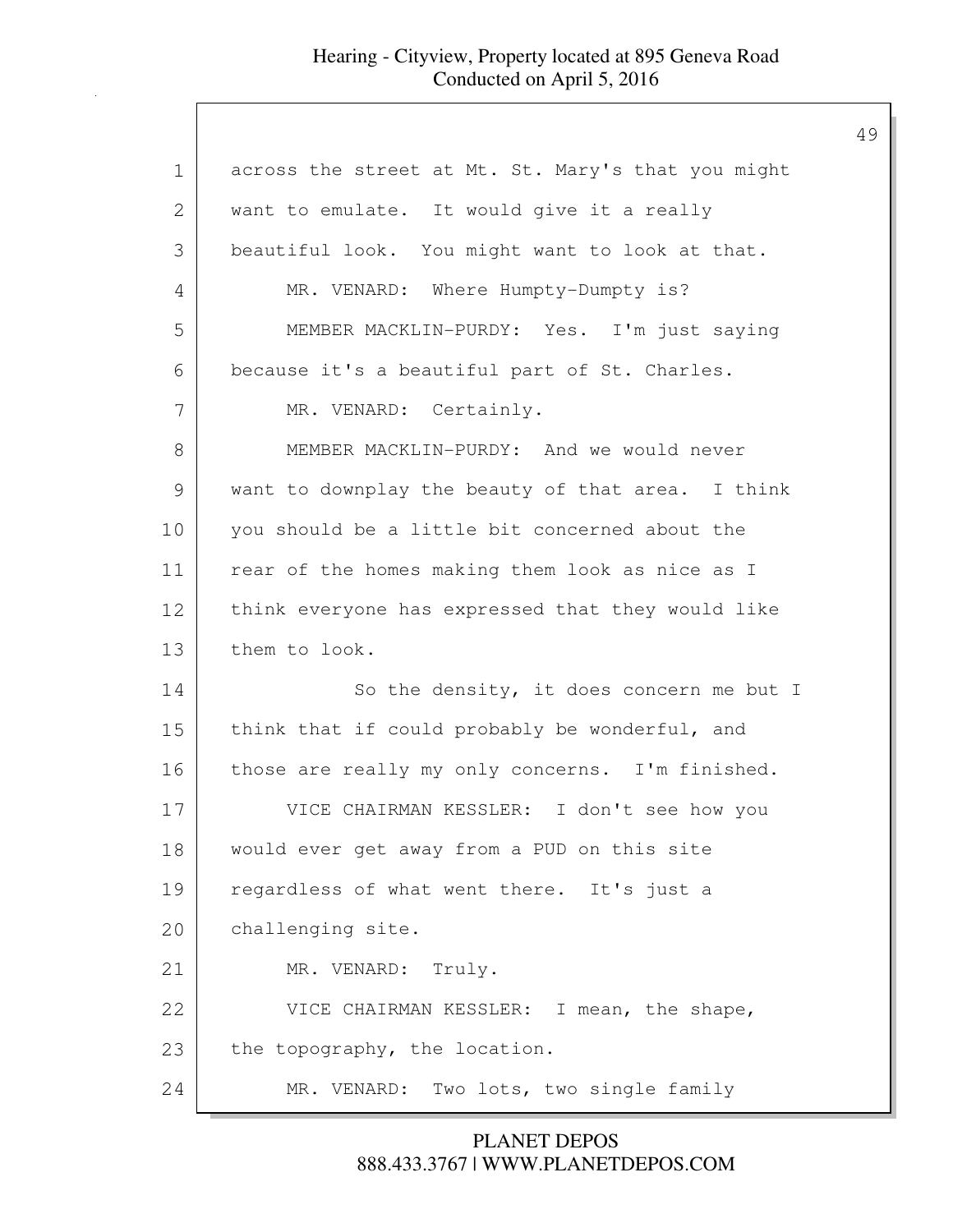across the street at Mt. St. Mary's that you might want to emulate. It would give it a really beautiful look. You might want to look at that.

MR. VENARD: Where Humpty-Dumpty is?

MEMBER MACKLIN-PURDY: Yes. I'm just saying because it's a beautiful part of St. Charles.

MR. VENARD: Certainly.

MEMBER MACKLIN-PURDY: And we would never want to downplay the beauty of that area. I think you should be a little bit concerned about the rear of the homes making them look as nice as I think everyone has expressed that they would like them to look.

So the density, it does concern me but I think that if could probably be wonderful, and those are really my only concerns. I'm finished.

VICE CHAIRMAN KESSLER: I don't see how you would ever get away from a PUD on this site regardless of what went there. It's just a challenging site.

MR. VENARD: Truly.

VICE CHAIRMAN KESSLER: I mean, the shape, the topography, the location.

MR. VENARD: Two lots, two single family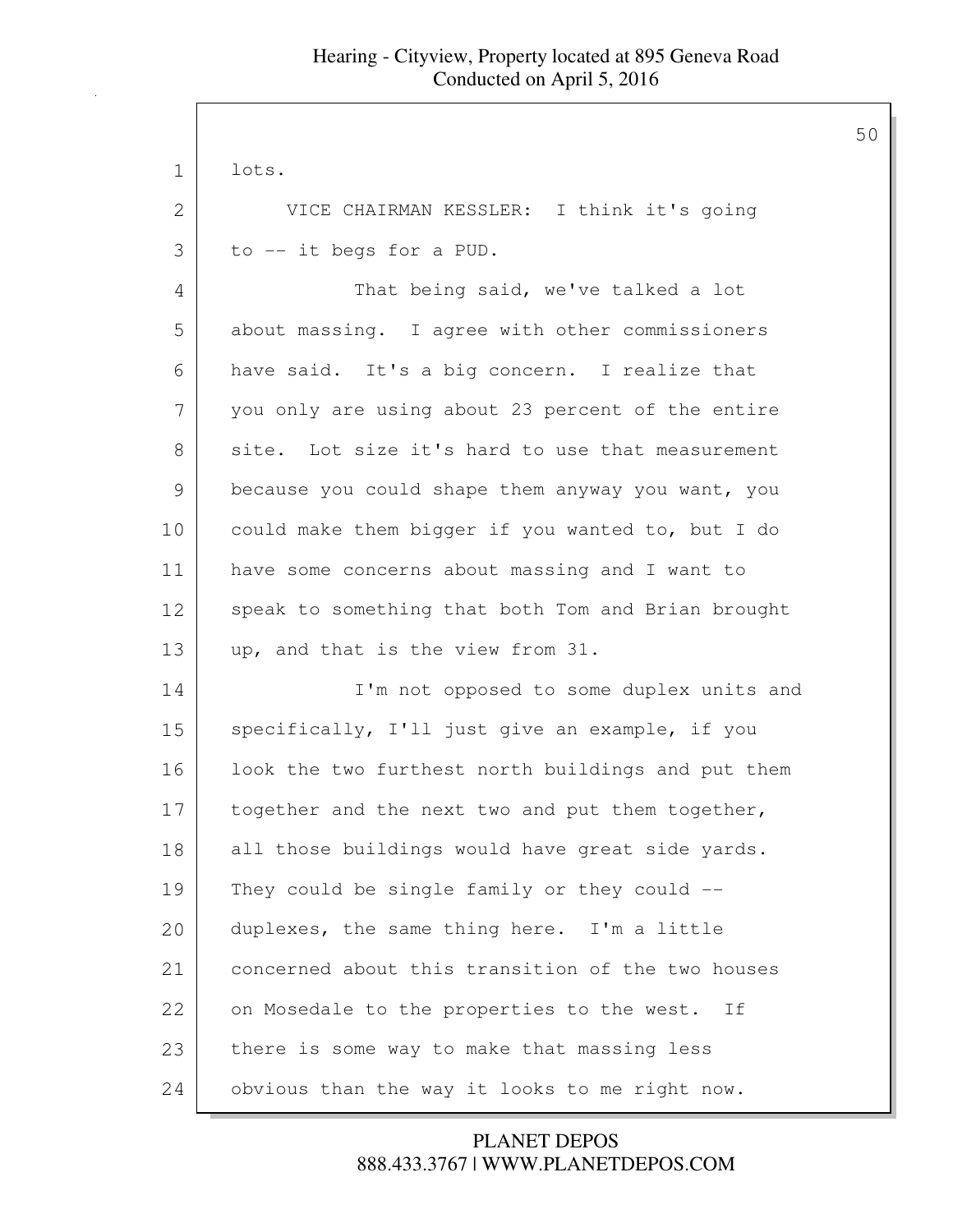lots.

VICE CHAIRMAN KESSLER: I think it's going to -- it begs for a PUD.

That being said, we've talked a lot about massing. I agree with other commissioners have said. It's a big concern. I realize that you only are using about 23 percent of the entire site. Lot size it's hard to use that measurement because you could shape them anyway you want, you could make them bigger if you wanted to, but I do have some concerns about massing and I want to speak to something that both Tom and Brian brought up, and that is the view from 31.

I'm not opposed to some duplex units and specifically, I'll just give an example, if you look the two furthest north buildings and put them together and the next two and put them together, all those buildings would have great side yards. They could be single family or they could -- duplexes, the same thing here. I'm a little concerned about this transition of the two houses on Mosedale to the properties to the west. If there is some way to make that massing less obvious than the way it looks to me right now.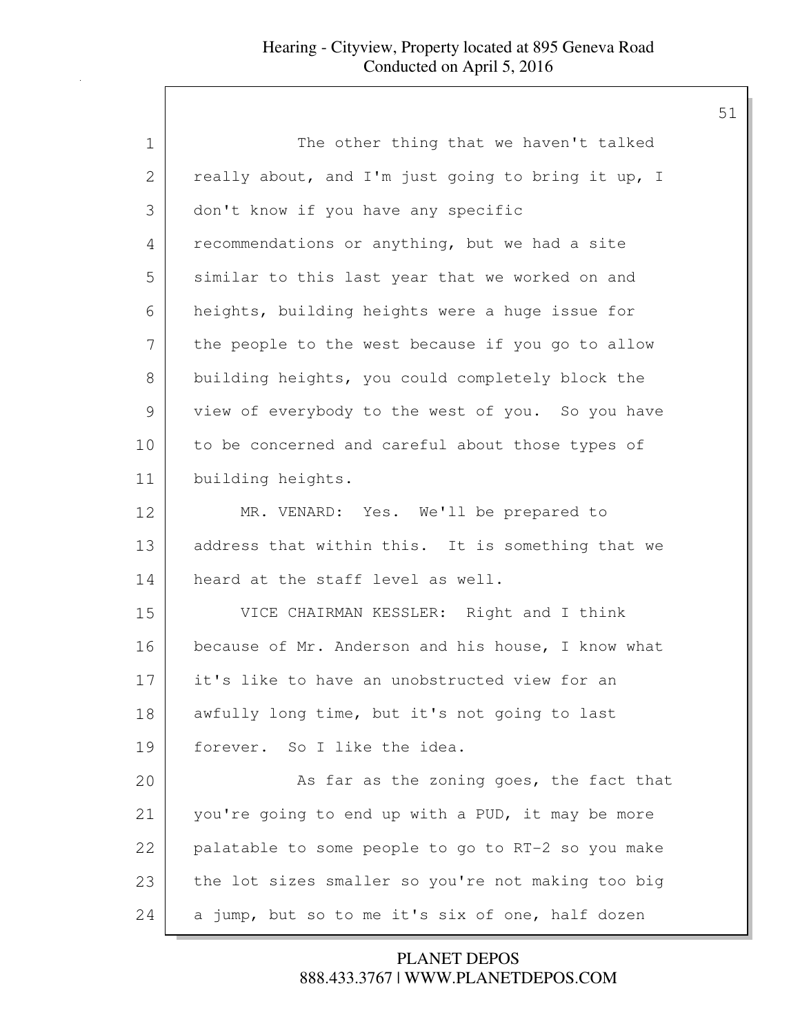The other thing that we haven't talked really about, and I'm just going to bring it up, I don't know if you have any specific recommendations or anything, but we had a site similar to this last year that we worked on and heights, building heights were a huge issue for the people to the west because if you go to allow building heights, you could completely block the view of everybody to the west of you. So you have to be concerned and careful about those types of building heights.

MR. VENARD: Yes. We'll be prepared to address that within this. It is something that we heard at the staff level as well.

VICE CHAIRMAN KESSLER: Right and I think because of Mr. Anderson and his house, I know what it's like to have an unobstructed view for an awfully long time, but it's not going to last forever. So I like the idea.

As far as the zoning goes, the fact that you're going to end up with a PUD, it may be more palatable to some people to go to RT-2 so you make the lot sizes smaller so you're not making too big a jump, but so to me it's six of one, half dozen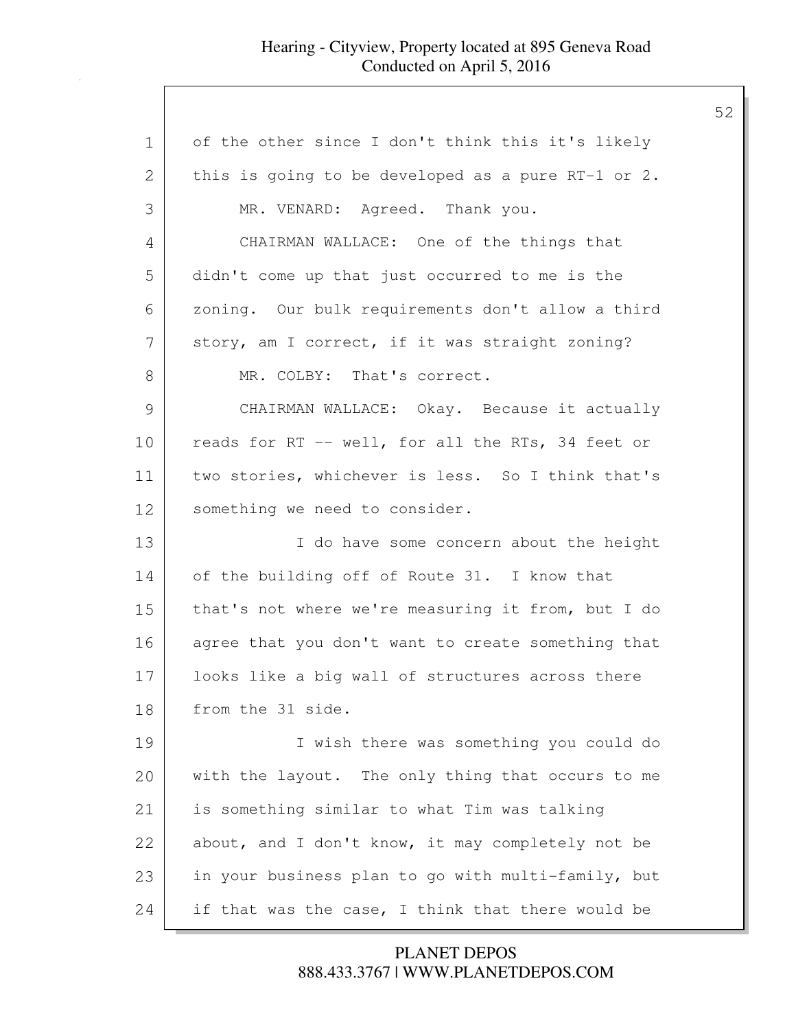of the other since I don't think this it's likely this is going to be developed as a pure RT-1 or 2.

MR. VENARD: Agreed. Thank you.

CHAIRMAN WALLACE: One of the things that didn't come up that just occurred to me is the zoning. Our bulk requirements don't allow a third story, am I correct, if it was straight zoning?

MR. COLBY: That's correct.

CHAIRMAN WALLACE: Okay. Because it actually reads for RT -- well, for all the RTs, 34 feet or two stories, whichever is less. So I think that's something we need to consider.

I do have some concern about the height of the building off of Route 31. I know that that's not where we're measuring it from, but I do agree that you don't want to create something that looks like a big wall of structures across there from the 31 side.

I wish there was something you could do with the layout. The only thing that occurs to me is something similar to what Tim was talking about, and I don't know, it may completely not be in your business plan to go with multi-family, but if that was the case, I think that there would be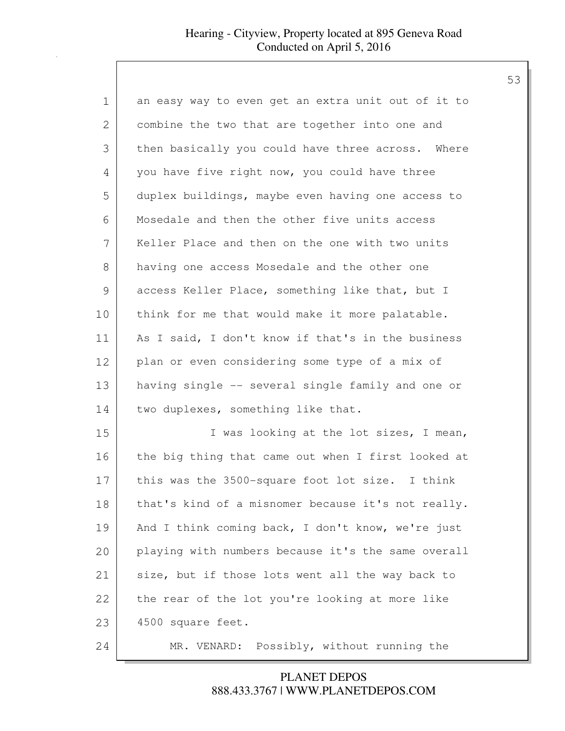an easy way to even get an extra unit out of it to combine the two that are together into one and then basically you could have three across. Where you have five right now, you could have three duplex buildings, maybe even having one access to Mosedale and then the other five units access Keller Place and then on the one with two units having one access Mosedale and the other one access Keller Place, something like that, but I think for me that would make it more palatable. As I said, I don't know if that's in the business plan or even considering some type of a mix of having single -- several single family and one or two duplexes, something like that.

I was looking at the lot sizes, I mean, the big thing that came out when I first looked at this was the 3500-square foot lot size. I think that's kind of a misnomer because it's not really. And I think coming back, I don't know, we're just playing with numbers because it's the same overall size, but if those lots went all the way back to the rear of the lot you're looking at more like 4500 square feet.

MR. VENARD: Possibly, without running the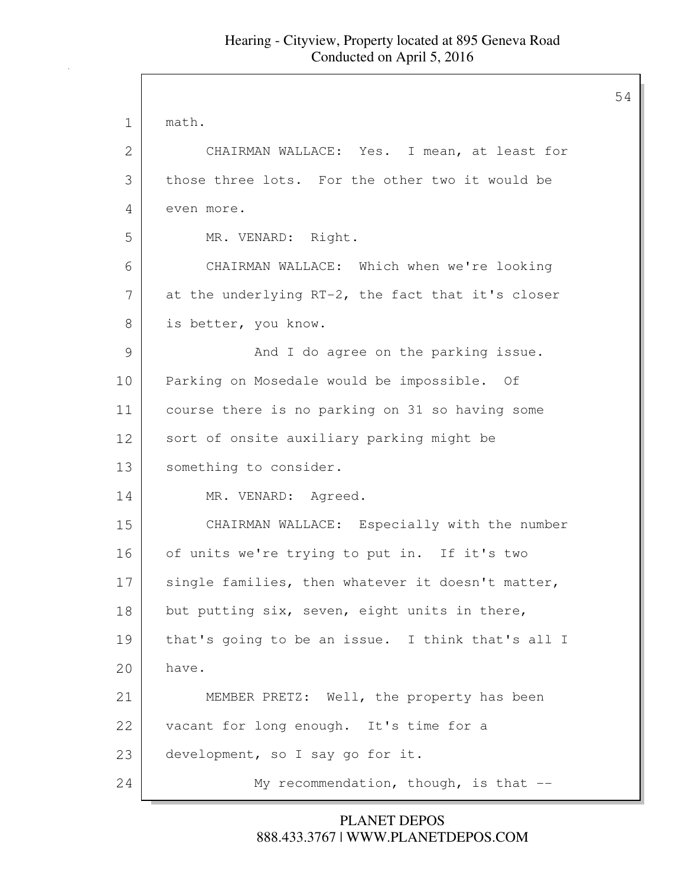math.

CHAIRMAN WALLACE: Yes. I mean, at least for those three lots. For the other two it would be even more.

MR. VENARD: Right.

CHAIRMAN WALLACE: Which when we're looking at the underlying RT-2, the fact that it's closer is better, you know.

And I do agree on the parking issue. Parking on Mosedale would be impossible. Of course there is no parking on 31 so having some sort of onsite auxiliary parking might be something to consider.

MR. VENARD: Agreed.

CHAIRMAN WALLACE: Especially with the number of units we're trying to put in. If it's two single families, then whatever it doesn't matter, but putting six, seven, eight units in there, that's going to be an issue. I think that's all I have.

MEMBER PRETZ: Well, the property has been vacant for long enough. It's time for a development, so I say go for it.

My recommendation, though, is that --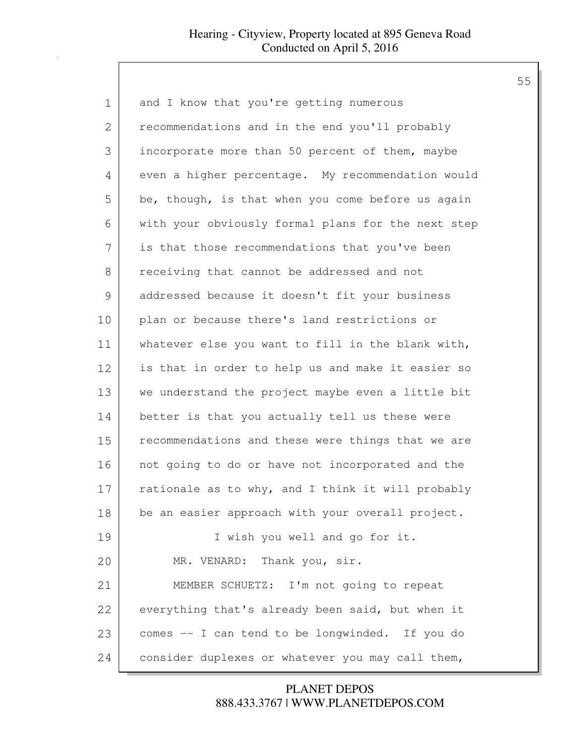and I know that you're getting numerous recommendations and in the end you'll probably incorporate more than 50 percent of them, maybe even a higher percentage. My recommendation would be, though, is that when you come before us again with your obviously formal plans for the next step is that those recommendations that you've been receiving that cannot be addressed and not addressed because it doesn't fit your business plan or because there's land restrictions or whatever else you want to fill in the blank with, is that in order to help us and make it easier so we understand the project maybe even a little bit better is that you actually tell us these were recommendations and these were things that we are not going to do or have not incorporated and the rationale as to why, and I think it will probably be an easier approach with your overall project.

I wish you well and go for it.

MR. VENARD: Thank you, sir.

MEMBER SCHUETZ: I'm not going to repeat everything that's already been said, but when it comes -- I can tend to be longwinded. If you do consider duplexes or whatever you may call them,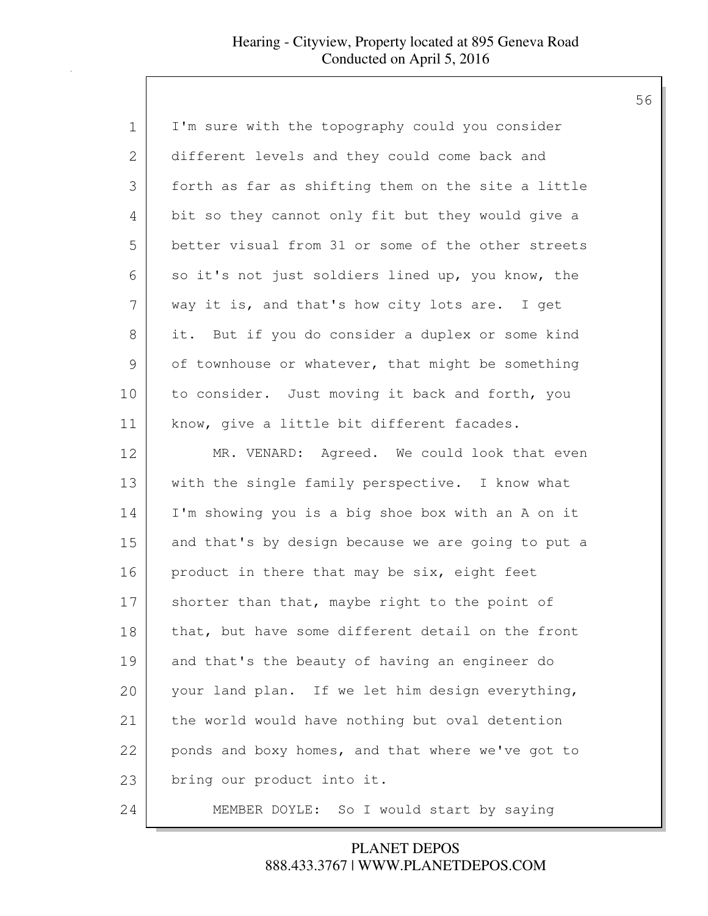I'm sure with the topography could you consider different levels and they could come back and forth as far as shifting them on the site a little bit so they cannot only fit but they would give a better visual from 31 or some of the other streets so it's not just soldiers lined up, you know, the way it is, and that's how city lots are. I get it. But if you do consider a duplex or some kind of townhouse or whatever, that might be something to consider. Just moving it back and forth, you know, give a little bit different facades.

MR. VENARD: Agreed. We could look that even with the single family perspective. I know what I'm showing you is a big shoe box with an A on it and that's by design because we are going to put a product in there that may be six, eight feet shorter than that, maybe right to the point of that, but have some different detail on the front and that's the beauty of having an engineer do your land plan. If we let him design everything, the world would have nothing but oval detention ponds and boxy homes, and that where we've got to bring our product into it.

MEMBER DOYLE: So I would start by saying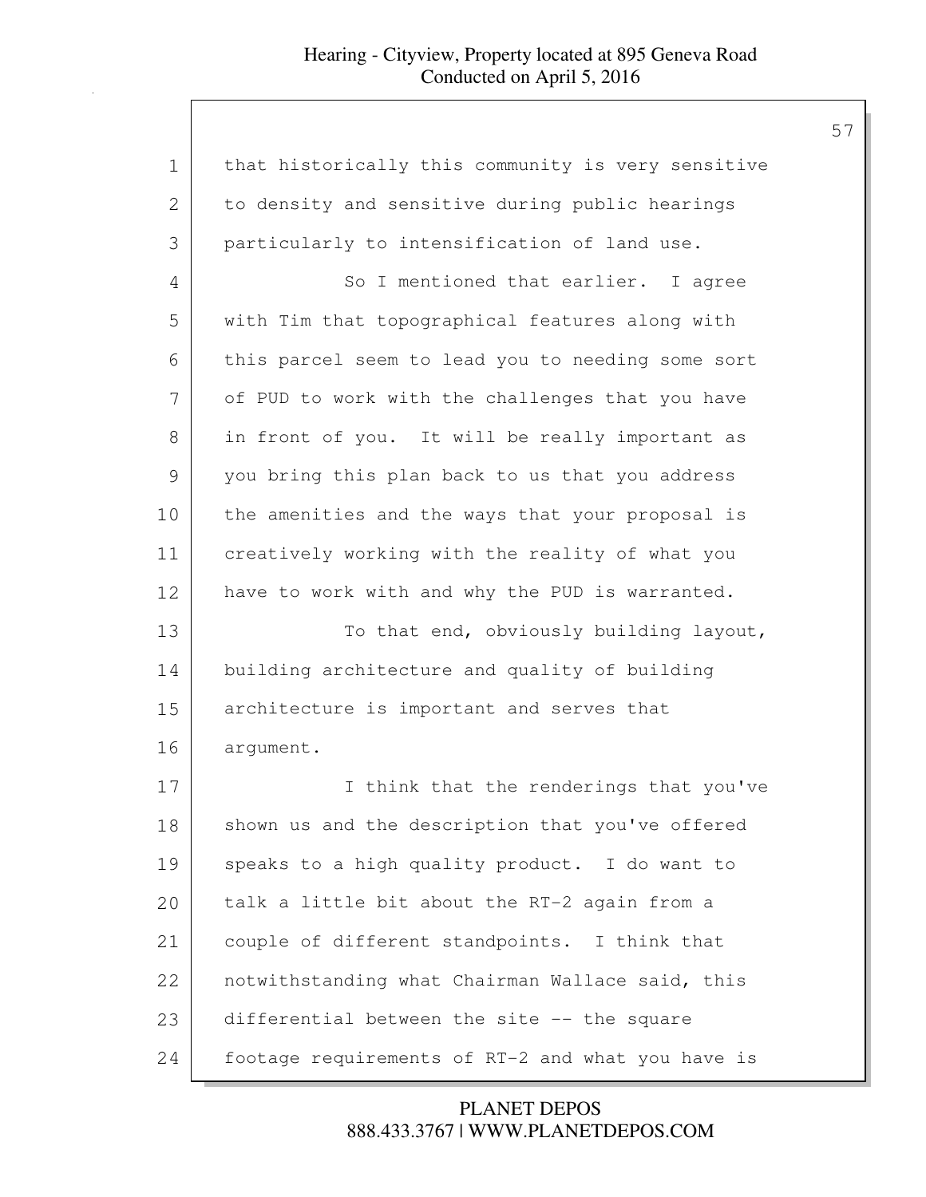that historically this community is very sensitive to density and sensitive during public hearings particularly to intensification of land use.

So I mentioned that earlier. I agree with Tim that topographical features along with this parcel seem to lead you to needing some sort of PUD to work with the challenges that you have in front of you. It will be really important as you bring this plan back to us that you address the amenities and the ways that your proposal is creatively working with the reality of what you have to work with and why the PUD is warranted.

To that end, obviously building layout, building architecture and quality of building architecture is important and serves that argument.

I think that the renderings that you've shown us and the description that you've offered speaks to a high quality product. I do want to talk a little bit about the RT-2 again from a couple of different standpoints. I think that notwithstanding what Chairman Wallace said, this differential between the site -- the square footage requirements of RT-2 and what you have is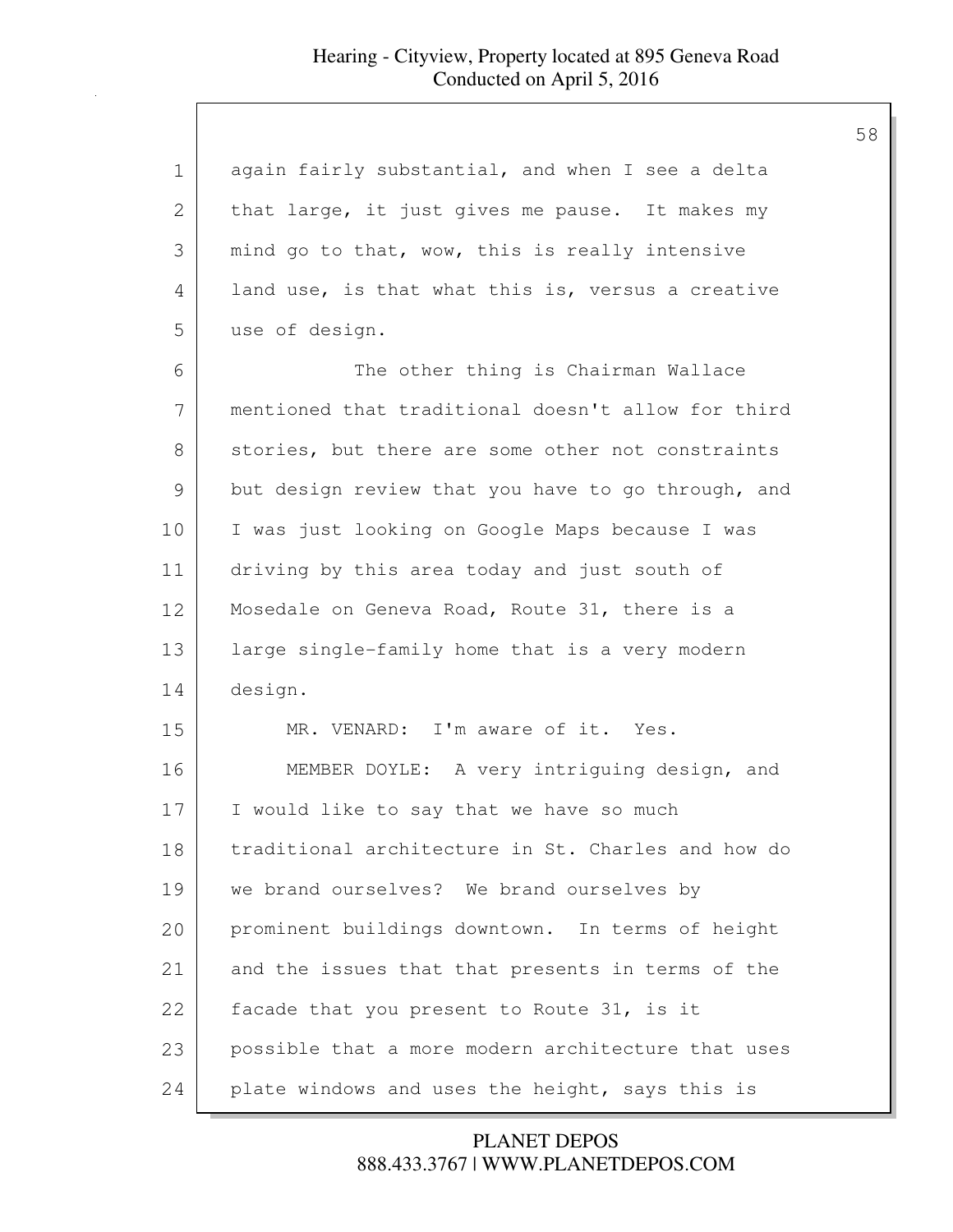again fairly substantial, and when I see a delta that large, it just gives me pause. It makes my mind go to that, wow, this is really intensive land use, is that what this is, versus a creative use of design.

The other thing is Chairman Wallace mentioned that traditional doesn't allow for third stories, but there are some other not constraints but design review that you have to go through, and I was just looking on Google Maps because I was driving by this area today and just south of Mosedale on Geneva Road, Route 31, there is a large single-family home that is a very modern design.

MR. VENARD: I'm aware of it. Yes.

MEMBER DOYLE: A very intriguing design, and I would like to say that we have so much traditional architecture in St. Charles and how do we brand ourselves? We brand ourselves by prominent buildings downtown. In terms of height and the issues that that presents in terms of the facade that you present to Route 31, is it possible that a more modern architecture that uses plate windows and uses the height, says this is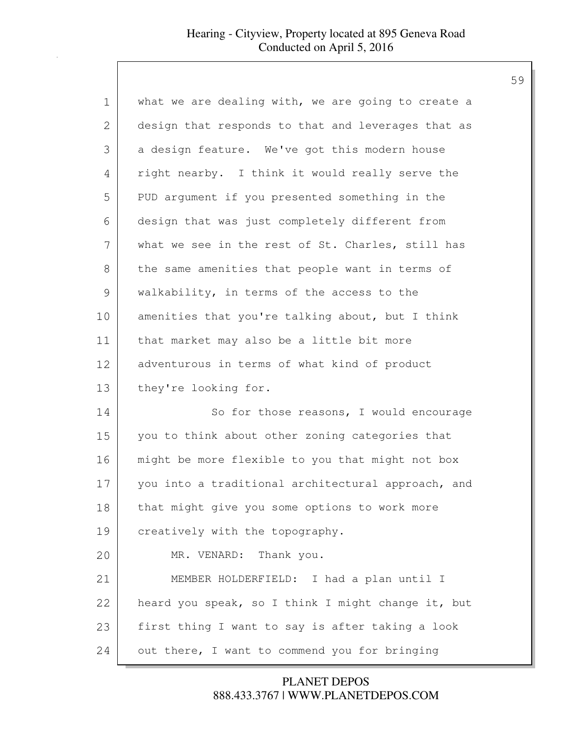what we are dealing with, we are going to create a design that responds to that and leverages that as a design feature. We've got this modern house right nearby. I think it would really serve the PUD argument if you presented something in the design that was just completely different from what we see in the rest of St. Charles, still has the same amenities that people want in terms of walkability, in terms of the access to the amenities that you're talking about, but I think that market may also be a little bit more adventurous in terms of what kind of product they're looking for.

So for those reasons, I would encourage you to think about other zoning categories that might be more flexible to you that might not box you into a traditional architectural approach, and that might give you some options to work more creatively with the topography.

MR. VENARD: Thank you.

MEMBER HOLDERFIELD: I had a plan until I heard you speak, so I think I might change it, but first thing I want to say is after taking a look out there, I want to commend you for bringing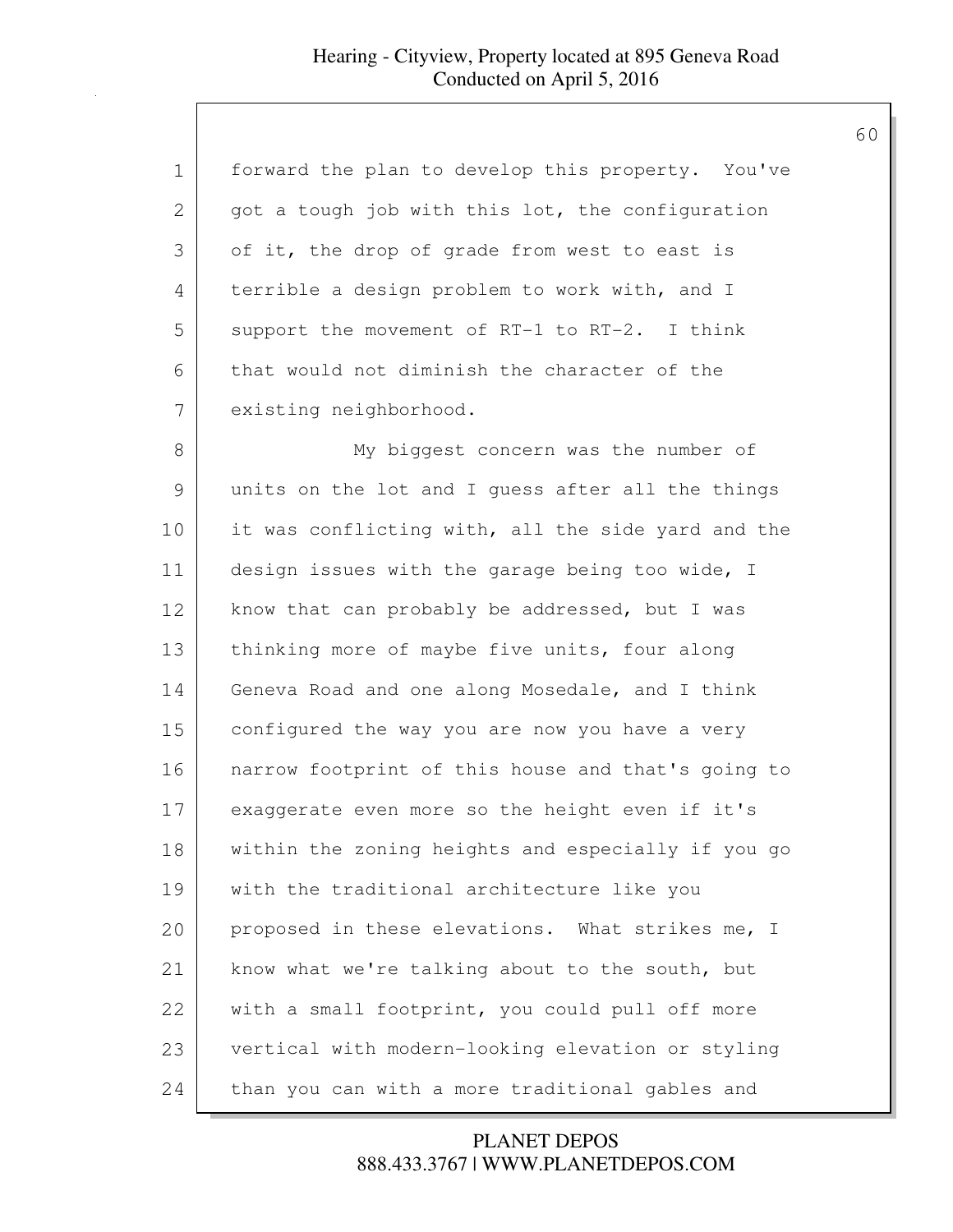forward the plan to develop this property. You've got a tough job with this lot, the configuration of it, the drop of grade from west to east is terrible a design problem to work with, and I support the movement of RT-1 to RT-2. I think that would not diminish the character of the existing neighborhood.

My biggest concern was the number of units on the lot and I guess after all the things it was conflicting with, all the side yard and the design issues with the garage being too wide, I know that can probably be addressed, but I was thinking more of maybe five units, four along Geneva Road and one along Mosedale, and I think configured the way you are now you have a very narrow footprint of this house and that's going to exaggerate even more so the height even if it's within the zoning heights and especially if you go with the traditional architecture like you proposed in these elevations. What strikes me, I know what we're talking about to the south, but with a small footprint, you could pull off more vertical with modern-looking elevation or styling than you can with a more traditional gables and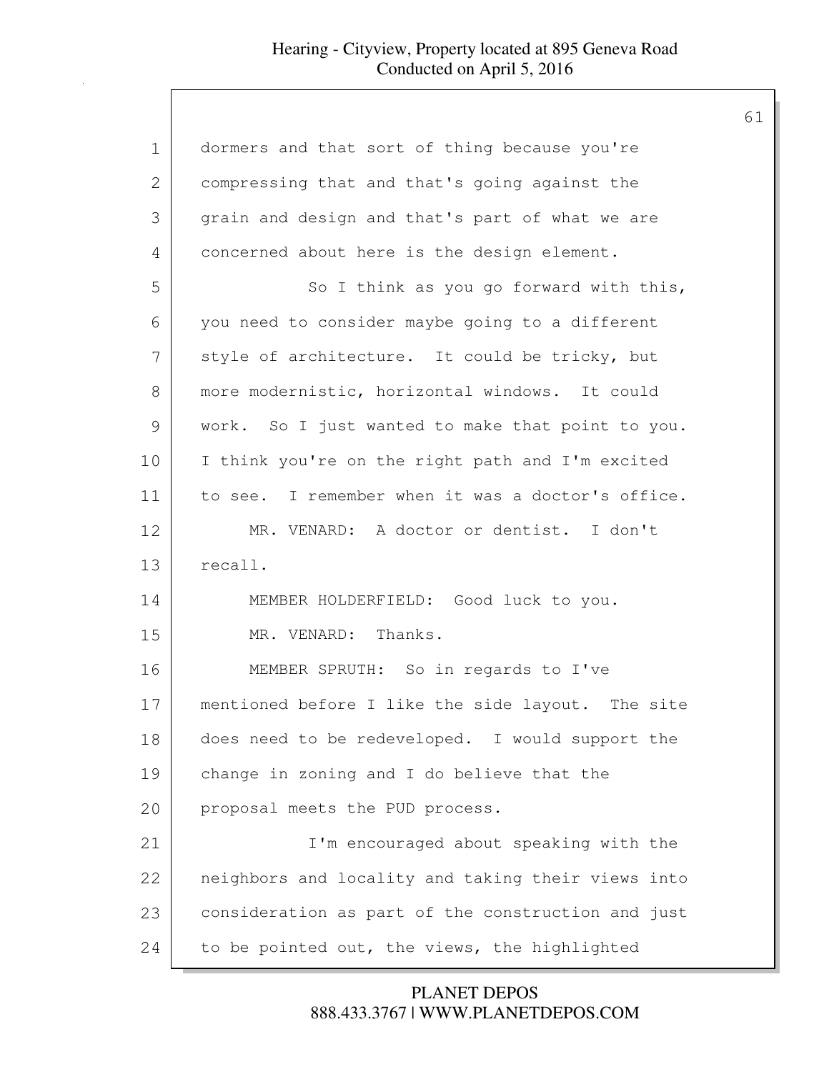dormers and that sort of thing because you're compressing that and that's going against the grain and design and that's part of what we are concerned about here is the design element.

So I think as you go forward with this, you need to consider maybe going to a different style of architecture. It could be tricky, but more modernistic, horizontal windows. It could work. So I just wanted to make that point to you. I think you're on the right path and I'm excited to see. I remember when it was a doctor's office.

MR. VENARD: A doctor or dentist. I don't recall.

MEMBER HOLDERFIELD: Good luck to you.

MR. VENARD: Thanks.

MEMBER SPRUTH: So in regards to I've mentioned before I like the side layout. The site does need to be redeveloped. I would support the change in zoning and I do believe that the proposal meets the PUD process.

I'm encouraged about speaking with the neighbors and locality and taking their views into consideration as part of the construction and just to be pointed out, the views, the highlighted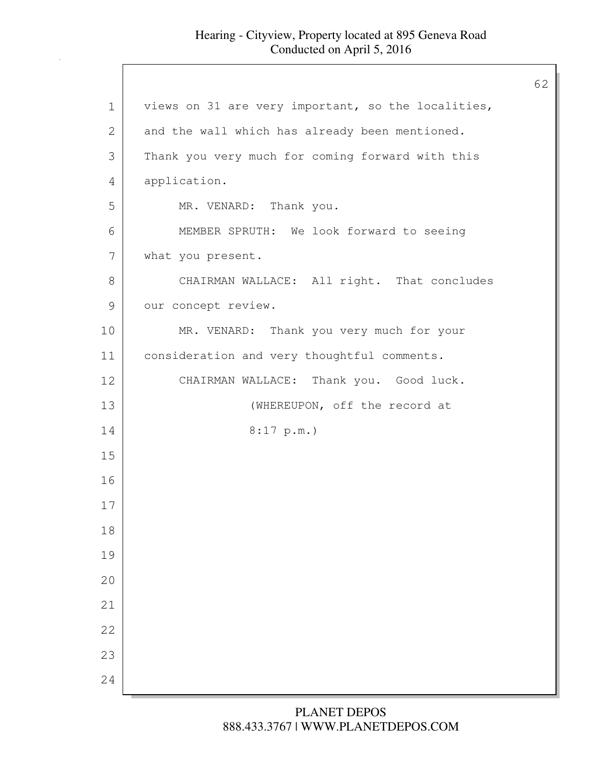views on 31 are very important, so the localities, and the wall which has already been mentioned. Thank you very much for coming forward with this application.

MR. VENARD: Thank you.

MEMBER SPRUTH: We look forward to seeing what you present.

CHAIRMAN WALLACE: All right. That concludes our concept review.

MR. VENARD: Thank you very much for your consideration and very thoughtful comments.

CHAIRMAN WALLACE: Thank you. Good luck.

(WHEREUPON, off the record at 8:17 p.m.)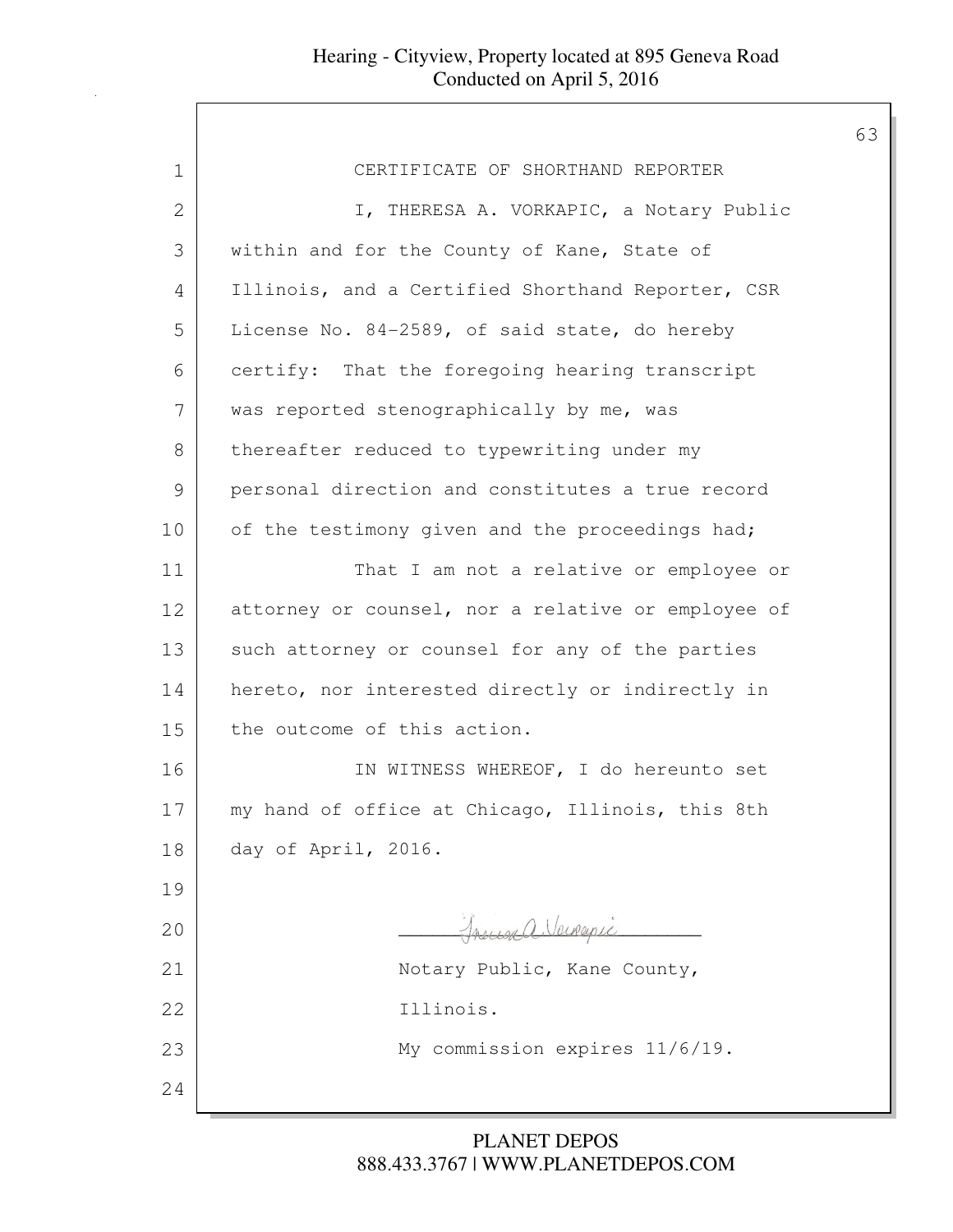# CERTIFICATE OF SHORTHAND REPORTER

I, THERESA A. VORKAPIC, a Notary Public within and for the County of Kane, State of Illinois, and a Certified Shorthand Reporter, CSR License No. 84-2589, of said state, do hereby certify: That the foregoing hearing transcript was reported stenographically by me, was thereafter reduced to typewriting under my personal direction and constitutes a true record of the testimony given and the proceedings had;

That I am not a relative or employee or attorney or counsel, nor a relative or employee of such attorney or counsel for any of the parties hereto, nor interested directly or indirectly in the outcome of this action.

IN WITNESS WHEREOF, I do hereunto set my hand of office at Chicago, Illinois, this 8th day of April, 2016.

Theresa A. Vorkapic

Notary Public, Kane County,
Illinois.
My commission expires 11/6/19.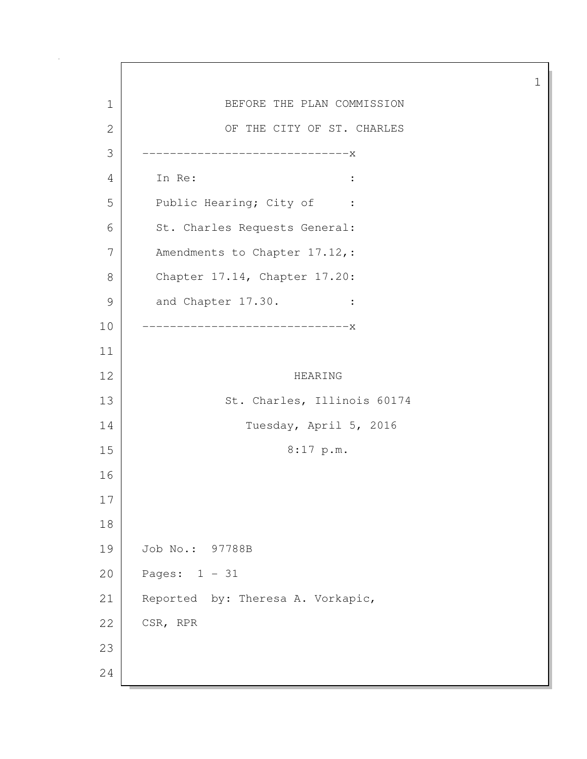BEFORE THE PLAN COMMISSION

OF THE CITY OF ST. CHARLES

```
------------------------------x
 In Re:                      :
 Public Hearing; City of     :
 St. Charles Requests General:
 Amendments to Chapter 17.12,:
 Chapter 17.14, Chapter 17.20:
 and Chapter 17.30.          :
------------------------------x
```

HEARING

St. Charles, Illinois 60174

Tuesday, April 5, 2016

8:17 p.m.

Job No.: 97788B

Pages: 1 - 31

Reported by: Theresa A. Vorkapic,

CSR, RPR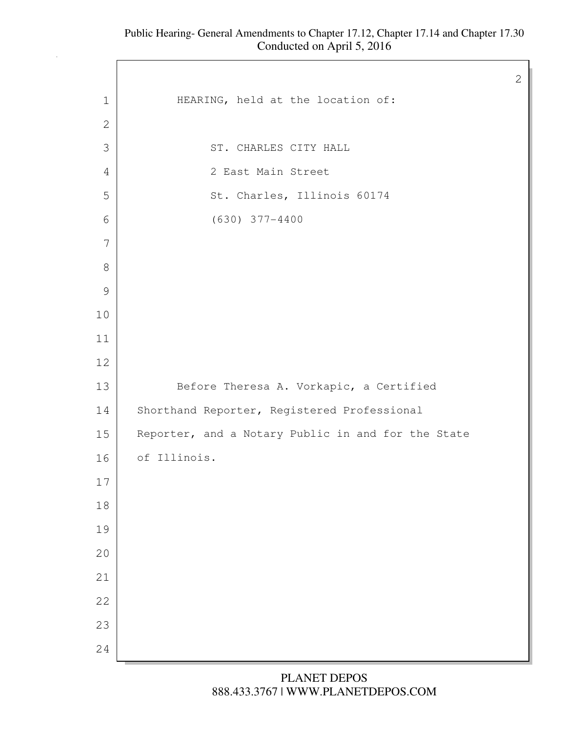HEARING, held at the location of:

ST. CHARLES CITY HALL
2 East Main Street
St. Charles, Illinois 60174
(630) 377-4400

Before Theresa A. Vorkapic, a Certified Shorthand Reporter, Registered Professional Reporter, and a Notary Public in and for the State of Illinois.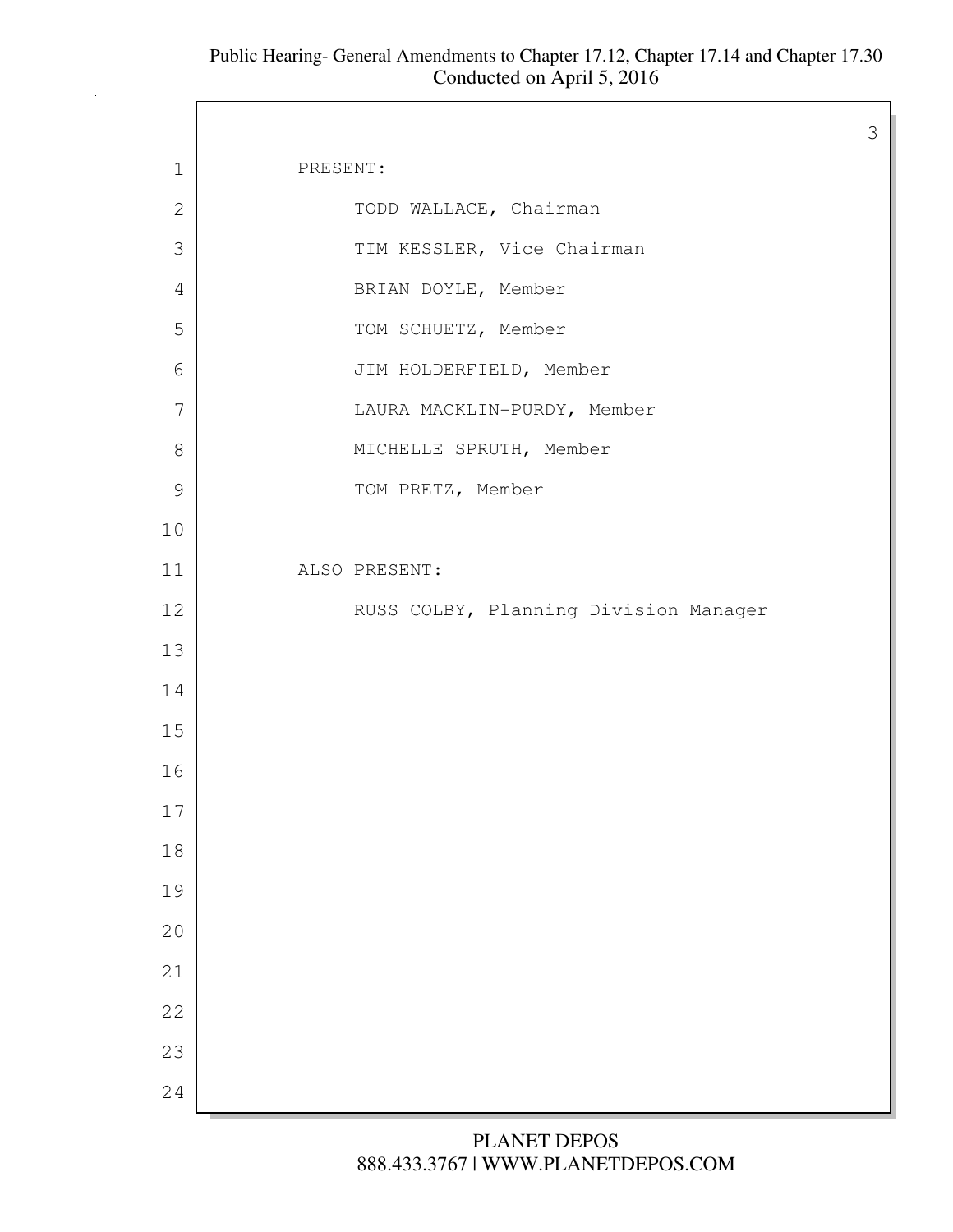PRESENT:

TODD WALLACE, Chairman

TIM KESSLER, Vice Chairman

BRIAN DOYLE, Member

TOM SCHUETZ, Member

JIM HOLDERFIELD, Member

LAURA MACKLIN-PURDY, Member

MICHELLE SPRUTH, Member

TOM PRETZ, Member

ALSO PRESENT:

RUSS COLBY, Planning Division Manager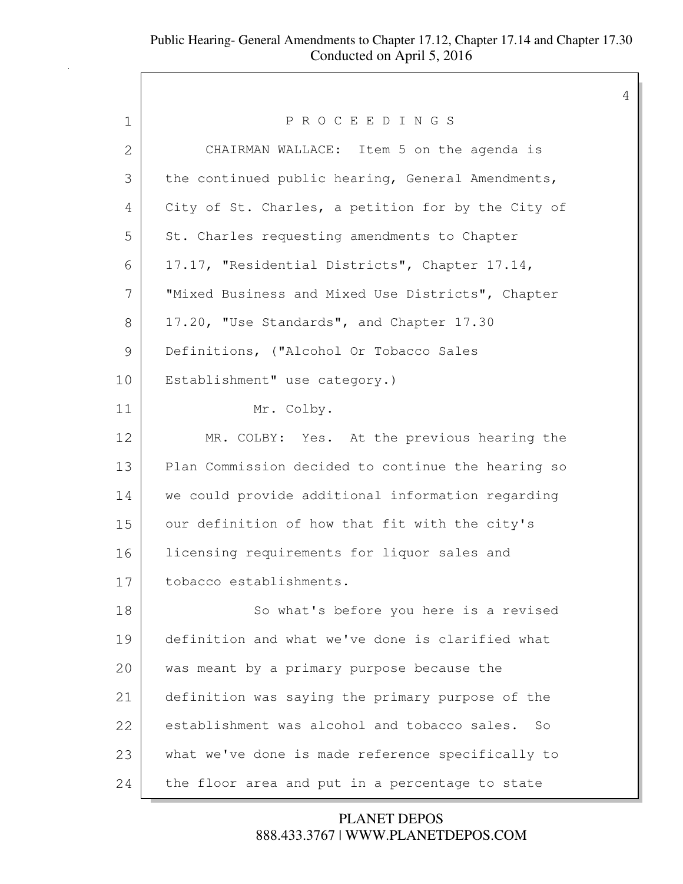P R O C E E D I N G S

CHAIRMAN WALLACE: Item 5 on the agenda is the continued public hearing, General Amendments, City of St. Charles, a petition for by the City of St. Charles requesting amendments to Chapter 17.17, "Residential Districts", Chapter 17.14, "Mixed Business and Mixed Use Districts", Chapter 17.20, "Use Standards", and Chapter 17.30 Definitions, ("Alcohol Or Tobacco Sales Establishment" use category.)

Mr. Colby.

MR. COLBY: Yes. At the previous hearing the Plan Commission decided to continue the hearing so we could provide additional information regarding our definition of how that fit with the city's licensing requirements for liquor sales and tobacco establishments.

So what's before you here is a revised definition and what we've done is clarified what was meant by a primary purpose because the definition was saying the primary purpose of the establishment was alcohol and tobacco sales. So what we've done is made reference specifically to the floor area and put in a percentage to state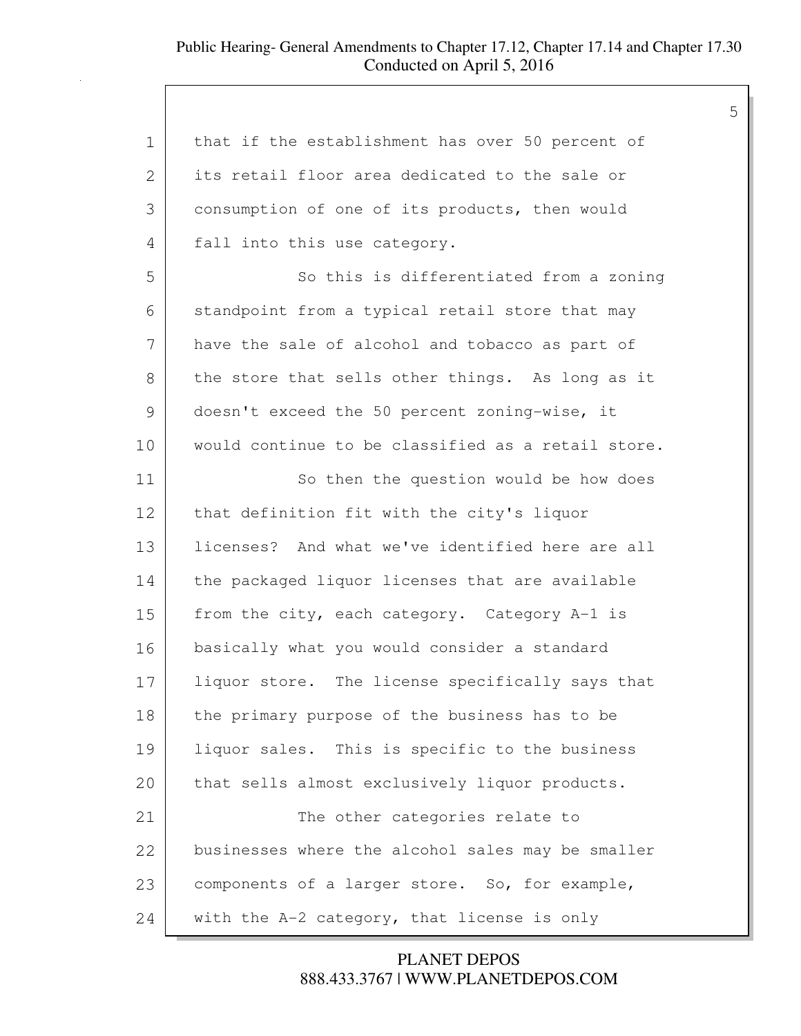that if the establishment has over 50 percent of its retail floor area dedicated to the sale or consumption of one of its products, then would fall into this use category.

So this is differentiated from a zoning standpoint from a typical retail store that may have the sale of alcohol and tobacco as part of the store that sells other things. As long as it doesn't exceed the 50 percent zoning-wise, it would continue to be classified as a retail store.

So then the question would be how does that definition fit with the city's liquor licenses? And what we've identified here are all the packaged liquor licenses that are available from the city, each category. Category A-1 is basically what you would consider a standard liquor store. The license specifically says that the primary purpose of the business has to be liquor sales. This is specific to the business that sells almost exclusively liquor products.

The other categories relate to businesses where the alcohol sales may be smaller components of a larger store. So, for example, with the A-2 category, that license is only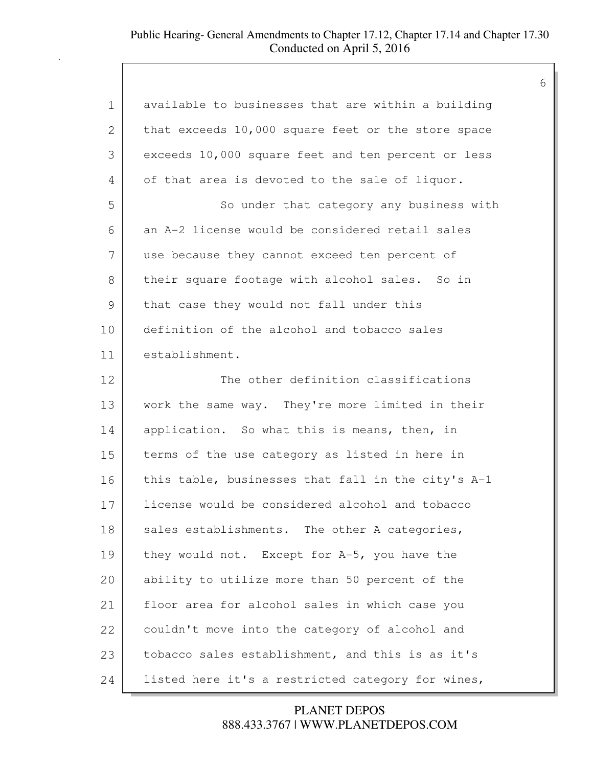available to businesses that are within a building that exceeds 10,000 square feet or the store space exceeds 10,000 square feet and ten percent or less of that area is devoted to the sale of liquor.

So under that category any business with an A-2 license would be considered retail sales use because they cannot exceed ten percent of their square footage with alcohol sales. So in that case they would not fall under this definition of the alcohol and tobacco sales establishment.

The other definition classifications work the same way. They're more limited in their application. So what this is means, then, in terms of the use category as listed in here in this table, businesses that fall in the city's A-1 license would be considered alcohol and tobacco sales establishments. The other A categories, they would not. Except for A-5, you have the ability to utilize more than 50 percent of the floor area for alcohol sales in which case you couldn't move into the category of alcohol and tobacco sales establishment, and this is as it's listed here it's a restricted category for wines,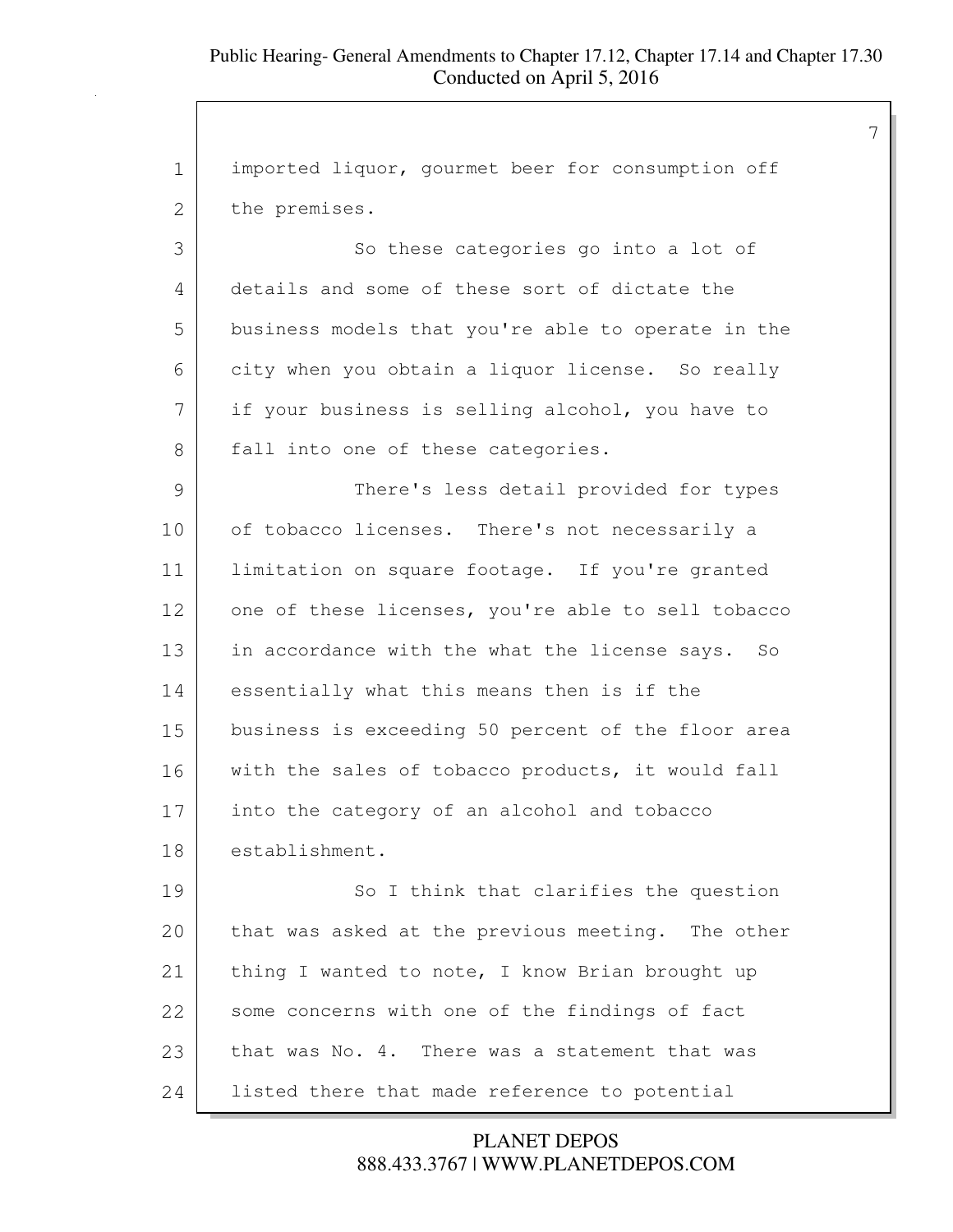imported liquor, gourmet beer for consumption off the premises.

So these categories go into a lot of details and some of these sort of dictate the business models that you're able to operate in the city when you obtain a liquor license. So really if your business is selling alcohol, you have to fall into one of these categories.

There's less detail provided for types of tobacco licenses. There's not necessarily a limitation on square footage. If you're granted one of these licenses, you're able to sell tobacco in accordance with the what the license says. So essentially what this means then is if the business is exceeding 50 percent of the floor area with the sales of tobacco products, it would fall into the category of an alcohol and tobacco establishment.

So I think that clarifies the question that was asked at the previous meeting. The other thing I wanted to note, I know Brian brought up some concerns with one of the findings of fact that was No. 4. There was a statement that was listed there that made reference to potential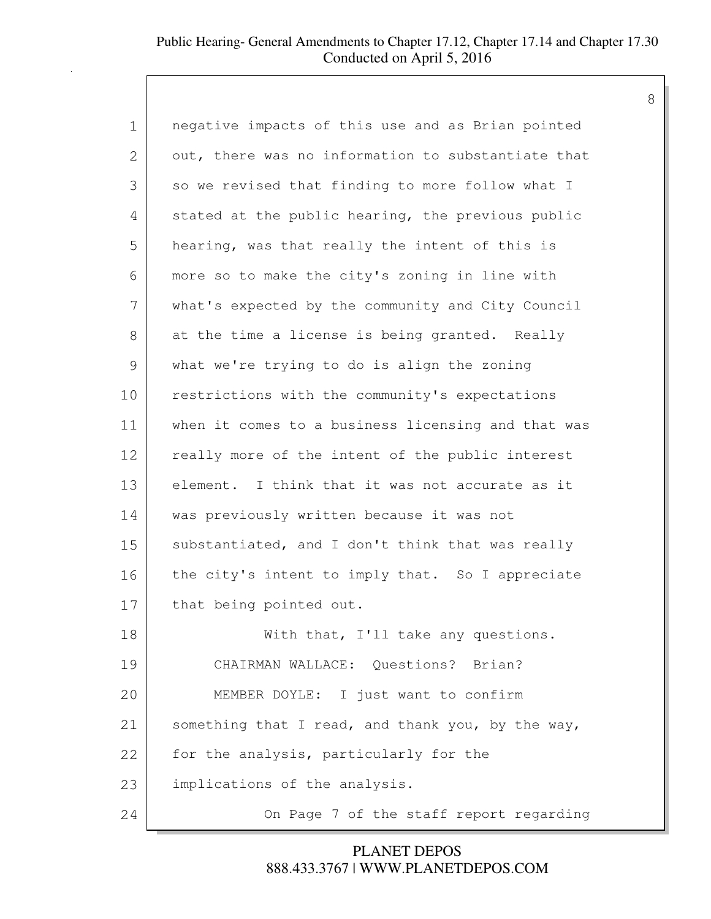negative impacts of this use and as Brian pointed out, there was no information to substantiate that so we revised that finding to more follow what I stated at the public hearing, the previous public hearing, was that really the intent of this is more so to make the city's zoning in line with what's expected by the community and City Council at the time a license is being granted. Really what we're trying to do is align the zoning restrictions with the community's expectations when it comes to a business licensing and that was really more of the intent of the public interest element. I think that it was not accurate as it was previously written because it was not substantiated, and I don't think that was really the city's intent to imply that. So I appreciate that being pointed out.

With that, I'll take any questions.

CHAIRMAN WALLACE: Questions? Brian?

MEMBER DOYLE: I just want to confirm something that I read, and thank you, by the way, for the analysis, particularly for the implications of the analysis.

On Page 7 of the staff report regarding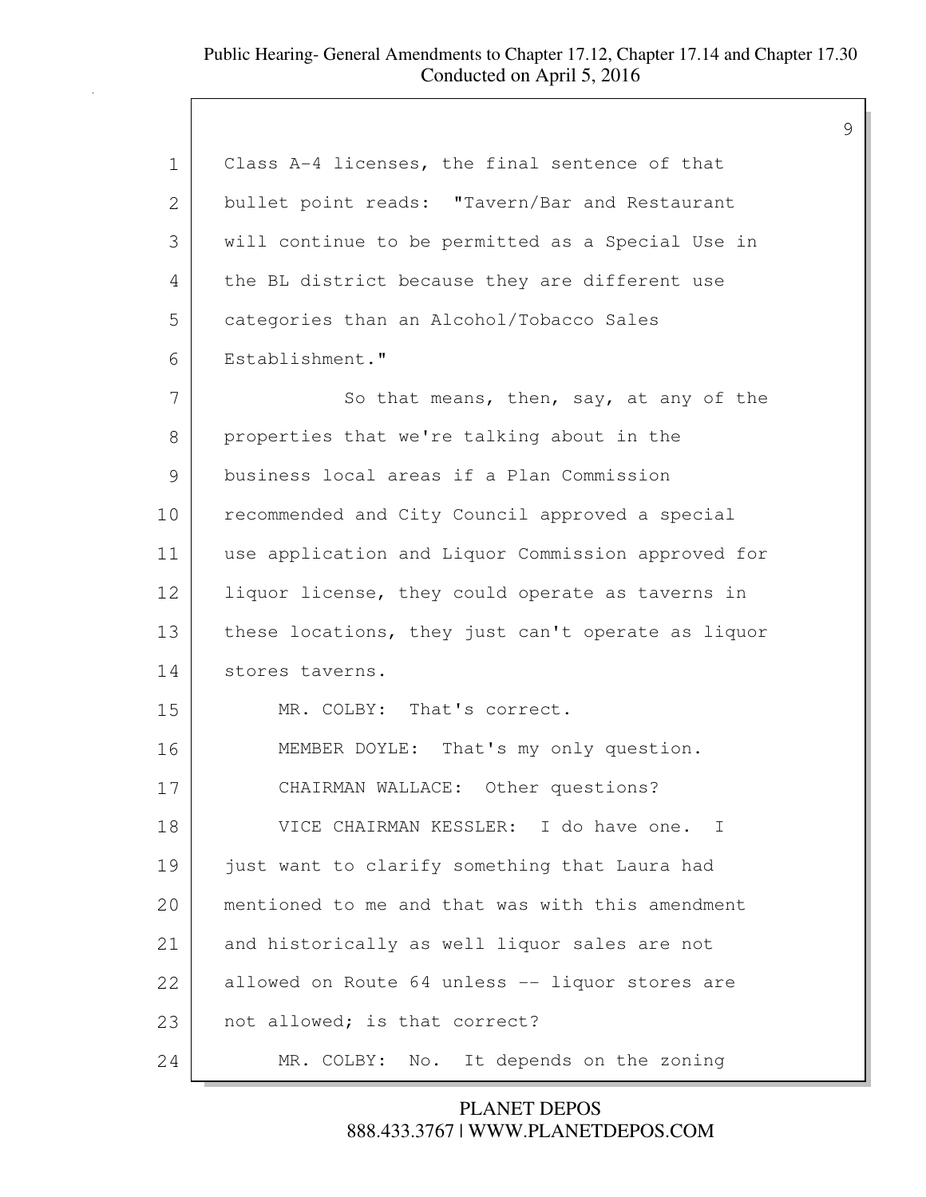Class A-4 licenses, the final sentence of that bullet point reads: "Tavern/Bar and Restaurant will continue to be permitted as a Special Use in the BL district because they are different use categories than an Alcohol/Tobacco Sales Establishment."

So that means, then, say, at any of the properties that we're talking about in the business local areas if a Plan Commission recommended and City Council approved a special use application and Liquor Commission approved for liquor license, they could operate as taverns in these locations, they just can't operate as liquor stores taverns.

MR. COLBY: That's correct.

MEMBER DOYLE: That's my only question.

CHAIRMAN WALLACE: Other questions?

VICE CHAIRMAN KESSLER: I do have one. I just want to clarify something that Laura had mentioned to me and that was with this amendment and historically as well liquor sales are not allowed on Route 64 unless -- liquor stores are not allowed; is that correct?

MR. COLBY: No. It depends on the zoning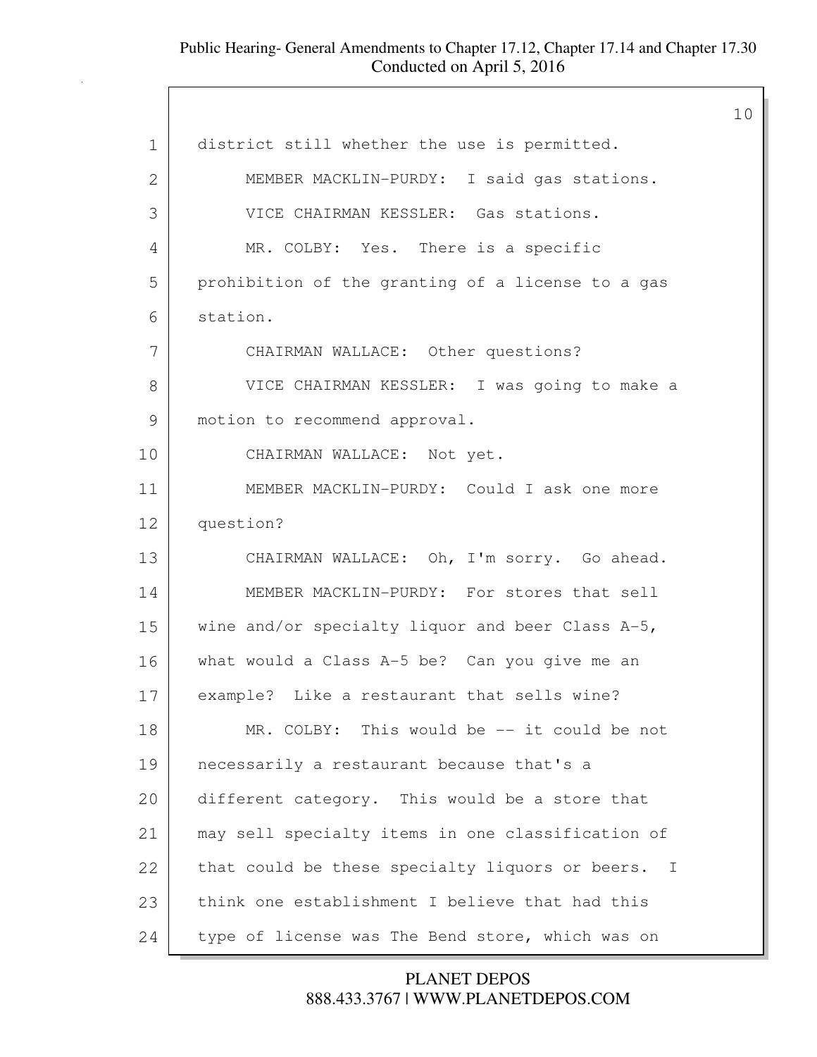1 district still whether the use is permitted.

2 MEMBER MACKLIN-PURDY: I said gas stations.

3 VICE CHAIRMAN KESSLER: Gas stations.

4 MR. COLBY: Yes. There is a specific

5 prohibition of the granting of a license to a gas

6 station.

7 CHAIRMAN WALLACE: Other questions?

8 VICE CHAIRMAN KESSLER: I was going to make a

9 motion to recommend approval.

10 CHAIRMAN WALLACE: Not yet.

11 MEMBER MACKLIN-PURDY: Could I ask one more

12 question?

13 CHAIRMAN WALLACE: Oh, I'm sorry. Go ahead.

14 MEMBER MACKLIN-PURDY: For stores that sell

15 wine and/or specialty liquor and beer Class A-5,

16 what would a Class A-5 be? Can you give me an

17 example? Like a restaurant that sells wine?

18 MR. COLBY: This would be -- it could be not

19 necessarily a restaurant because that's a

20 different category. This would be a store that

21 may sell specialty items in one classification of

22 that could be these specialty liquors or beers. I

23 think one establishment I believe that had this

24 type of license was The Bend store, which was on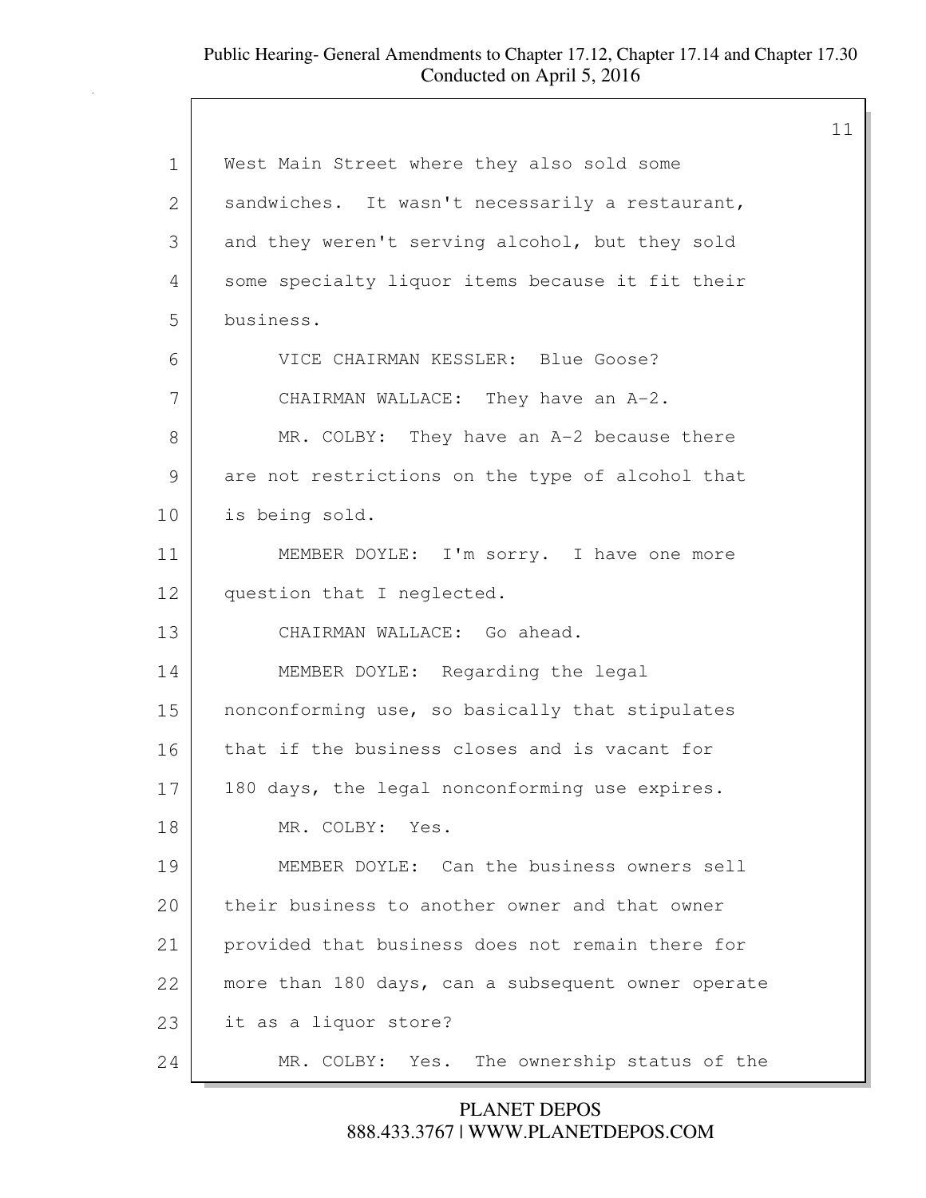West Main Street where they also sold some sandwiches. It wasn't necessarily a restaurant, and they weren't serving alcohol, but they sold some specialty liquor items because it fit their business.

VICE CHAIRMAN KESSLER: Blue Goose?

CHAIRMAN WALLACE: They have an A-2.

MR. COLBY: They have an A-2 because there are not restrictions on the type of alcohol that is being sold.

MEMBER DOYLE: I'm sorry. I have one more question that I neglected.

CHAIRMAN WALLACE: Go ahead.

MEMBER DOYLE: Regarding the legal nonconforming use, so basically that stipulates that if the business closes and is vacant for 180 days, the legal nonconforming use expires.

MR. COLBY: Yes.

MEMBER DOYLE: Can the business owners sell their business to another owner and that owner provided that business does not remain there for more than 180 days, can a subsequent owner operate it as a liquor store?

MR. COLBY: Yes. The ownership status of the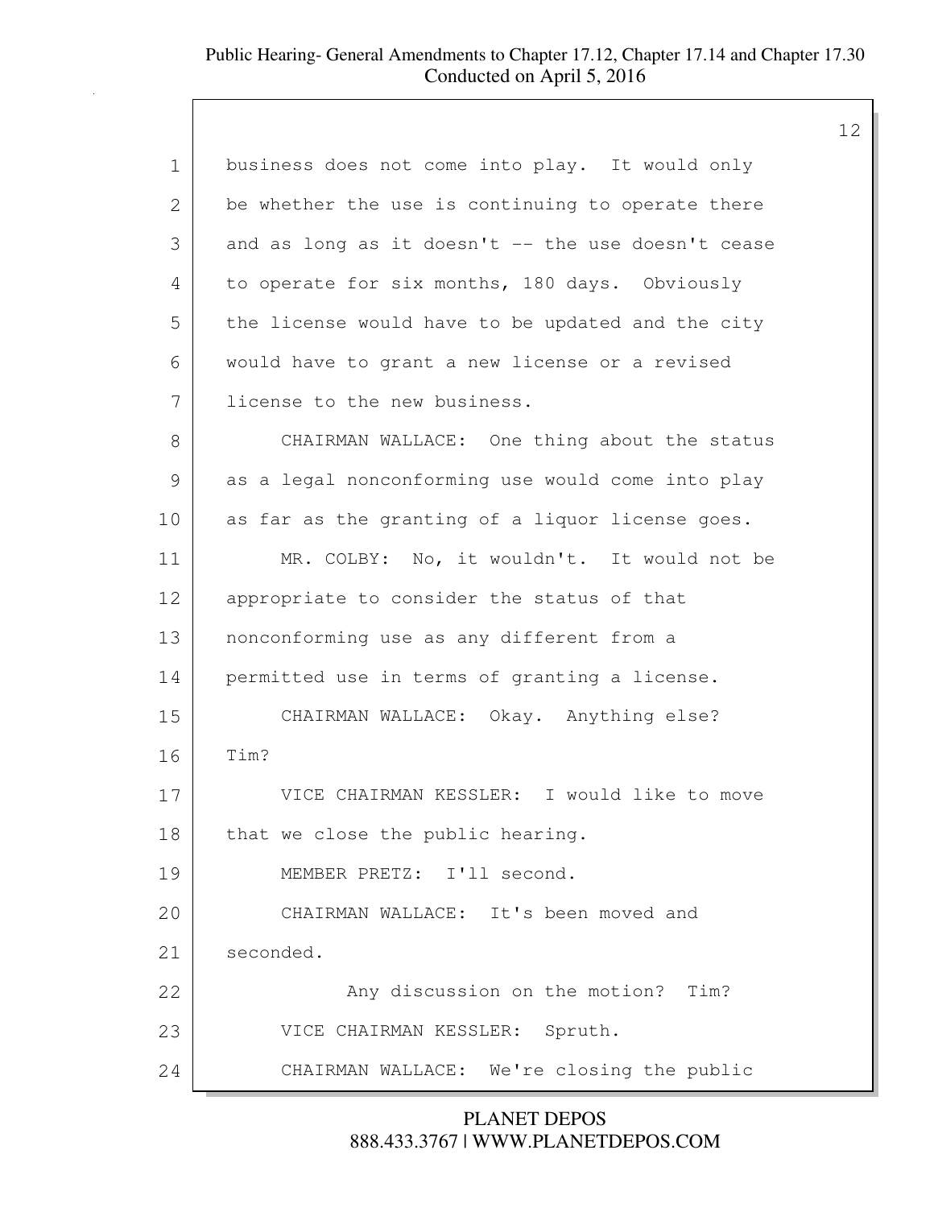business does not come into play. It would only be whether the use is continuing to operate there and as long as it doesn't -- the use doesn't cease to operate for six months, 180 days. Obviously the license would have to be updated and the city would have to grant a new license or a revised license to the new business.

CHAIRMAN WALLACE: One thing about the status as a legal nonconforming use would come into play as far as the granting of a liquor license goes.

MR. COLBY: No, it wouldn't. It would not be appropriate to consider the status of that nonconforming use as any different from a permitted use in terms of granting a license.

CHAIRMAN WALLACE: Okay. Anything else? Tim?

VICE CHAIRMAN KESSLER: I would like to move that we close the public hearing.

MEMBER PRETZ: I'll second.

CHAIRMAN WALLACE: It's been moved and seconded.

Any discussion on the motion? Tim?

VICE CHAIRMAN KESSLER: Spruth.

CHAIRMAN WALLACE: We're closing the public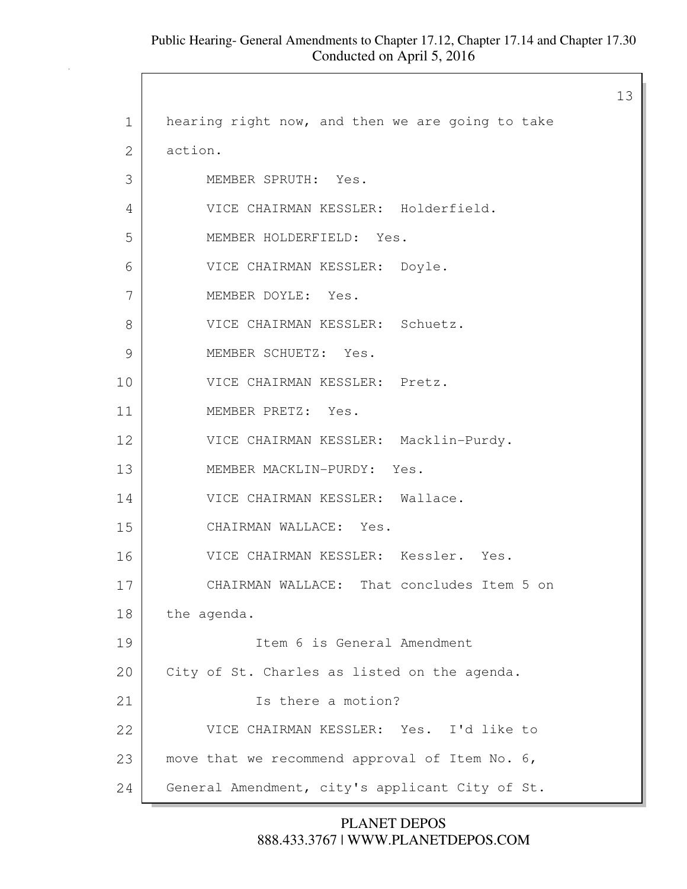hearing right now, and then we are going to take action.

MEMBER SPRUTH: Yes.

VICE CHAIRMAN KESSLER: Holderfield.

MEMBER HOLDERFIELD: Yes.

VICE CHAIRMAN KESSLER: Doyle.

MEMBER DOYLE: Yes.

VICE CHAIRMAN KESSLER: Schuetz.

MEMBER SCHUETZ: Yes.

VICE CHAIRMAN KESSLER: Pretz.

MEMBER PRETZ: Yes.

VICE CHAIRMAN KESSLER: Macklin-Purdy.

MEMBER MACKLIN-PURDY: Yes.

VICE CHAIRMAN KESSLER: Wallace.

CHAIRMAN WALLACE: Yes.

VICE CHAIRMAN KESSLER: Kessler. Yes.

CHAIRMAN WALLACE: That concludes Item 5 on the agenda.

Item 6 is General Amendment City of St. Charles as listed on the agenda.

Is there a motion?

VICE CHAIRMAN KESSLER: Yes. I'd like to move that we recommend approval of Item No. 6, General Amendment, city's applicant City of St.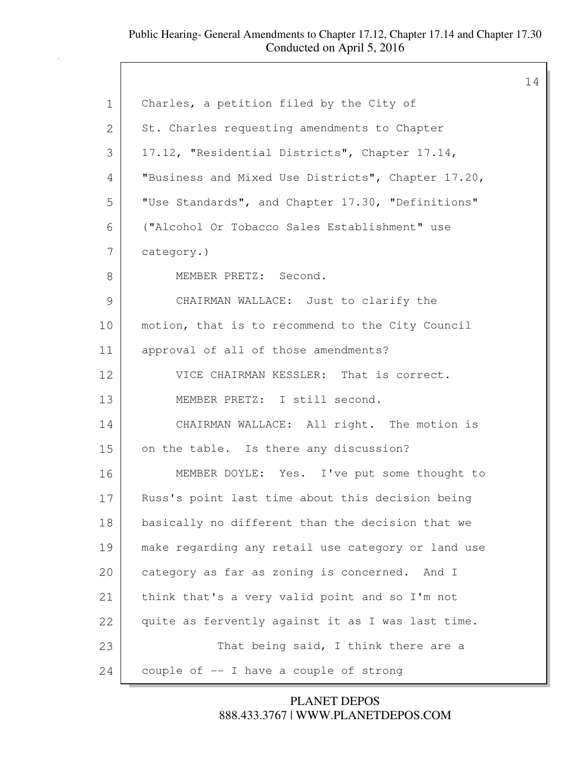Charles, a petition filed by the City of St. Charles requesting amendments to Chapter 17.12, "Residential Districts", Chapter 17.14, "Business and Mixed Use Districts", Chapter 17.20, "Use Standards", and Chapter 17.30, "Definitions" ("Alcohol Or Tobacco Sales Establishment" use category.)

MEMBER PRETZ: Second.

CHAIRMAN WALLACE: Just to clarify the motion, that is to recommend to the City Council approval of all of those amendments?

VICE CHAIRMAN KESSLER: That is correct.

MEMBER PRETZ: I still second.

CHAIRMAN WALLACE: All right. The motion is on the table. Is there any discussion?

MEMBER DOYLE: Yes. I've put some thought to Russ's point last time about this decision being basically no different than the decision that we make regarding any retail use category or land use category as far as zoning is concerned. And I think that's a very valid point and so I'm not quite as fervently against it as I was last time.

That being said, I think there are a couple of -- I have a couple of strong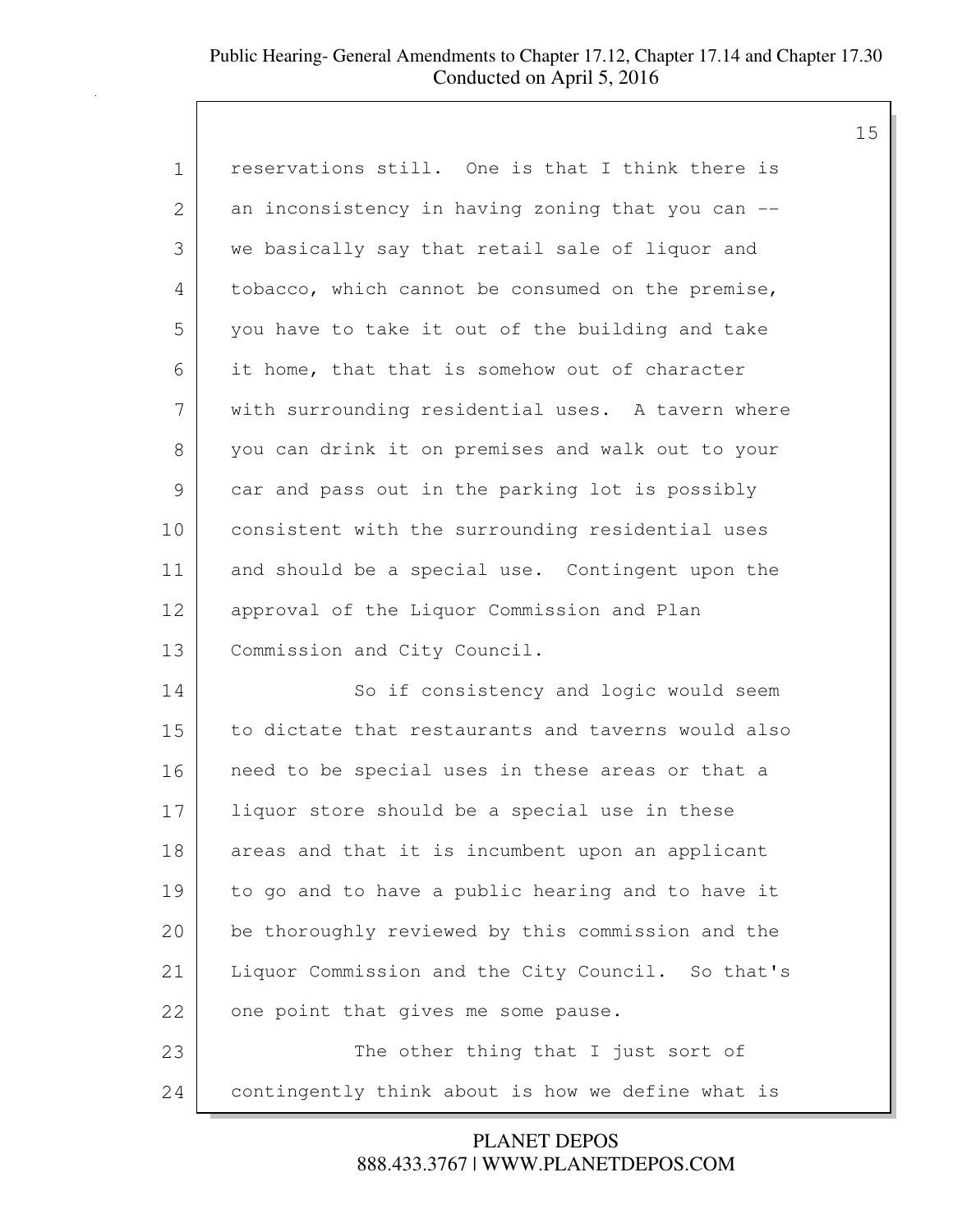reservations still. One is that I think there is an inconsistency in having zoning that you can -- we basically say that retail sale of liquor and tobacco, which cannot be consumed on the premise, you have to take it out of the building and take it home, that that is somehow out of character with surrounding residential uses. A tavern where you can drink it on premises and walk out to your car and pass out in the parking lot is possibly consistent with the surrounding residential uses and should be a special use. Contingent upon the approval of the Liquor Commission and Plan Commission and City Council.

So if consistency and logic would seem to dictate that restaurants and taverns would also need to be special uses in these areas or that a liquor store should be a special use in these areas and that it is incumbent upon an applicant to go and to have a public hearing and to have it be thoroughly reviewed by this commission and the Liquor Commission and the City Council. So that's one point that gives me some pause.

The other thing that I just sort of contingently think about is how we define what is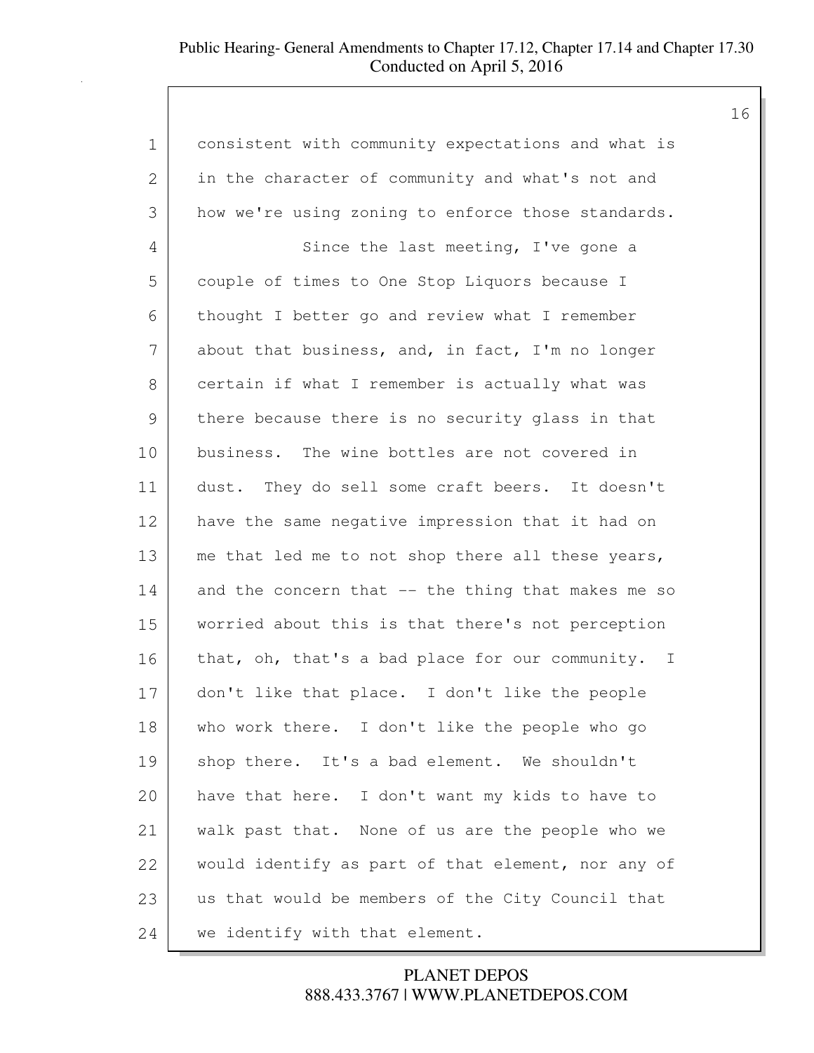consistent with community expectations and what is in the character of community and what's not and how we're using zoning to enforce those standards.

Since the last meeting, I've gone a couple of times to One Stop Liquors because I thought I better go and review what I remember about that business, and, in fact, I'm no longer certain if what I remember is actually what was there because there is no security glass in that business. The wine bottles are not covered in dust. They do sell some craft beers. It doesn't have the same negative impression that it had on me that led me to not shop there all these years, and the concern that -- the thing that makes me so worried about this is that there's not perception that, oh, that's a bad place for our community. I don't like that place. I don't like the people who work there. I don't like the people who go shop there. It's a bad element. We shouldn't have that here. I don't want my kids to have to walk past that. None of us are the people who we would identify as part of that element, nor any of us that would be members of the City Council that we identify with that element.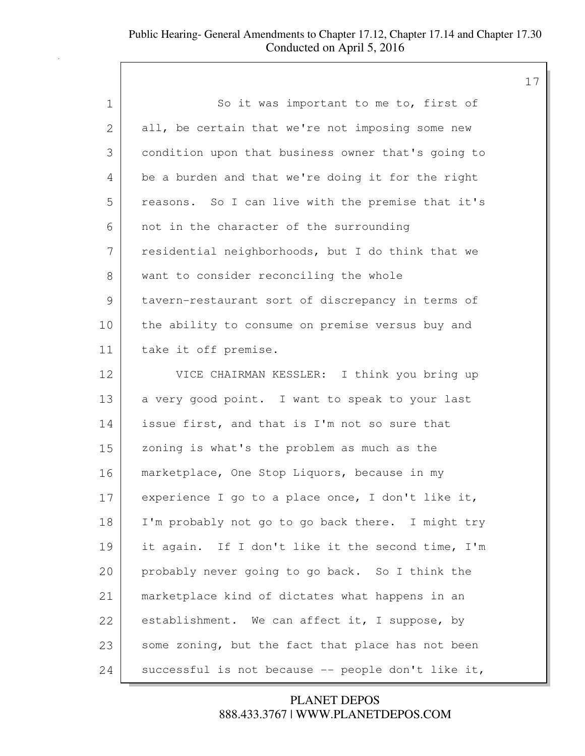So it was important to me to, first of all, be certain that we're not imposing some new condition upon that business owner that's going to be a burden and that we're doing it for the right reasons. So I can live with the premise that it's not in the character of the surrounding residential neighborhoods, but I do think that we want to consider reconciling the whole tavern-restaurant sort of discrepancy in terms of the ability to consume on premise versus buy and take it off premise.

VICE CHAIRMAN KESSLER: I think you bring up a very good point. I want to speak to your last issue first, and that is I'm not so sure that zoning is what's the problem as much as the marketplace, One Stop Liquors, because in my experience I go to a place once, I don't like it, I'm probably not go to go back there. I might try it again. If I don't like it the second time, I'm probably never going to go back. So I think the marketplace kind of dictates what happens in an establishment. We can affect it, I suppose, by some zoning, but the fact that place has not been successful is not because -- people don't like it,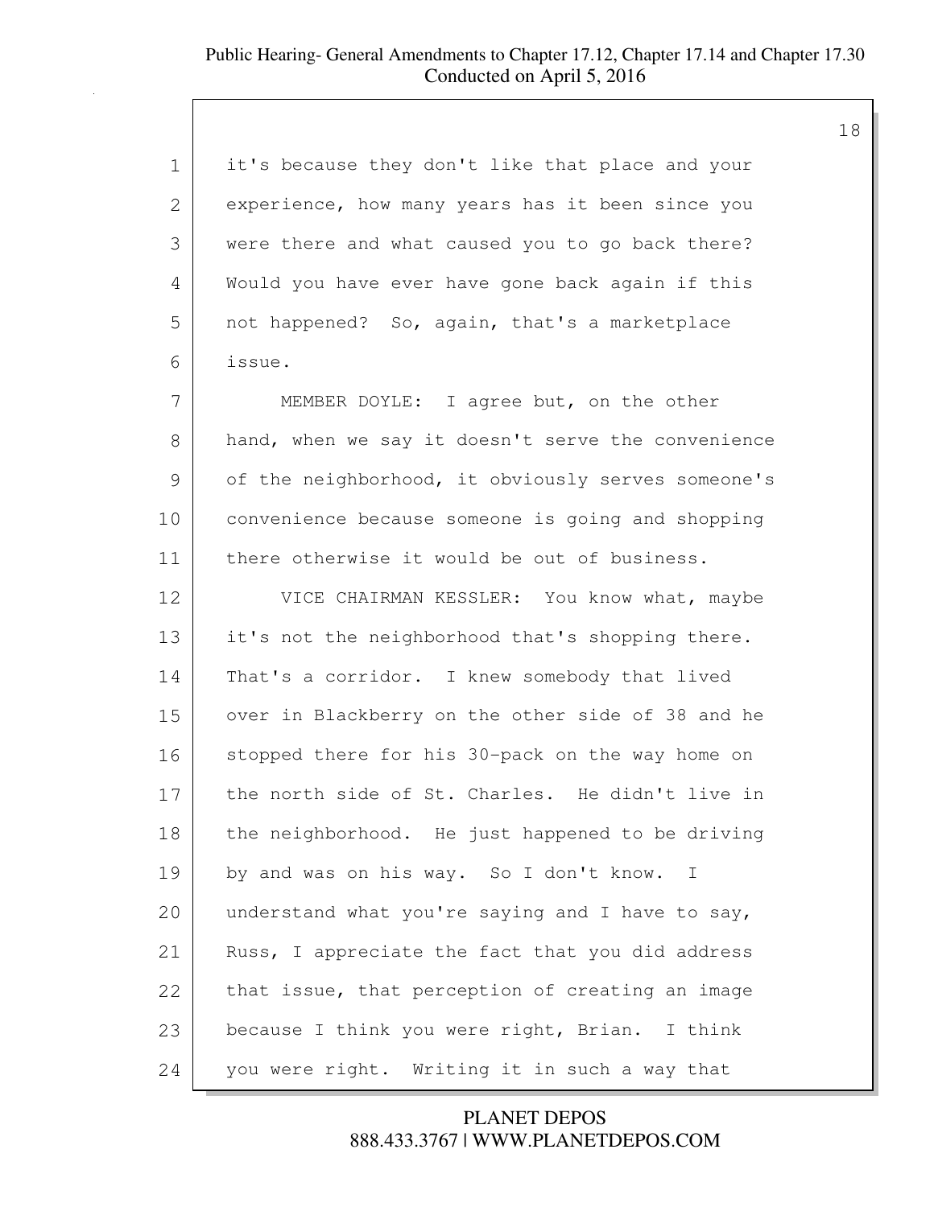it's because they don't like that place and your experience, how many years has it been since you were there and what caused you to go back there? Would you have ever have gone back again if this not happened? So, again, that's a marketplace issue.

MEMBER DOYLE: I agree but, on the other hand, when we say it doesn't serve the convenience of the neighborhood, it obviously serves someone's convenience because someone is going and shopping there otherwise it would be out of business.

VICE CHAIRMAN KESSLER: You know what, maybe it's not the neighborhood that's shopping there. That's a corridor. I knew somebody that lived over in Blackberry on the other side of 38 and he stopped there for his 30-pack on the way home on the north side of St. Charles. He didn't live in the neighborhood. He just happened to be driving by and was on his way. So I don't know. I understand what you're saying and I have to say, Russ, I appreciate the fact that you did address that issue, that perception of creating an image because I think you were right, Brian. I think you were right. Writing it in such a way that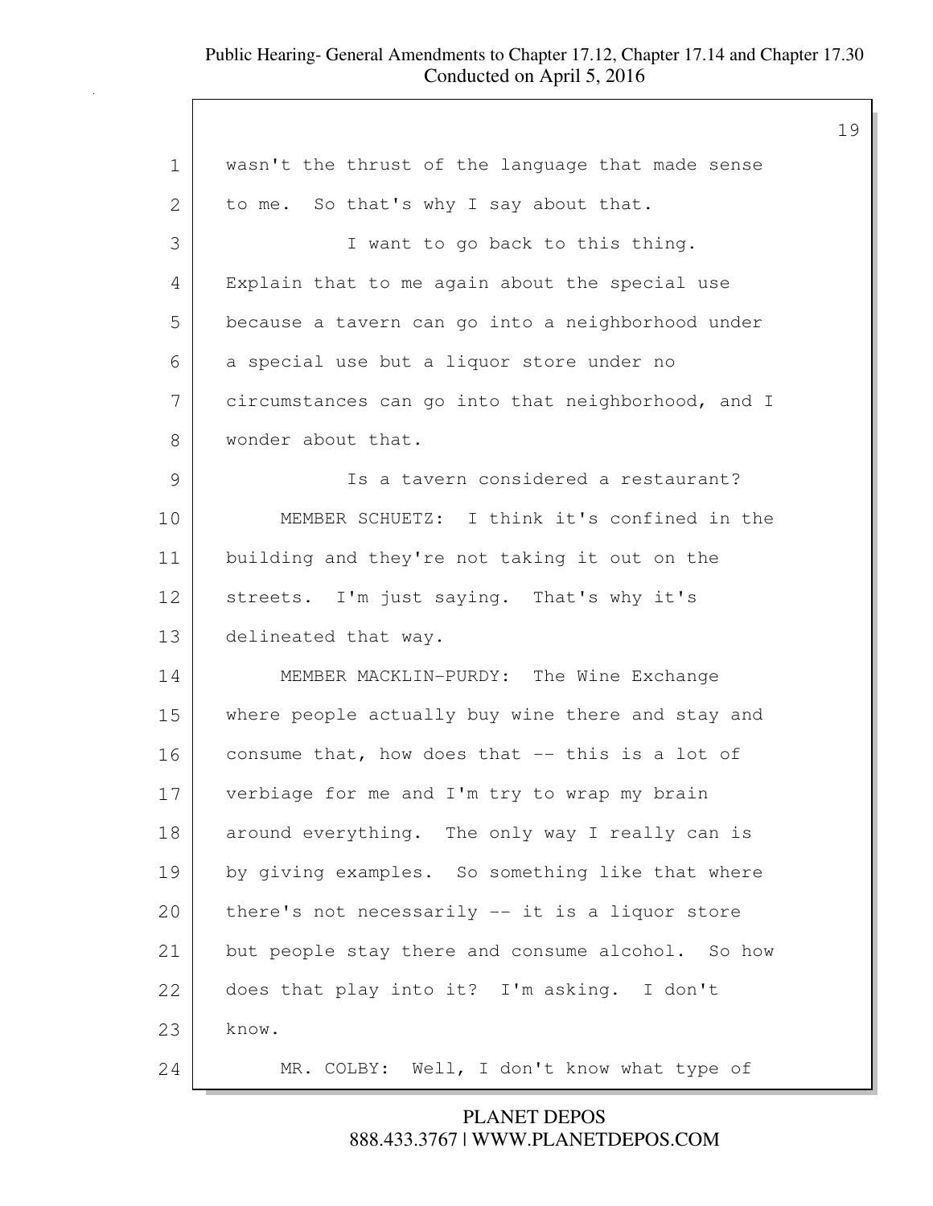wasn't the thrust of the language that made sense to me. So that's why I say about that.

I want to go back to this thing. Explain that to me again about the special use because a tavern can go into a neighborhood under a special use but a liquor store under no circumstances can go into that neighborhood, and I wonder about that.

Is a tavern considered a restaurant?

MEMBER SCHUETZ: I think it's confined in the building and they're not taking it out on the streets. I'm just saying. That's why it's delineated that way.

MEMBER MACKLIN-PURDY: The Wine Exchange where people actually buy wine there and stay and consume that, how does that -- this is a lot of verbiage for me and I'm try to wrap my brain around everything. The only way I really can is by giving examples. So something like that where there's not necessarily -- it is a liquor store but people stay there and consume alcohol. So how does that play into it? I'm asking. I don't know.

MR. COLBY: Well, I don't know what type of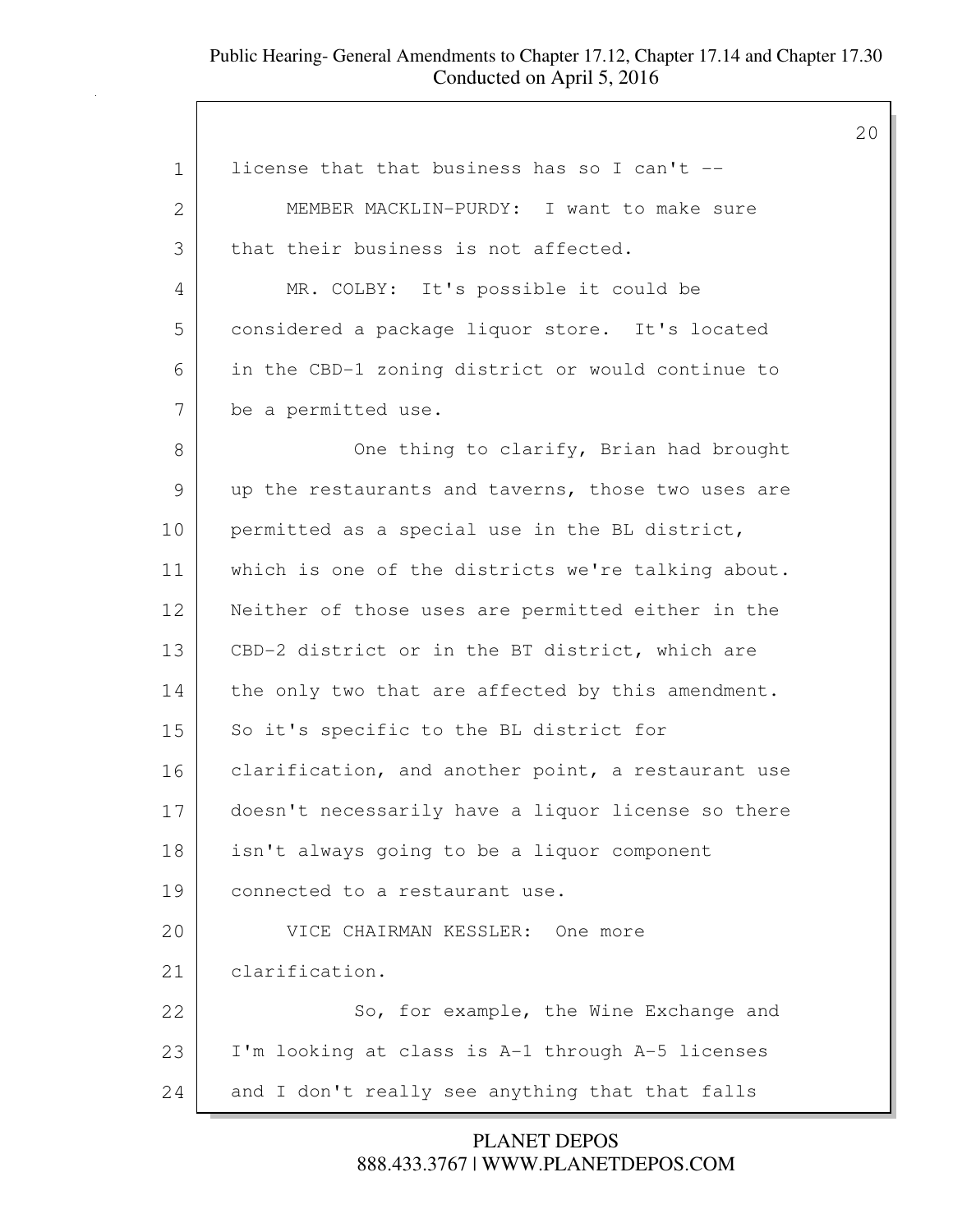license that that business has so I can't --

MEMBER MACKLIN-PURDY: I want to make sure that their business is not affected.

MR. COLBY: It's possible it could be considered a package liquor store. It's located in the CBD-1 zoning district or would continue to be a permitted use.

One thing to clarify, Brian had brought up the restaurants and taverns, those two uses are permitted as a special use in the BL district, which is one of the districts we're talking about. Neither of those uses are permitted either in the CBD-2 district or in the BT district, which are the only two that are affected by this amendment. So it's specific to the BL district for clarification, and another point, a restaurant use doesn't necessarily have a liquor license so there isn't always going to be a liquor component connected to a restaurant use.

VICE CHAIRMAN KESSLER: One more clarification.

So, for example, the Wine Exchange and I'm looking at class is A-1 through A-5 licenses and I don't really see anything that that falls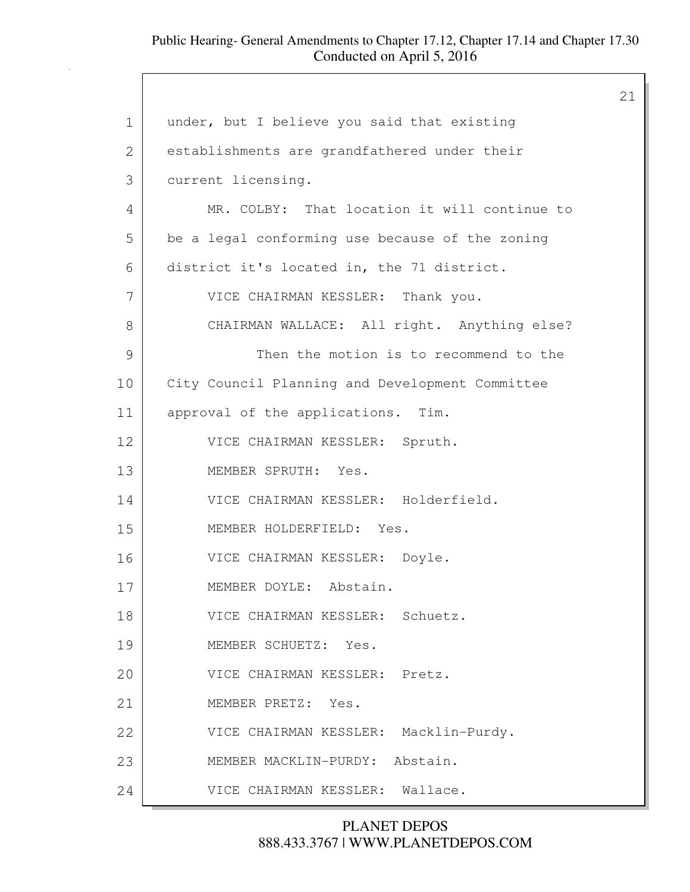under, but I believe you said that existing establishments are grandfathered under their current licensing.

MR. COLBY: That location it will continue to be a legal conforming use because of the zoning district it's located in, the 71 district.

VICE CHAIRMAN KESSLER: Thank you.

CHAIRMAN WALLACE: All right. Anything else?

Then the motion is to recommend to the City Council Planning and Development Committee approval of the applications. Tim.

VICE CHAIRMAN KESSLER: Spruth.

MEMBER SPRUTH: Yes.

VICE CHAIRMAN KESSLER: Holderfield.

MEMBER HOLDERFIELD: Yes.

VICE CHAIRMAN KESSLER: Doyle.

MEMBER DOYLE: Abstain.

VICE CHAIRMAN KESSLER: Schuetz.

MEMBER SCHUETZ: Yes.

VICE CHAIRMAN KESSLER: Pretz.

MEMBER PRETZ: Yes.

VICE CHAIRMAN KESSLER: Macklin-Purdy.

MEMBER MACKLIN-PURDY: Abstain.

VICE CHAIRMAN KESSLER: Wallace.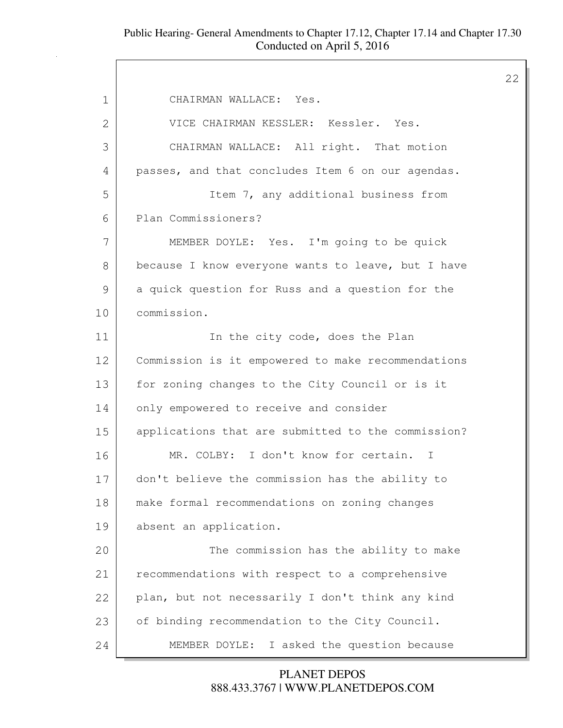CHAIRMAN WALLACE: Yes.

VICE CHAIRMAN KESSLER: Kessler. Yes.

CHAIRMAN WALLACE: All right. That motion passes, and that concludes Item 6 on our agendas.

Item 7, any additional business from Plan Commissioners?

MEMBER DOYLE: Yes. I'm going to be quick because I know everyone wants to leave, but I have a quick question for Russ and a question for the commission.

In the city code, does the Plan Commission is it empowered to make recommendations for zoning changes to the City Council or is it only empowered to receive and consider applications that are submitted to the commission?

MR. COLBY: I don't know for certain. I don't believe the commission has the ability to make formal recommendations on zoning changes absent an application.

The commission has the ability to make recommendations with respect to a comprehensive plan, but not necessarily I don't think any kind of binding recommendation to the City Council.

MEMBER DOYLE: I asked the question because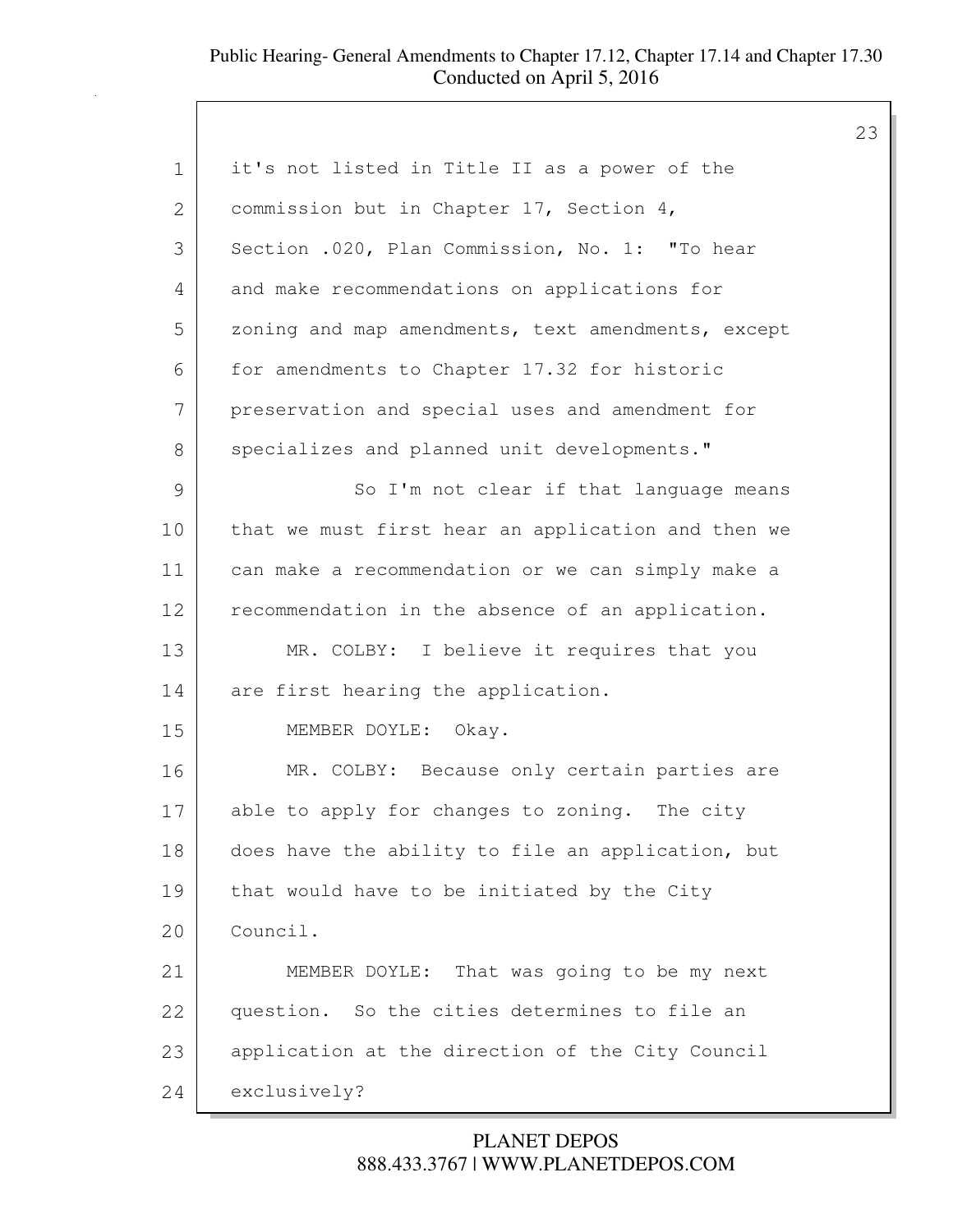it's not listed in Title II as a power of the commission but in Chapter 17, Section 4, Section .020, Plan Commission, No. 1: "To hear and make recommendations on applications for zoning and map amendments, text amendments, except for amendments to Chapter 17.32 for historic preservation and special uses and amendment for specializes and planned unit developments."

So I'm not clear if that language means that we must first hear an application and then we can make a recommendation or we can simply make a recommendation in the absence of an application.

MR. COLBY: I believe it requires that you are first hearing the application.

MEMBER DOYLE: Okay.

MR. COLBY: Because only certain parties are able to apply for changes to zoning. The city does have the ability to file an application, but that would have to be initiated by the City Council.

MEMBER DOYLE: That was going to be my next question. So the cities determines to file an application at the direction of the City Council exclusively?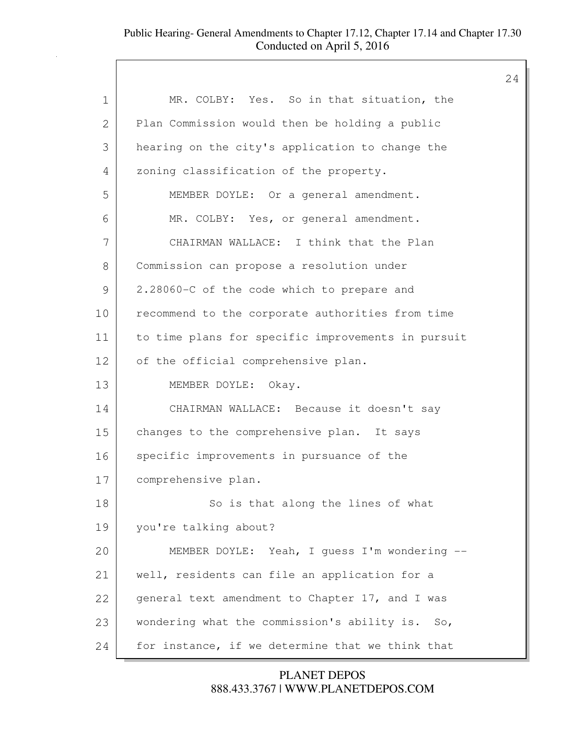MR. COLBY: Yes. So in that situation, the Plan Commission would then be holding a public hearing on the city's application to change the zoning classification of the property.

MEMBER DOYLE: Or a general amendment.

MR. COLBY: Yes, or general amendment.

CHAIRMAN WALLACE: I think that the Plan Commission can propose a resolution under 2.28060-C of the code which to prepare and recommend to the corporate authorities from time to time plans for specific improvements in pursuit of the official comprehensive plan.

MEMBER DOYLE: Okay.

CHAIRMAN WALLACE: Because it doesn't say changes to the comprehensive plan. It says specific improvements in pursuance of the comprehensive plan.

So is that along the lines of what you're talking about?

MEMBER DOYLE: Yeah, I guess I'm wondering -- well, residents can file an application for a general text amendment to Chapter 17, and I was wondering what the commission's ability is. So, for instance, if we determine that we think that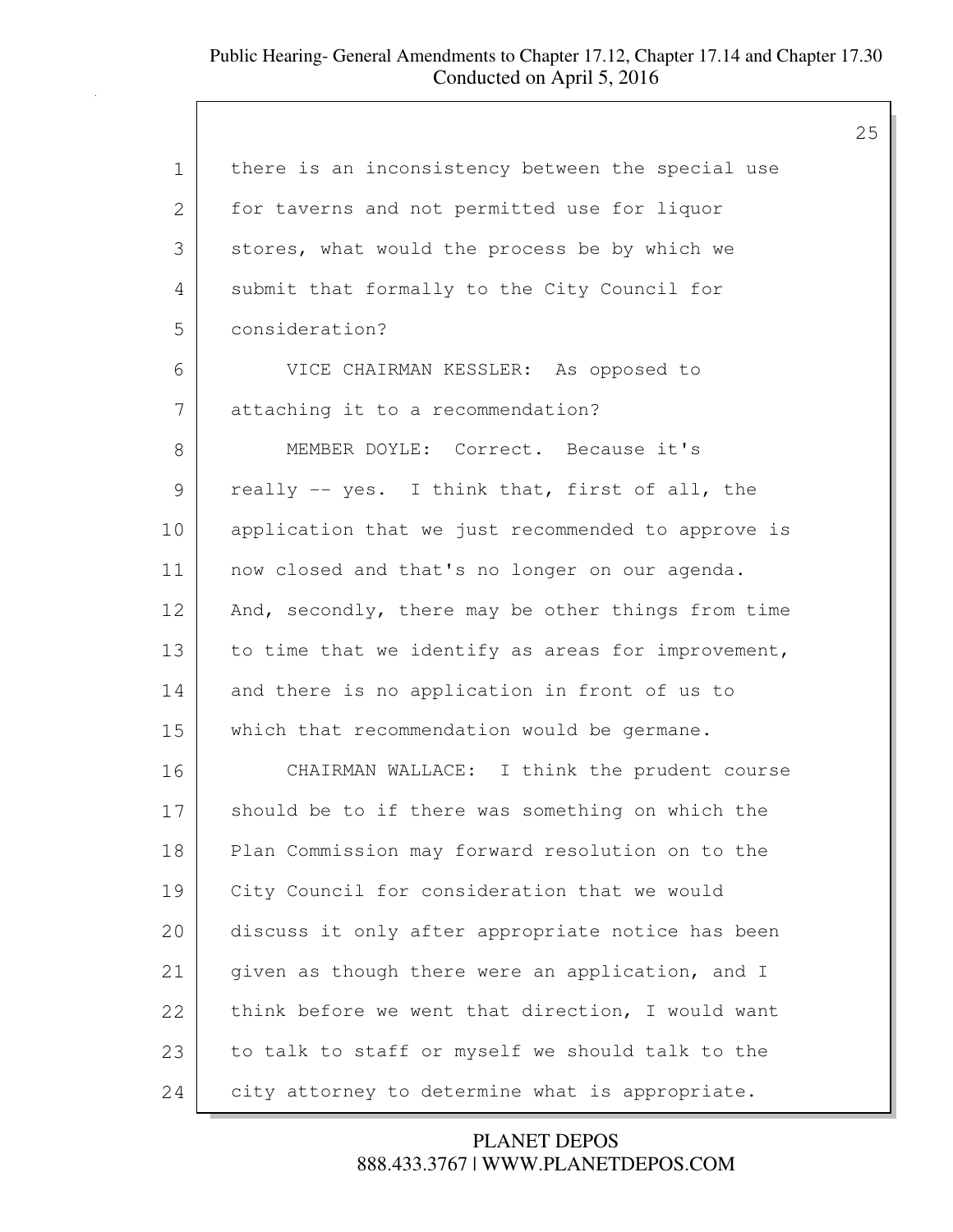there is an inconsistency between the special use for taverns and not permitted use for liquor stores, what would the process be by which we submit that formally to the City Council for consideration?

VICE CHAIRMAN KESSLER: As opposed to attaching it to a recommendation?

MEMBER DOYLE: Correct. Because it's really -- yes. I think that, first of all, the application that we just recommended to approve is now closed and that's no longer on our agenda. And, secondly, there may be other things from time to time that we identify as areas for improvement, and there is no application in front of us to which that recommendation would be germane.

CHAIRMAN WALLACE: I think the prudent course should be to if there was something on which the Plan Commission may forward resolution on to the City Council for consideration that we would discuss it only after appropriate notice has been given as though there were an application, and I think before we went that direction, I would want to talk to staff or myself we should talk to the city attorney to determine what is appropriate.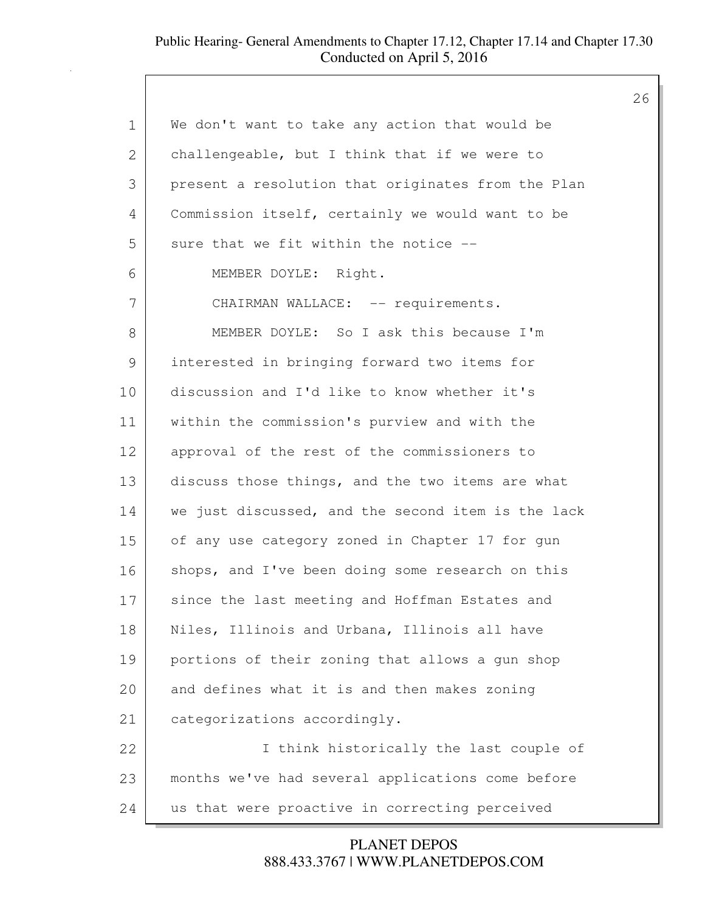We don't want to take any action that would be challengeable, but I think that if we were to present a resolution that originates from the Plan Commission itself, certainly we would want to be sure that we fit within the notice --

MEMBER DOYLE: Right.

CHAIRMAN WALLACE: -- requirements.

MEMBER DOYLE: So I ask this because I'm interested in bringing forward two items for discussion and I'd like to know whether it's within the commission's purview and with the approval of the rest of the commissioners to discuss those things, and the two items are what we just discussed, and the second item is the lack of any use category zoned in Chapter 17 for gun shops, and I've been doing some research on this since the last meeting and Hoffman Estates and Niles, Illinois and Urbana, Illinois all have portions of their zoning that allows a gun shop and defines what it is and then makes zoning categorizations accordingly.

I think historically the last couple of months we've had several applications come before us that were proactive in correcting perceived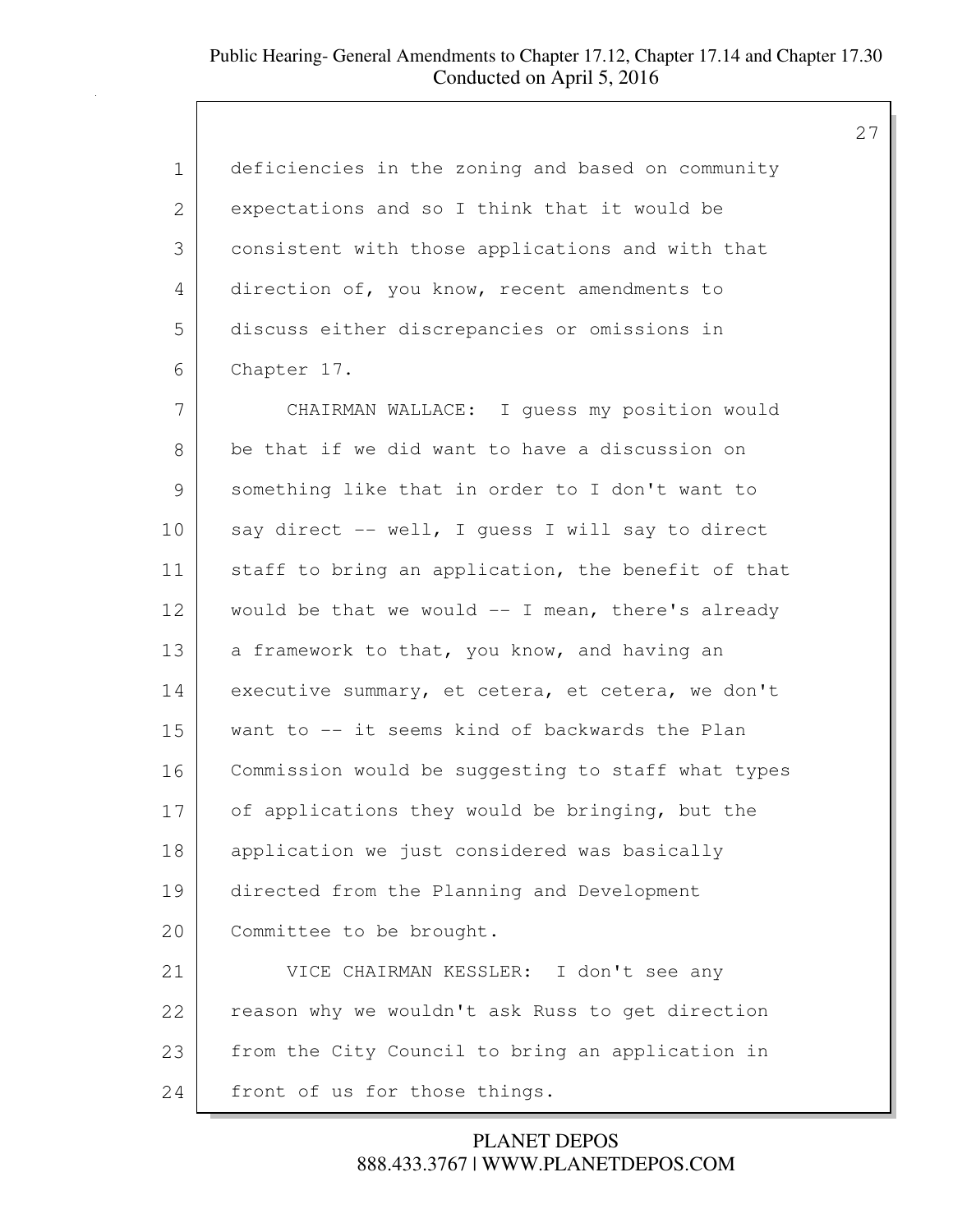deficiencies in the zoning and based on community expectations and so I think that it would be consistent with those applications and with that direction of, you know, recent amendments to discuss either discrepancies or omissions in Chapter 17.

CHAIRMAN WALLACE: I guess my position would be that if we did want to have a discussion on something like that in order to I don't want to say direct -- well, I guess I will say to direct staff to bring an application, the benefit of that would be that we would -- I mean, there's already a framework to that, you know, and having an executive summary, et cetera, et cetera, we don't want to -- it seems kind of backwards the Plan Commission would be suggesting to staff what types of applications they would be bringing, but the application we just considered was basically directed from the Planning and Development Committee to be brought.

VICE CHAIRMAN KESSLER: I don't see any reason why we wouldn't ask Russ to get direction from the City Council to bring an application in front of us for those things.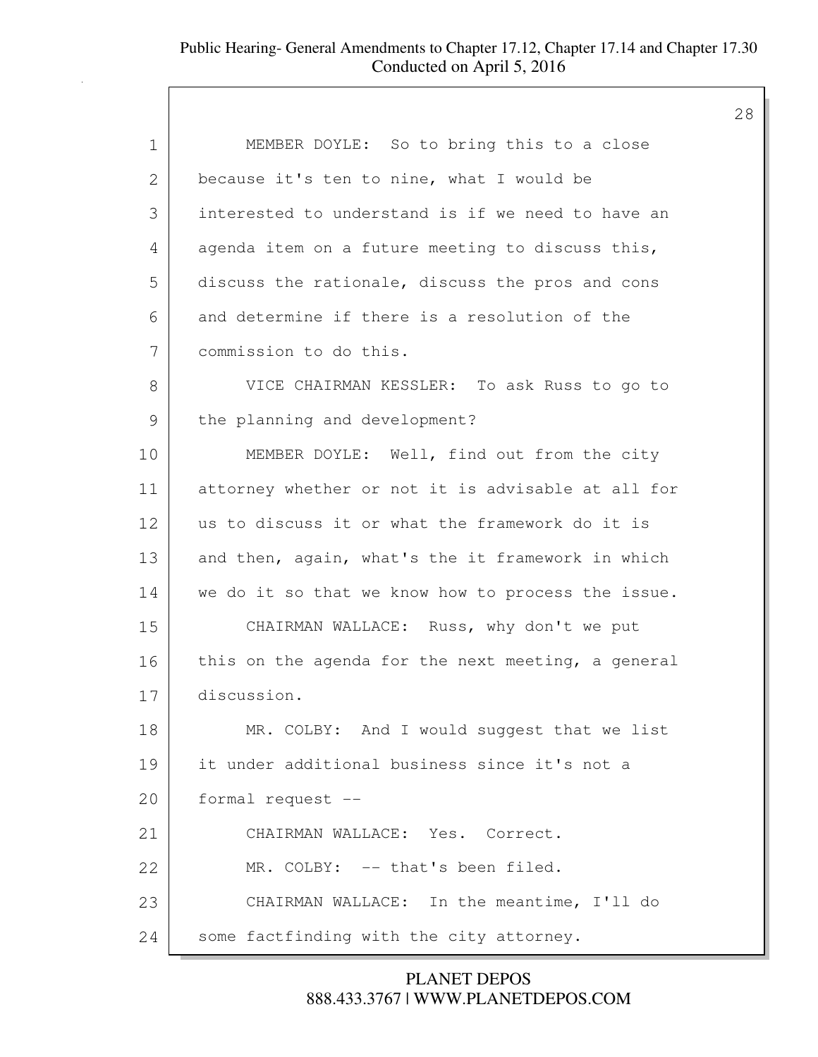MEMBER DOYLE: So to bring this to a close because it's ten to nine, what I would be interested to understand is if we need to have an agenda item on a future meeting to discuss this, discuss the rationale, discuss the pros and cons and determine if there is a resolution of the commission to do this.

VICE CHAIRMAN KESSLER: To ask Russ to go to the planning and development?

MEMBER DOYLE: Well, find out from the city attorney whether or not it is advisable at all for us to discuss it or what the framework do it is and then, again, what's the it framework in which we do it so that we know how to process the issue.

CHAIRMAN WALLACE: Russ, why don't we put this on the agenda for the next meeting, a general discussion.

MR. COLBY: And I would suggest that we list it under additional business since it's not a formal request --

CHAIRMAN WALLACE: Yes. Correct.

MR. COLBY: -- that's been filed.

CHAIRMAN WALLACE: In the meantime, I'll do some factfinding with the city attorney.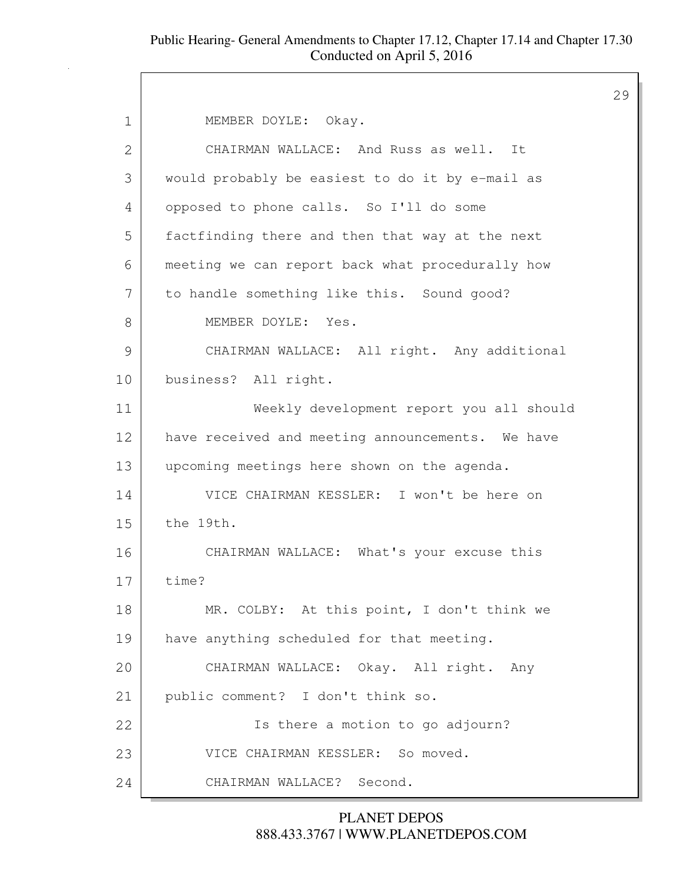1 MEMBER DOYLE: Okay.

2 CHAIRMAN WALLACE: And Russ as well. It

3 would probably be easiest to do it by e-mail as

4 opposed to phone calls. So I'll do some

5 factfinding there and then that way at the next

6 meeting we can report back what procedurally how

7 to handle something like this. Sound good?

8 MEMBER DOYLE: Yes.

9 CHAIRMAN WALLACE: All right. Any additional

10 business? All right.

11 Weekly development report you all should

12 have received and meeting announcements. We have

13 upcoming meetings here shown on the agenda.

14 VICE CHAIRMAN KESSLER: I won't be here on

15 the 19th.

16 CHAIRMAN WALLACE: What's your excuse this

17 time?

18 MR. COLBY: At this point, I don't think we

19 have anything scheduled for that meeting.

20 CHAIRMAN WALLACE: Okay. All right. Any

21 public comment? I don't think so.

22 Is there a motion to go adjourn?

23 VICE CHAIRMAN KESSLER: So moved.

24 CHAIRMAN WALLACE? Second.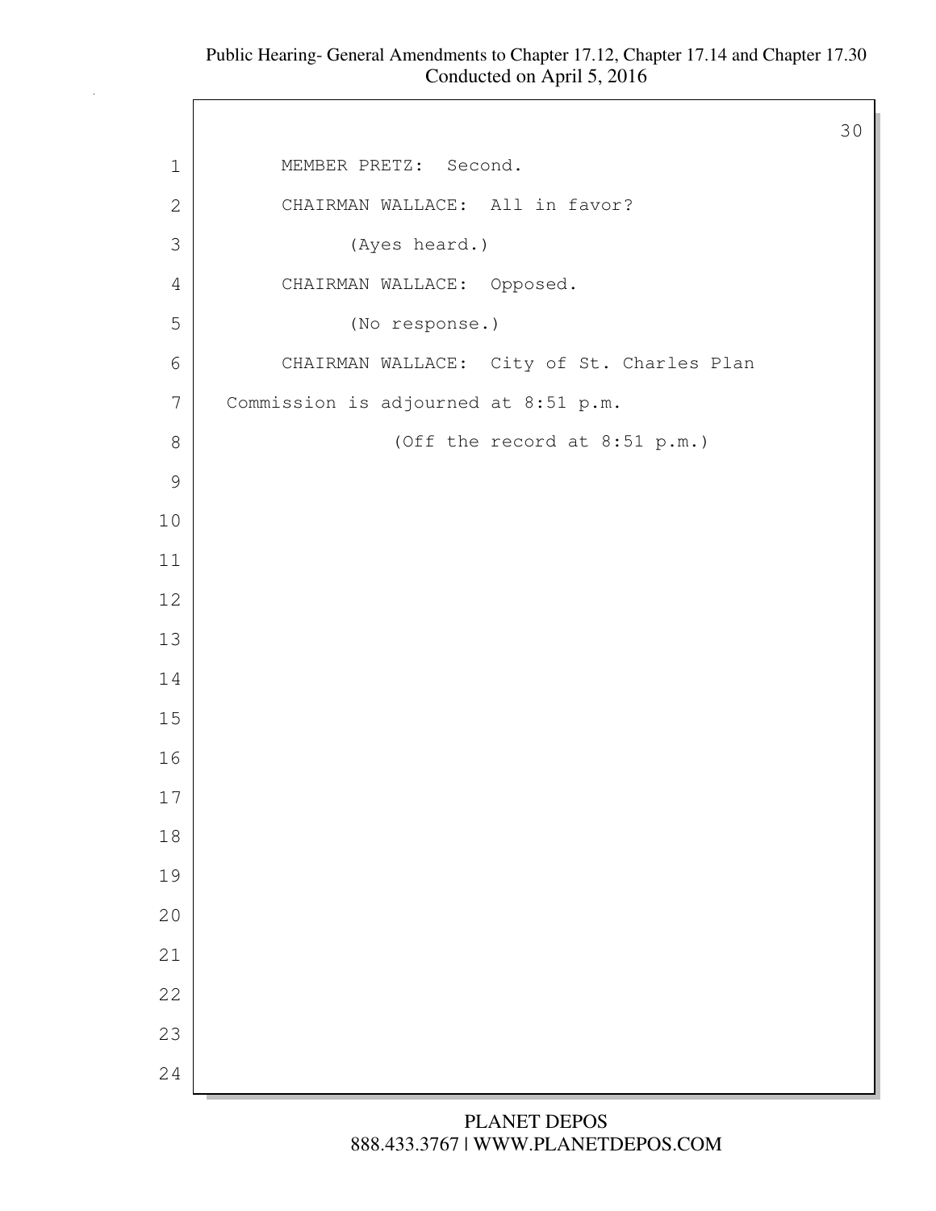MEMBER PRETZ: Second.

CHAIRMAN WALLACE: All in favor?

(Ayes heard.)

CHAIRMAN WALLACE: Opposed.

(No response.)

CHAIRMAN WALLACE: City of St. Charles Plan Commission is adjourned at 8:51 p.m.

(Off the record at 8:51 p.m.)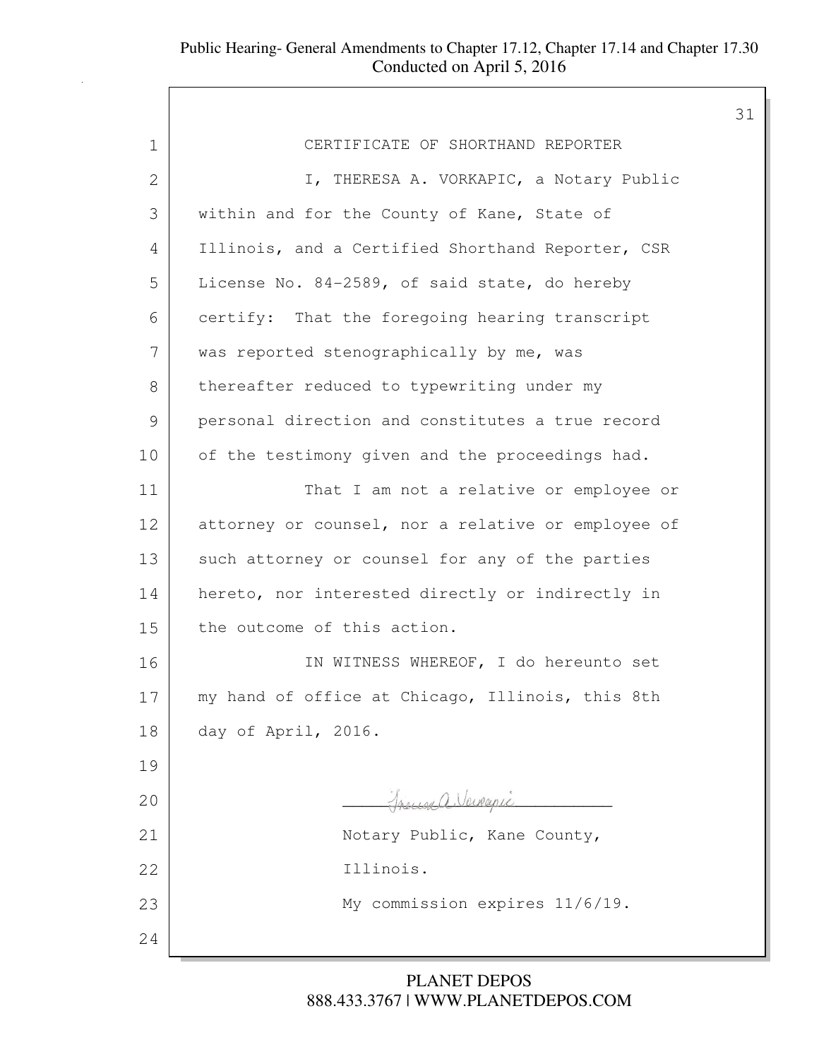# CERTIFICATE OF SHORTHAND REPORTER

I, THERESA A. VORKAPIC, a Notary Public within and for the County of Kane, State of Illinois, and a Certified Shorthand Reporter, CSR License No. 84-2589, of said state, do hereby certify: That the foregoing hearing transcript was reported stenographically by me, was thereafter reduced to typewriting under my personal direction and constitutes a true record of the testimony given and the proceedings had.

That I am not a relative or employee or attorney or counsel, nor a relative or employee of such attorney or counsel for any of the parties hereto, nor interested directly or indirectly in the outcome of this action.

IN WITNESS WHEREOF, I do hereunto set my hand of office at Chicago, Illinois, this 8th day of April, 2016.

Theresa A. Vorkapic
_______________________________

Notary Public, Kane County,
Illinois.
My commission expires 11/6/19.